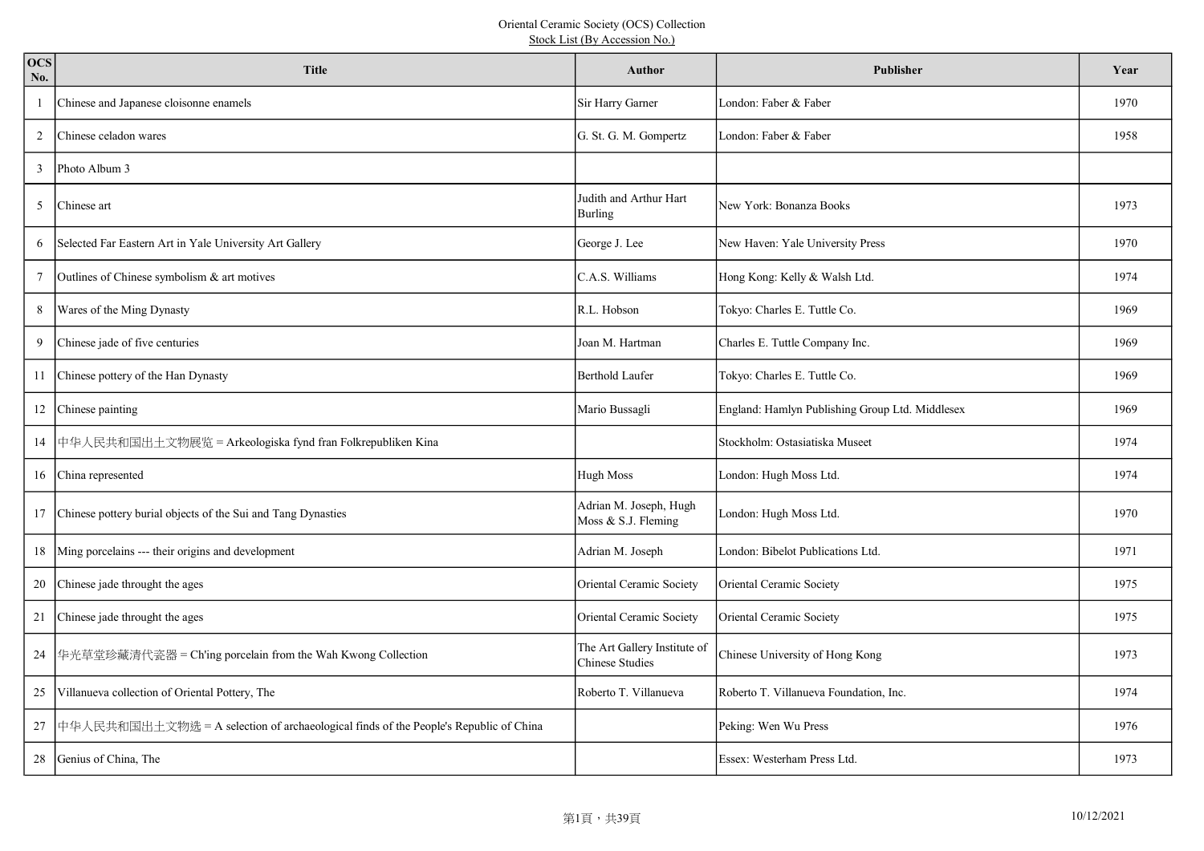Oriental Ceramic Society (OCS) Collection

Stock List (By Accession No.)

| OCS No. | Title | Author | Publisher | Year |
|---|---|---|---|---|
| 1 | Chinese and Japanese cloisonne enamels | Sir Harry Garner | London: Faber & Faber | 1970 |
| 2 | Chinese celadon wares | G. St. G. M. Gompertz | London: Faber & Faber | 1958 |
| 3 | Photo Album 3 | | | |
| 5 | Chinese art | Judith and Arthur Hart Burling | New York: Bonanza Books | 1973 |
| 6 | Selected Far Eastern Art in Yale University Art Gallery | George J. Lee | New Haven: Yale University Press | 1970 |
| 7 | Outlines of Chinese symbolism & art motives | C.A.S. Williams | Hong Kong: Kelly & Walsh Ltd. | 1974 |
| 8 | Wares of the Ming Dynasty | R.L. Hobson | Tokyo: Charles E. Tuttle Co. | 1969 |
| 9 | Chinese jade of five centuries | Joan M. Hartman | Charles E. Tuttle Company Inc. | 1969 |
| 11 | Chinese pottery of the Han Dynasty | Berthold Laufer | Tokyo: Charles E. Tuttle Co. | 1969 |
| 12 | Chinese painting | Mario Bussagli | England: Hamlyn Publishing Group Ltd. Middlesex | 1969 |
| 14 | 中华人民共和国出土文物展览 = Arkeologiska fynd fran Folkrepubliken Kina | | Stockholm: Ostasiatiska Museet | 1974 |
| 16 | China represented | Hugh Moss | London: Hugh Moss Ltd. | 1974 |
| 17 | Chinese pottery burial objects of the Sui and Tang Dynasties | Adrian M. Joseph, Hugh Moss & S.J. Fleming | London: Hugh Moss Ltd. | 1970 |
| 18 | Ming porcelains --- their origins and development | Adrian M. Joseph | London: Bibelot Publications Ltd. | 1971 |
| 20 | Chinese jade throught the ages | Oriental Ceramic Society | Oriental Ceramic Society | 1975 |
| 21 | Chinese jade throught the ages | Oriental Ceramic Society | Oriental Ceramic Society | 1975 |
| 24 | 华光草堂珍藏清代瓷器 = Ch'ing porcelain from the Wah Kwong Collection | The Art Gallery Institute of Chinese Studies | Chinese University of Hong Kong | 1973 |
| 25 | Villanueva collection of Oriental Pottery, The | Roberto T. Villanueva | Roberto T. Villanueva Foundation, Inc. | 1974 |
| 27 | 中华人民共和国出土文物选 = A selection of archaeological finds of the People's Republic of China | | Peking: Wen Wu Press | 1976 |
| 28 | Genius of China, The | | Essex: Westerham Press Ltd. | 1973 |

10/12/2021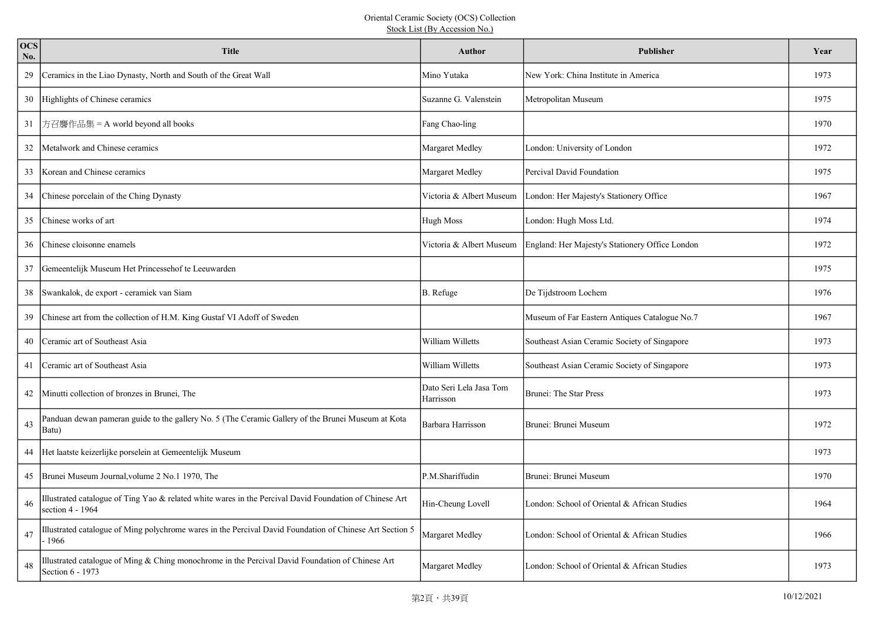Oriental Ceramic Society (OCS) Collection
Stock List (By Accession No.)

| OCS No. | Title | Author | Publisher | Year |
|---|---|---|---|---|
| 29 | Ceramics in the Liao Dynasty, North and South of the Great Wall | Mino Yutaka | New York: China Institute in America | 1973 |
| 30 | Highlights of Chinese ceramics | Suzanne G. Valenstein | Metropolitan Museum | 1975 |
| 31 | 方召麐作品集 = A world beyond all books | Fang Chao-ling | | 1970 |
| 32 | Metalwork and Chinese ceramics | Margaret Medley | London: University of London | 1972 |
| 33 | Korean and Chinese ceramics | Margaret Medley | Percival David Foundation | 1975 |
| 34 | Chinese porcelain of the Ching Dynasty | Victoria & Albert Museum | London: Her Majesty's Stationery Office | 1967 |
| 35 | Chinese works of art | Hugh Moss | London: Hugh Moss Ltd. | 1974 |
| 36 | Chinese cloisonne enamels | Victoria & Albert Museum | England: Her Majesty's Stationery Office London | 1972 |
| 37 | Gemeentelijk Museum Het Princessehof te Leeuwarden | | | 1975 |
| 38 | Swankalok, de export - ceramiek van Siam | B. Refuge | De Tijdstroom Lochem | 1976 |
| 39 | Chinese art from the collection of H.M. King Gustaf VI Adoff of Sweden | | Museum of Far Eastern Antiques Catalogue No.7 | 1967 |
| 40 | Ceramic art of Southeast Asia | William Willetts | Southeast Asian Ceramic Society of Singapore | 1973 |
| 41 | Ceramic art of Southeast Asia | William Willetts | Southeast Asian Ceramic Society of Singapore | 1973 |
| 42 | Minutti collection of bronzes in Brunei, The | Dato Seri Lela Jasa Tom Harrisson | Brunei: The Star Press | 1973 |
| 43 | Panduan dewan pameran guide to the gallery No. 5 (The Ceramic Gallery of the Brunei Museum at Kota Batu) | Barbara Harrisson | Brunei: Brunei Museum | 1972 |
| 44 | Het laatste keizerlijke porselein at Gemeentelijk Museum | | | 1973 |
| 45 | Brunei Museum Journal,volume 2 No.1 1970, The | P.M.Shariffudin | Brunei: Brunei Museum | 1970 |
| 46 | Illustrated catalogue of Ting Yao & related white wares in the Percival David Foundation of Chinese Art section 4 - 1964 | Hin-Cheung Lovell | London: School of Oriental & African Studies | 1964 |
| 47 | Illustrated catalogue of Ming polychrome wares in the Percival David Foundation of Chinese Art Section 5 - 1966 | Margaret Medley | London: School of Oriental & African Studies | 1966 |
| 48 | Illustrated catalogue of Ming & Ching monochrome in the Percival David Foundation of Chinese Art Section 6 - 1973 | Margaret Medley | London: School of Oriental & African Studies | 1973 |

10/12/2021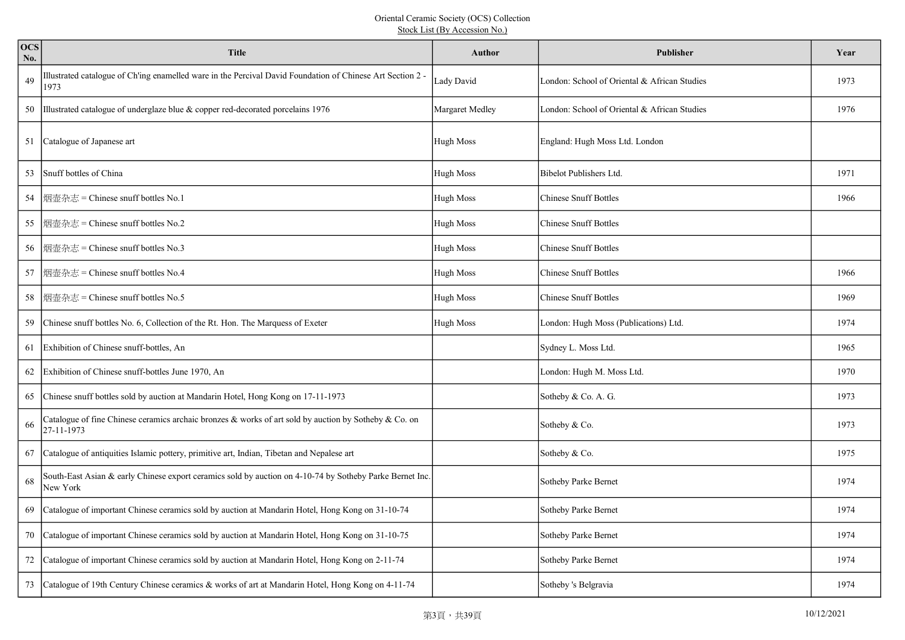Oriental Ceramic Society (OCS) Collection

Stock List (By Accession No.)

| OCS No. | Title | Author | Publisher | Year |
|---|---|---|---|---|
| 49 | Illustrated catalogue of Ch'ing enamelled ware in the Percival David Foundation of Chinese Art Section 2 - 1973 | Lady David | London: School of Oriental & African Studies | 1973 |
| 50 | Illustrated catalogue of underglaze blue & copper red-decorated porcelains 1976 | Margaret Medley | London: School of Oriental & African Studies | 1976 |
| 51 | Catalogue of Japanese art | Hugh Moss | England: Hugh Moss Ltd. London | |
| 53 | Snuff bottles of China | Hugh Moss | Bibelot Publishers Ltd. | 1971 |
| 54 | 烟壶杂志 = Chinese snuff bottles No.1 | Hugh Moss | Chinese Snuff Bottles | 1966 |
| 55 | 烟壶杂志 = Chinese snuff bottles No.2 | Hugh Moss | Chinese Snuff Bottles | |
| 56 | 烟壶杂志 = Chinese snuff bottles No.3 | Hugh Moss | Chinese Snuff Bottles | |
| 57 | 烟壶杂志 = Chinese snuff bottles No.4 | Hugh Moss | Chinese Snuff Bottles | 1966 |
| 58 | 烟壶杂志 = Chinese snuff bottles No.5 | Hugh Moss | Chinese Snuff Bottles | 1969 |
| 59 | Chinese snuff bottles No. 6, Collection of the Rt. Hon. The Marquess of Exeter | Hugh Moss | London: Hugh Moss (Publications) Ltd. | 1974 |
| 61 | Exhibition of Chinese snuff-bottles, An | | Sydney L. Moss Ltd. | 1965 |
| 62 | Exhibition of Chinese snuff-bottles June 1970, An | | London: Hugh M. Moss Ltd. | 1970 |
| 65 | Chinese snuff bottles sold by auction at Mandarin Hotel, Hong Kong on 17-11-1973 | | Sotheby & Co. A. G. | 1973 |
| 66 | Catalogue of fine Chinese ceramics archaic bronzes & works of art sold by auction by Sotheby & Co. on 27-11-1973 | | Sotheby & Co. | 1973 |
| 67 | Catalogue of antiquities Islamic pottery, primitive art, Indian, Tibetan and Nepalese art | | Sotheby & Co. | 1975 |
| 68 | South-East Asian & early Chinese export ceramics sold by auction on 4-10-74 by Sotheby Parke Bernet Inc. New York | | Sotheby Parke Bernet | 1974 |
| 69 | Catalogue of important Chinese ceramics sold by auction at Mandarin Hotel, Hong Kong on 31-10-74 | | Sotheby Parke Bernet | 1974 |
| 70 | Catalogue of important Chinese ceramics sold by auction at Mandarin Hotel, Hong Kong on 31-10-75 | | Sotheby Parke Bernet | 1974 |
| 72 | Catalogue of important Chinese ceramics sold by auction at Mandarin Hotel, Hong Kong on 2-11-74 | | Sotheby Parke Bernet | 1974 |
| 73 | Catalogue of 19th Century Chinese ceramics & works of art at Mandarin Hotel, Hong Kong on 4-11-74 | | Sotheby 's Belgravia | 1974 |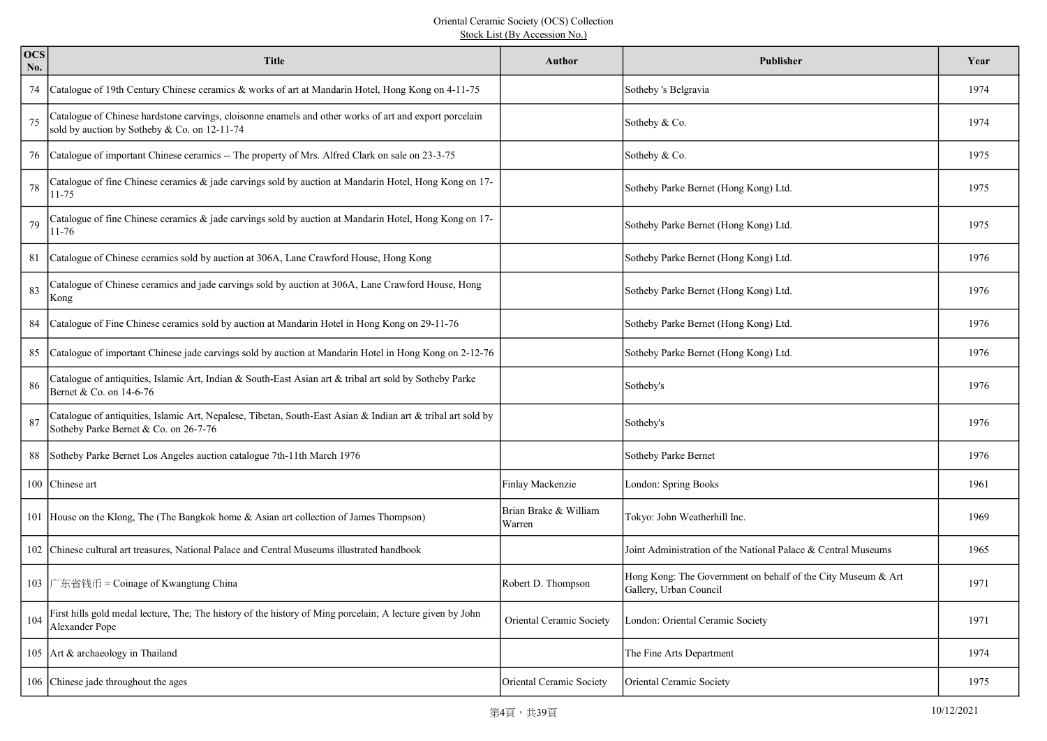Oriental Ceramic Society (OCS) Collection
Stock List (By Accession No.)

| OCS No. | Title | Author | Publisher | Year |
|---|---|---|---|---|
| 74 | Catalogue of 19th Century Chinese ceramics & works of art at Mandarin Hotel, Hong Kong on 4-11-75 | | Sotheby 's Belgravia | 1974 |
| 75 | Catalogue of Chinese hardstone carvings, cloisonne enamels and other works of art and export porcelain sold by auction by Sotheby & Co. on 12-11-74 | | Sotheby & Co. | 1974 |
| 76 | Catalogue of important Chinese ceramics -- The property of Mrs. Alfred Clark on sale on 23-3-75 | | Sotheby & Co. | 1975 |
| 78 | Catalogue of fine Chinese ceramics & jade carvings sold by auction at Mandarin Hotel, Hong Kong on 17-11-75 | | Sotheby Parke Bernet (Hong Kong) Ltd. | 1975 |
| 79 | Catalogue of fine Chinese ceramics & jade carvings sold by auction at Mandarin Hotel, Hong Kong on 17-11-76 | | Sotheby Parke Bernet (Hong Kong) Ltd. | 1975 |
| 81 | Catalogue of Chinese ceramics sold by auction at 306A, Lane Crawford House, Hong Kong | | Sotheby Parke Bernet (Hong Kong) Ltd. | 1976 |
| 83 | Catalogue of Chinese ceramics and jade carvings sold by auction at 306A, Lane Crawford House, Hong Kong | | Sotheby Parke Bernet (Hong Kong) Ltd. | 1976 |
| 84 | Catalogue of Fine Chinese ceramics sold by auction at Mandarin Hotel in Hong Kong on 29-11-76 | | Sotheby Parke Bernet (Hong Kong) Ltd. | 1976 |
| 85 | Catalogue of important Chinese jade carvings sold by auction at Mandarin Hotel in Hong Kong on 2-12-76 | | Sotheby Parke Bernet (Hong Kong) Ltd. | 1976 |
| 86 | Catalogue of antiquities, Islamic Art, Indian & South-East Asian art & tribal art sold by Sotheby Parke Bernet & Co. on 14-6-76 | | Sotheby's | 1976 |
| 87 | Catalogue of antiquities, Islamic Art, Nepalese, Tibetan, South-East Asian & Indian art & tribal art sold by Sotheby Parke Bernet & Co. on 26-7-76 | | Sotheby's | 1976 |
| 88 | Sotheby Parke Bernet Los Angeles auction catalogue 7th-11th March 1976 | | Sotheby Parke Bernet | 1976 |
| 100 | Chinese art | Finlay Mackenzie | London: Spring Books | 1961 |
| 101 | House on the Klong, The (The Bangkok home & Asian art collection of James Thompson) | Brian Brake & William Warren | Tokyo: John Weatherhill Inc. | 1969 |
| 102 | Chinese cultural art treasures, National Palace and Central Museums illustrated handbook | | Joint Administration of the National Palace & Central Museums | 1965 |
| 103 | 广东省钱币 = Coinage of Kwangtung China | Robert D. Thompson | Hong Kong: The Government on behalf of the City Museum & Art Gallery, Urban Council | 1971 |
| 104 | First hills gold medal lecture, The; The history of the history of Ming porcelain; A lecture given by John Alexander Pope | Oriental Ceramic Society | London: Oriental Ceramic Society | 1971 |
| 105 | Art & archaeology in Thailand | | The Fine Arts Department | 1974 |
| 106 | Chinese jade throughout the ages | Oriental Ceramic Society | Oriental Ceramic Society | 1975 |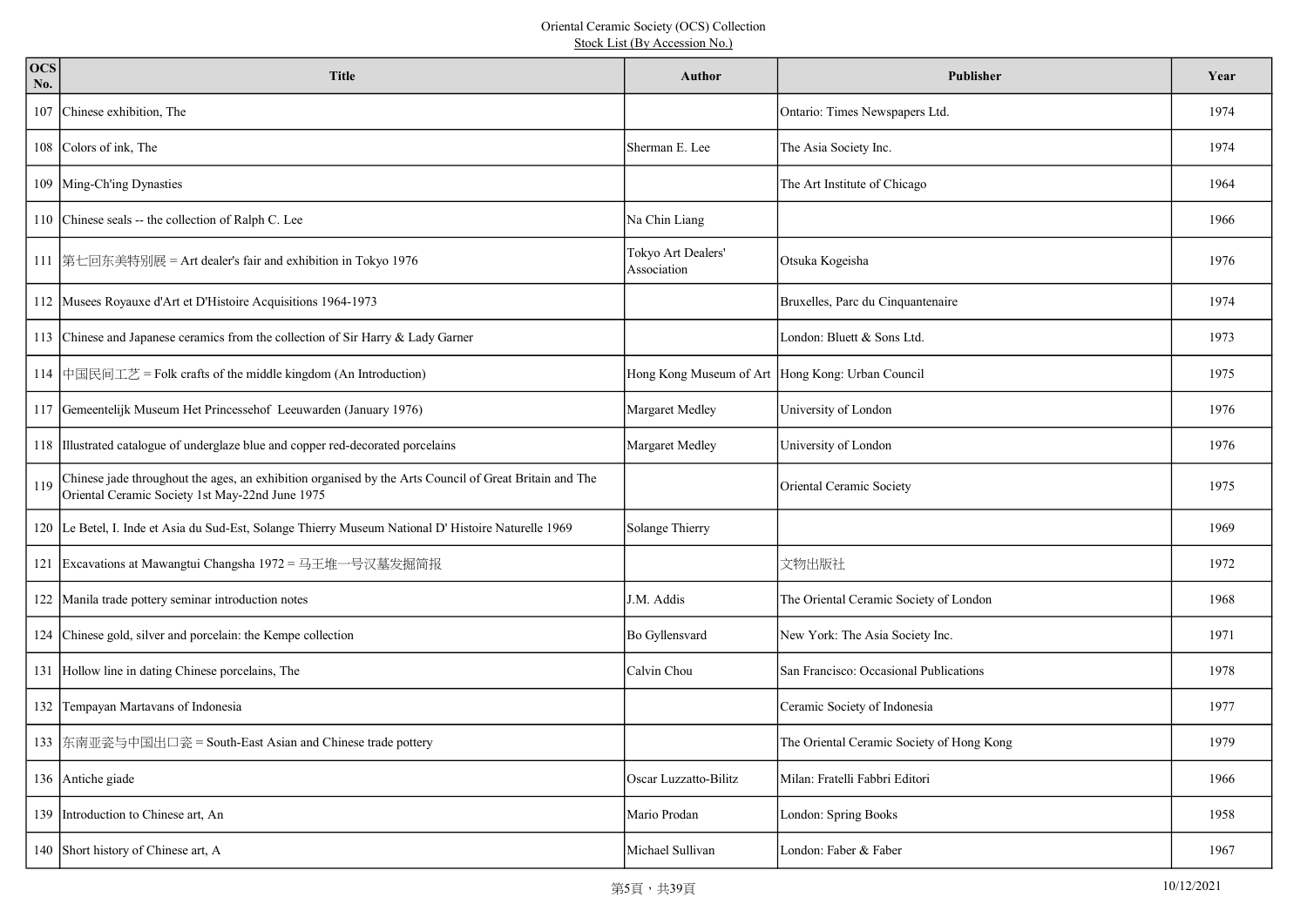Oriental Ceramic Society (OCS) Collection
Stock List (By Accession No.)

| OCS No. | Title | Author | Publisher | Year |
|---|---|---|---|---|
| 107 | Chinese exhibition, The | | Ontario: Times Newspapers Ltd. | 1974 |
| 108 | Colors of ink, The | Sherman E. Lee | The Asia Society Inc. | 1974 |
| 109 | Ming-Ch'ing Dynasties | | The Art Institute of Chicago | 1964 |
| 110 | Chinese seals -- the collection of Ralph C. Lee | Na Chin Liang | | 1966 |
| 111 | 第七回东美特别展 = Art dealer's fair and exhibition in Tokyo 1976 | Tokyo Art Dealers' Association | Otsuka Kogeisha | 1976 |
| 112 | Musees Royauxe d'Art et D'Histoire Acquisitions 1964-1973 | | Bruxelles, Parc du Cinquantenaire | 1974 |
| 113 | Chinese and Japanese ceramics from the collection of Sir Harry & Lady Garner | | London: Bluett & Sons Ltd. | 1973 |
| 114 | 中国民间工艺 = Folk crafts of the middle kingdom (An Introduction) | Hong Kong Museum of Art | Hong Kong: Urban Council | 1975 |
| 117 | Gemeentelijk Museum Het Princessehof  Leeuwarden (January 1976) | Margaret Medley | University of London | 1976 |
| 118 | Illustrated catalogue of underglaze blue and copper red-decorated porcelains | Margaret Medley | University of London | 1976 |
| 119 | Chinese jade throughout the ages, an exhibition organised by the Arts Council of Great Britain and The Oriental Ceramic Society 1st May-22nd June 1975 | | Oriental Ceramic Society | 1975 |
| 120 | Le Betel, I. Inde et Asia du Sud-Est, Solange Thierry Museum National D' Histoire Naturelle 1969 | Solange Thierry | | 1969 |
| 121 | Excavations at Mawangtui Changsha 1972 = 马王堆一号汉墓发掘简报 | | 文物出版社 | 1972 |
| 122 | Manila trade pottery seminar introduction notes | J.M. Addis | The Oriental Ceramic Society of London | 1968 |
| 124 | Chinese gold, silver and porcelain: the Kempe collection | Bo Gyllensvard | New York: The Asia Society Inc. | 1971 |
| 131 | Hollow line in dating Chinese porcelains, The | Calvin Chou | San Francisco: Occasional Publications | 1978 |
| 132 | Tempayan Martavans of Indonesia | | Ceramic Society of Indonesia | 1977 |
| 133 | 东南亚瓷与中国出口瓷 = South-East Asian and Chinese trade pottery | | The Oriental Ceramic Society of Hong Kong | 1979 |
| 136 | Antiche giade | Oscar Luzzatto-Bilitz | Milan: Fratelli Fabbri Editori | 1966 |
| 139 | Introduction to Chinese art, An | Mario Prodan | London: Spring Books | 1958 |
| 140 | Short history of Chinese art, A | Michael Sullivan | London: Faber & Faber | 1967 |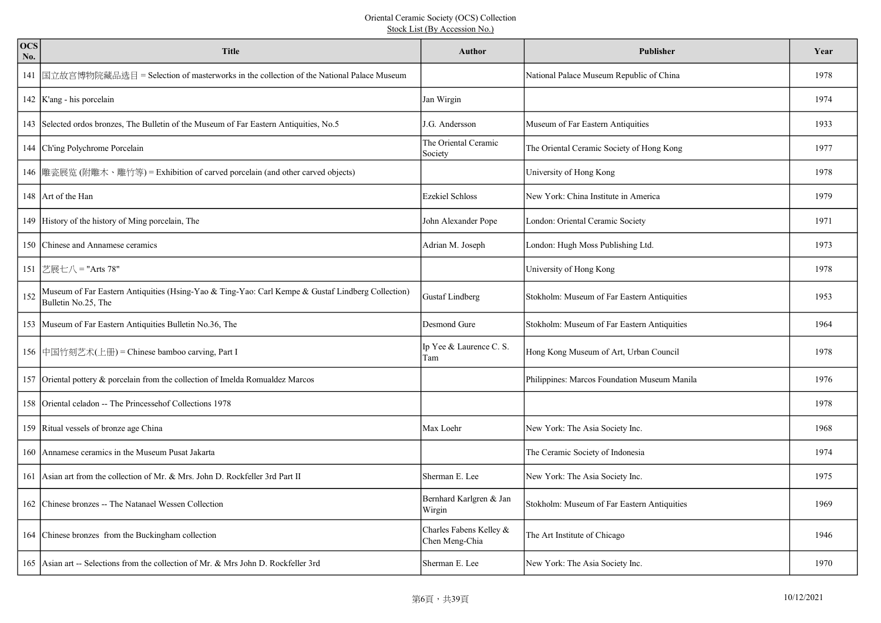Oriental Ceramic Society (OCS) Collection

Stock List (By Accession No.)

| OCS No. | Title | Author | Publisher | Year |
|---|---|---|---|---|
| 141 | 国立故宫博物院藏品选目 = Selection of masterworks in the collection of the National Palace Museum | | National Palace Museum Republic of China | 1978 |
| 142 | K'ang - his porcelain | Jan Wirgin | | 1974 |
| 143 | Selected ordos bronzes, The Bulletin of the Museum of Far Eastern Antiquities, No.5 | J.G. Andersson | Museum of Far Eastern Antiquities | 1933 |
| 144 | Ch'ing Polychrome Porcelain | The Oriental Ceramic Society | The Oriental Ceramic Society of Hong Kong | 1977 |
| 146 | 雕瓷展览 (附雕木、雕竹等) = Exhibition of carved porcelain (and other carved objects) | | University of Hong Kong | 1978 |
| 148 | Art of the Han | Ezekiel Schloss | New York: China Institute in America | 1979 |
| 149 | History of the history of Ming porcelain, The | John Alexander Pope | London: Oriental Ceramic Society | 1971 |
| 150 | Chinese and Annamese ceramics | Adrian M. Joseph | London: Hugh Moss Publishing Ltd. | 1973 |
| 151 | 艺展七八 = "Arts 78" | | University of Hong Kong | 1978 |
| 152 | Museum of Far Eastern Antiquities (Hsing-Yao & Ting-Yao: Carl Kempe & Gustaf Lindberg Collection) Bulletin No.25, The | Gustaf Lindberg | Stokholm: Museum of Far Eastern Antiquities | 1953 |
| 153 | Museum of Far Eastern Antiquities Bulletin No.36, The | Desmond Gure | Stokholm: Museum of Far Eastern Antiquities | 1964 |
| 156 | 中国竹刻艺术(上册) = Chinese bamboo carving, Part I | Ip Yee & Laurence C. S. Tam | Hong Kong Museum of Art, Urban Council | 1978 |
| 157 | Oriental pottery & porcelain from the collection of Imelda Romualdez Marcos | | Philippines: Marcos Foundation Museum Manila | 1976 |
| 158 | Oriental celadon -- The Princessehof Collections 1978 | | | 1978 |
| 159 | Ritual vessels of bronze age China | Max Loehr | New York: The Asia Society Inc. | 1968 |
| 160 | Annamese ceramics in the Museum Pusat Jakarta | | The Ceramic Society of Indonesia | 1974 |
| 161 | Asian art from the collection of Mr. & Mrs. John D. Rockfeller 3rd Part II | Sherman E. Lee | New York: The Asia Society Inc. | 1975 |
| 162 | Chinese bronzes -- The Natanael Wessen Collection | Bernhard Karlgren & Jan Wirgin | Stokholm: Museum of Far Eastern Antiquities | 1969 |
| 164 | Chinese bronzes from the Buckingham collection | Charles Fabens Kelley & Chen Meng-Chia | The Art Institute of Chicago | 1946 |
| 165 | Asian art -- Selections from the collection of Mr. & Mrs John D. Rockfeller 3rd | Sherman E. Lee | New York: The Asia Society Inc. | 1970 |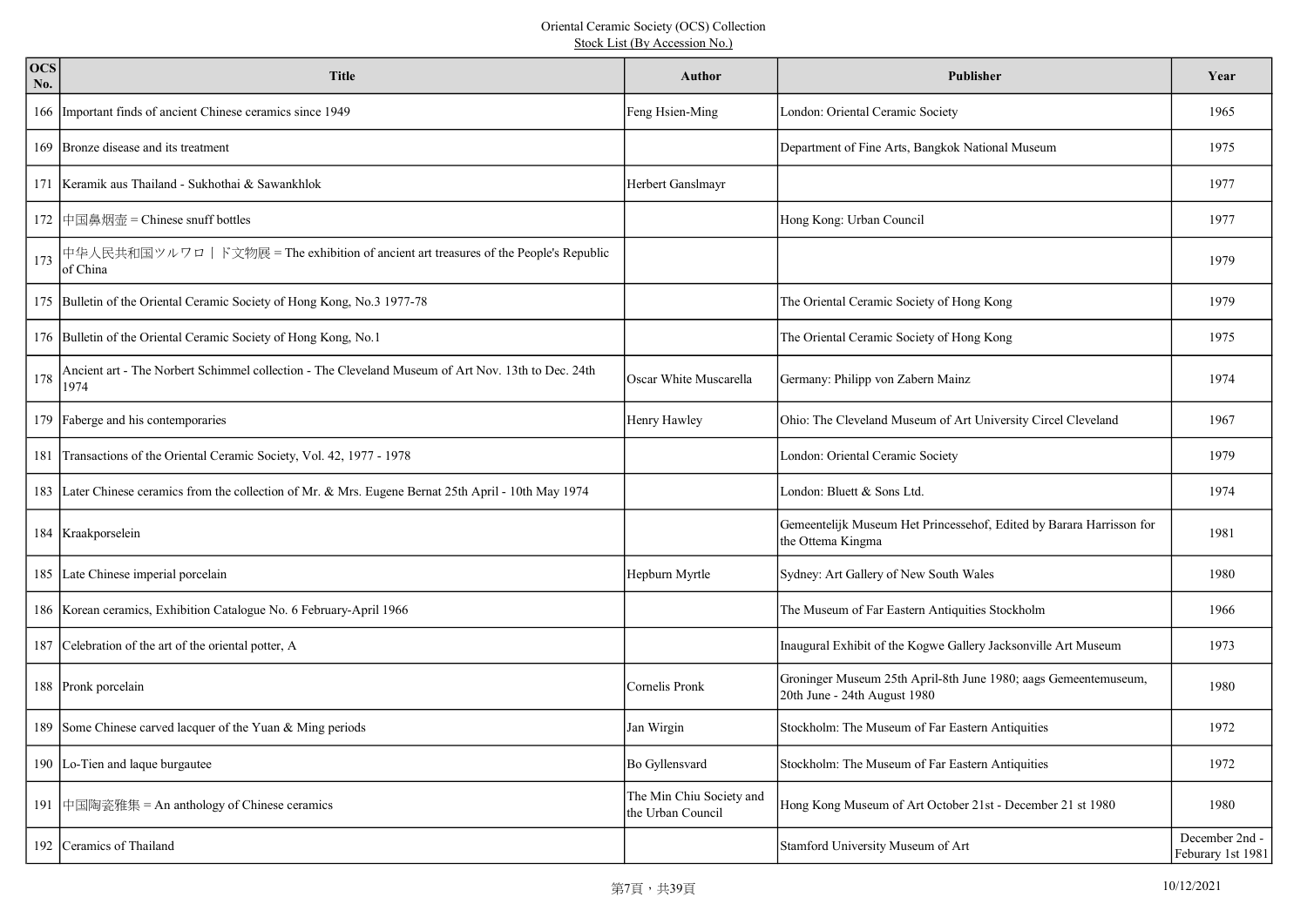Oriental Ceramic Society (OCS) Collection

Stock List (By Accession No.)

| OCS No. | Title | Author | Publisher | Year |
|---|---|---|---|---|
| 166 | Important finds of ancient Chinese ceramics since 1949 | Feng Hsien-Ming | London: Oriental Ceramic Society | 1965 |
| 169 | Bronze disease and its treatment | | Department of Fine Arts, Bangkok National Museum | 1975 |
| 171 | Keramik aus Thailand - Sukhothai & Sawankhlok | Herbert Ganslmayr | | 1977 |
| 172 | 中国鼻烟壶 = Chinese snuff bottles | | Hong Kong: Urban Council | 1977 |
| 173 | 中华人民共和国ツルワロｌド文物展 = The exhibition of ancient art treasures of the People's Republic of China | | | 1979 |
| 175 | Bulletin of the Oriental Ceramic Society of Hong Kong, No.3 1977-78 | | The Oriental Ceramic Society of Hong Kong | 1979 |
| 176 | Bulletin of the Oriental Ceramic Society of Hong Kong, No.1 | | The Oriental Ceramic Society of Hong Kong | 1975 |
| 178 | Ancient art - The Norbert Schimmel collection - The Cleveland Museum of Art Nov. 13th to Dec. 24th 1974 | Oscar White Muscarella | Germany: Philipp von Zabern Mainz | 1974 |
| 179 | Faberge and his contemporaries | Henry Hawley | Ohio: The Cleveland Museum of Art University Circel Cleveland | 1967 |
| 181 | Transactions of the Oriental Ceramic Society, Vol. 42, 1977 - 1978 | | London: Oriental Ceramic Society | 1979 |
| 183 | Later Chinese ceramics from the collection of Mr. & Mrs. Eugene Bernat 25th April - 10th May 1974 | | London: Bluett & Sons Ltd. | 1974 |
| 184 | Kraakporselein | | Gemeentelijk Museum Het Princessehof, Edited by Barara Harrisson for the Ottema Kingma | 1981 |
| 185 | Late Chinese imperial porcelain | Hepburn Myrtle | Sydney: Art Gallery of New South Wales | 1980 |
| 186 | Korean ceramics, Exhibition Catalogue No. 6 February-April 1966 | | The Museum of Far Eastern Antiquities Stockholm | 1966 |
| 187 | Celebration of the art of the oriental potter, A | | Inaugural Exhibit of the Kogwe Gallery Jacksonville Art Museum | 1973 |
| 188 | Pronk porcelain | Cornelis Pronk | Groninger Museum 25th April-8th June 1980; aags Gemeentemuseum, 20th June - 24th August 1980 | 1980 |
| 189 | Some Chinese carved lacquer of the Yuan & Ming periods | Jan Wirgin | Stockholm: The Museum of Far Eastern Antiquities | 1972 |
| 190 | Lo-Tien and laque burgautee | Bo Gyllensvard | Stockholm: The Museum of Far Eastern Antiquities | 1972 |
| 191 | 中国陶瓷雅集 = An anthology of Chinese ceramics | The Min Chiu Society and the Urban Council | Hong Kong Museum of Art October 21st - December 21 st 1980 | 1980 |
| 192 | Ceramics of Thailand | | Stamford University Museum of Art | December 2nd - Feburary 1st 1981 |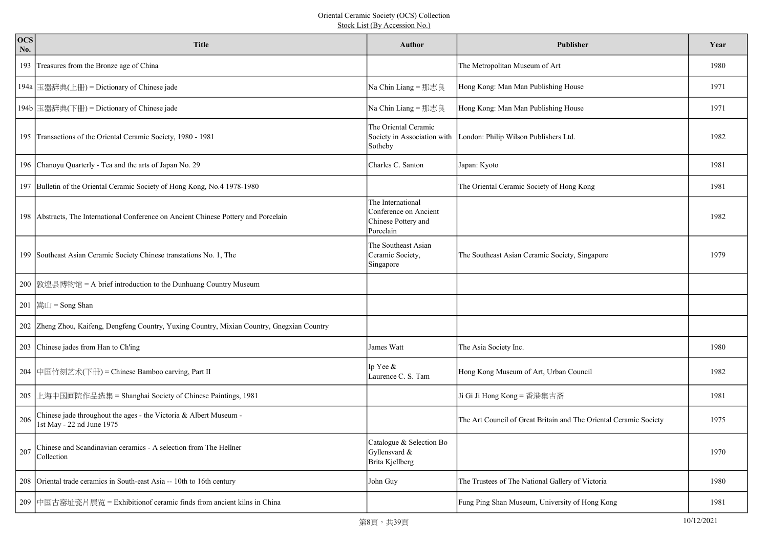Oriental Ceramic Society (OCS) Collection
Stock List (By Accession No.)

| OCS No. | Title | Author | Publisher | Year |
|---|---|---|---|---|
| 193 | Treasures from the Bronze age of China | | The Metropolitan Museum of Art | 1980 |
| 194a | 玉器辞典(上册) = Dictionary of Chinese jade | Na Chin Liang = 那志良 | Hong Kong: Man Man Publishing House | 1971 |
| 194b | 玉器辞典(下册) = Dictionary of Chinese jade | Na Chin Liang = 那志良 | Hong Kong: Man Man Publishing House | 1971 |
| 195 | Transactions of the Oriental Ceramic Society, 1980 - 1981 | The Oriental Ceramic Society in Association with Sotheby | London: Philip Wilson Publishers Ltd. | 1982 |
| 196 | Chanoyu Quarterly - Tea and the arts of Japan No. 29 | Charles C. Santon | Japan: Kyoto | 1981 |
| 197 | Bulletin of the Oriental Ceramic Society of Hong Kong, No.4 1978-1980 | | The Oriental Ceramic Society of Hong Kong | 1981 |
| 198 | Abstracts, The International Conference on Ancient Chinese Pottery and Porcelain | The International Conference on Ancient Chinese Pottery and Porcelain | | 1982 |
| 199 | Southeast Asian Ceramic Society Chinese transtations No. 1, The | The Southeast Asian Ceramic Society, Singapore | The Southeast Asian Ceramic Society, Singapore | 1979 |
| 200 | 敦煌县博物馆 = A brief introduction to the Dunhuang Country Museum | | | |
| 201 | 嵩山 = Song Shan | | | |
| 202 | Zheng Zhou, Kaifeng, Dengfeng Country, Yuxing Country, Mixian Country, Gnegxian Country | | | |
| 203 | Chinese jades from Han to Ch'ing | James Watt | The Asia Society Inc. | 1980 |
| 204 | 中国竹刻艺术(下册) = Chinese Bamboo carving, Part II | Ip Yee & Laurence C. S. Tam | Hong Kong Museum of Art, Urban Council | 1982 |
| 205 | 上海中国画院作品选集 = Shanghai Society of Chinese Paintings, 1981 | | Ji Gi Ji Hong Kong = 香港集古斋 | 1981 |
| 206 | Chinese jade throughout the ages - the Victoria & Albert Museum - 1st May - 22 nd June 1975 | | The Art Council of Great Britain and The Oriental Ceramic Society | 1975 |
| 207 | Chinese and Scandinavian ceramics - A selection from The Hellner Collection | Catalogue & Selection Bo Gyllensvard & Brita Kjellberg | | 1970 |
| 208 | Oriental trade ceramics in South-east Asia -- 10th to 16th century | John Guy | The Trustees of The National Gallery of Victoria | 1980 |
| 209 | 中国古窑址瓷片展览 = Exhibitionof ceramic finds from ancient kilns in China | | Fung Ping Shan Museum, University of Hong Kong | 1981 |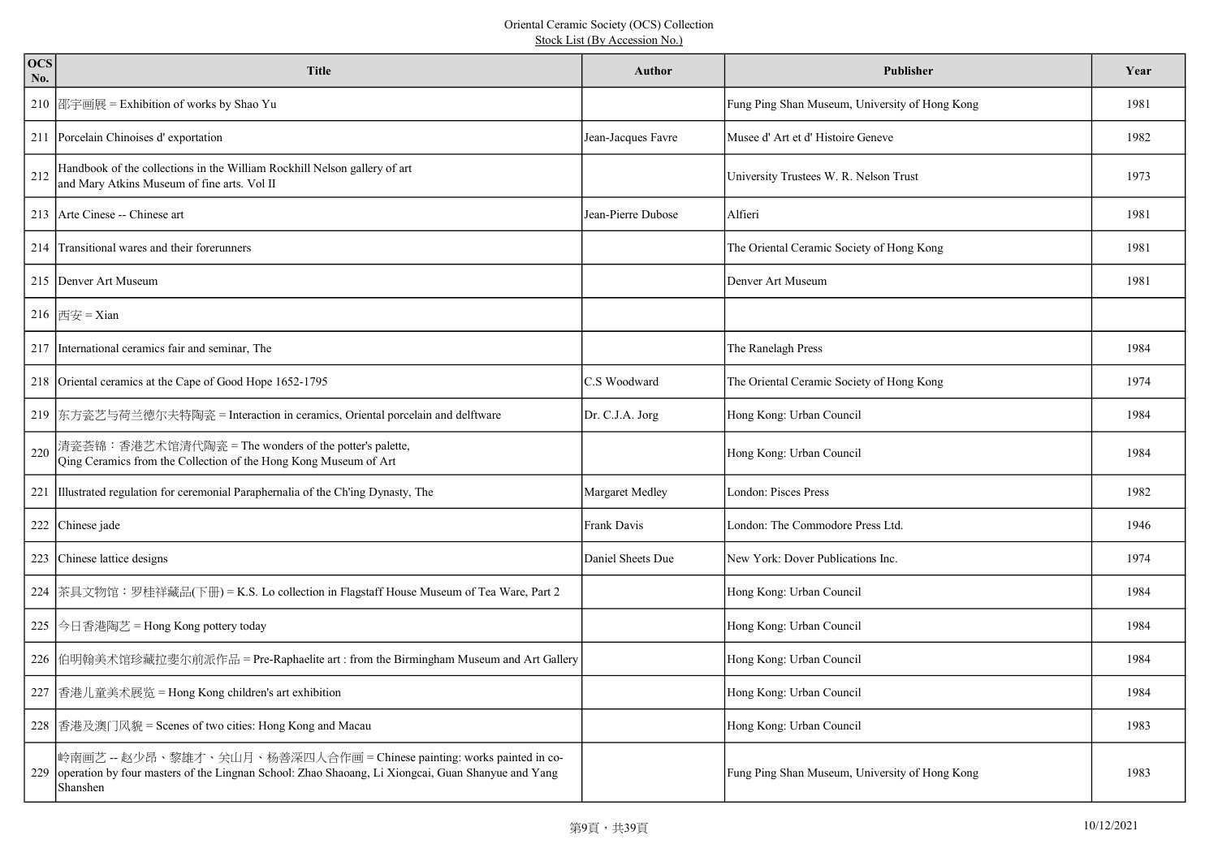Oriental Ceramic Society (OCS) Collection
Stock List (By Accession No.)

| OCS No. | Title | Author | Publisher | Year |
|---|---|---|---|---|
| 210 | 邵宇画展 = Exhibition of works by Shao Yu | | Fung Ping Shan Museum, University of Hong Kong | 1981 |
| 211 | Porcelain Chinoises d' exportation | Jean-Jacques Favre | Musee d' Art et d' Histoire Geneve | 1982 |
| 212 | Handbook of the collections in the William Rockhill Nelson gallery of art and Mary Atkins Museum of fine arts. Vol II | | University Trustees W. R. Nelson Trust | 1973 |
| 213 | Arte Cinese -- Chinese art | Jean-Pierre Dubose | Alfieri | 1981 |
| 214 | Transitional wares and their forerunners | | The Oriental Ceramic Society of Hong Kong | 1981 |
| 215 | Denver Art Museum | | Denver Art Museum | 1981 |
| 216 | 西安 = Xian | | | |
| 217 | International ceramics fair and seminar, The | | The Ranelagh Press | 1984 |
| 218 | Oriental ceramics at the Cape of Good Hope 1652-1795 | C.S Woodward | The Oriental Ceramic Society of Hong Kong | 1974 |
| 219 | 东方瓷艺与荷兰德尔夫特陶瓷 = Interaction in ceramics, Oriental porcelain and delftware | Dr. C.J.A. Jorg | Hong Kong: Urban Council | 1984 |
| 220 | 清瓷荟锦：香港艺术馆清代陶瓷 = The wonders of the potter's palette, Qing Ceramics from the Collection of the Hong Kong Museum of Art | | Hong Kong: Urban Council | 1984 |
| 221 | Illustrated regulation for ceremonial Paraphernalia of the Ch'ing Dynasty, The | Margaret Medley | London: Pisces Press | 1982 |
| 222 | Chinese jade | Frank Davis | London: The Commodore Press Ltd. | 1946 |
| 223 | Chinese lattice designs | Daniel Sheets Due | New York: Dover Publications Inc. | 1974 |
| 224 | 茶具文物馆：罗桂祥藏品(下册) = K.S. Lo collection in Flagstaff House Museum of Tea Ware, Part 2 | | Hong Kong: Urban Council | 1984 |
| 225 | 今日香港陶艺 = Hong Kong pottery today | | Hong Kong: Urban Council | 1984 |
| 226 | 伯明翰美术馆珍藏拉斐尔前派作品 = Pre-Raphaelite art : from the Birmingham Museum and Art Gallery | | Hong Kong: Urban Council | 1984 |
| 227 | 香港儿童美术展览 = Hong Kong children's art exhibition | | Hong Kong: Urban Council | 1984 |
| 228 | 香港及澳门风貌 = Scenes of two cities: Hong Kong and Macau | | Hong Kong: Urban Council | 1983 |
| 229 | 岭南画艺 -- 赵少昂、黎雄才、关山月、杨善深四人合作画 = Chinese painting: works painted in co-operation by four masters of the Lingnan School: Zhao Shaoang, Li Xiongcai, Guan Shanyue and Yang Shanshen | | Fung Ping Shan Museum, University of Hong Kong | 1983 |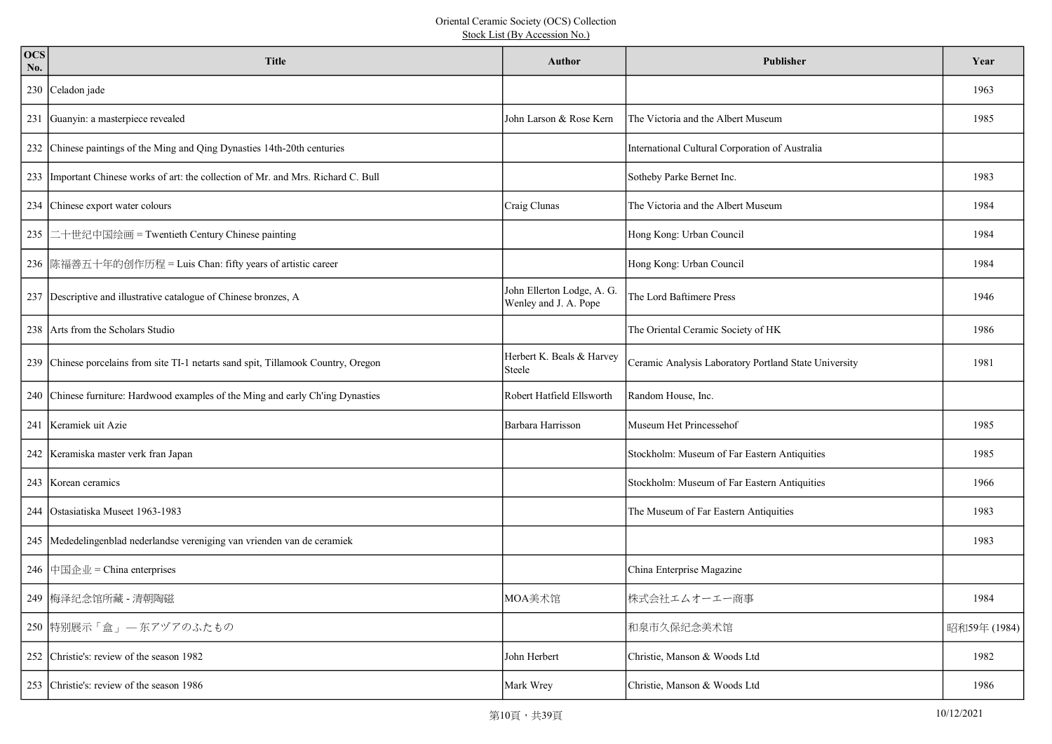Oriental Ceramic Society (OCS) Collection
Stock List (By Accession No.)

| OCS No. | Title | Author | Publisher | Year |
|---|---|---|---|---|
| 230 | Celadon jade | | | 1963 |
| 231 | Guanyin: a masterpiece revealed | John Larson & Rose Kern | The Victoria and the Albert Museum | 1985 |
| 232 | Chinese paintings of the Ming and Qing Dynasties 14th-20th centuries | | International Cultural Corporation of Australia | |
| 233 | Important Chinese works of art: the collection of Mr. and Mrs. Richard C. Bull | | Sotheby Parke Bernet Inc. | 1983 |
| 234 | Chinese export water colours | Craig Clunas | The Victoria and the Albert Museum | 1984 |
| 235 | 二十世纪中国绘画 = Twentieth Century Chinese painting | | Hong Kong: Urban Council | 1984 |
| 236 | 陈福善五十年的创作历程 = Luis Chan: fifty years of artistic career | | Hong Kong: Urban Council | 1984 |
| 237 | Descriptive and illustrative catalogue of Chinese bronzes, A | John Ellerton Lodge, A. G. Wenley and J. A. Pope | The Lord Baftimere Press | 1946 |
| 238 | Arts from the Scholars Studio | | The Oriental Ceramic Society of HK | 1986 |
| 239 | Chinese porcelains from site TI-1 netarts sand spit, Tillamook Country, Oregon | Herbert K. Beals & Harvey Steele | Ceramic Analysis Laboratory Portland State University | 1981 |
| 240 | Chinese furniture: Hardwood examples of the Ming and early Ch'ing Dynasties | Robert Hatfield Ellsworth | Random House, Inc. | |
| 241 | Keramiek uit Azie | Barbara Harrisson | Museum Het Princessehof | 1985 |
| 242 | Keramiska master verk fran Japan | | Stockholm: Museum of Far Eastern Antiquities | 1985 |
| 243 | Korean ceramics | | Stockholm: Museum of Far Eastern Antiquities | 1966 |
| 244 | Ostasiatiska Museet 1963-1983 | | The Museum of Far Eastern Antiquities | 1983 |
| 245 | Mededelingenblad nederlandse vereniging van vrienden van de ceramiek | | | 1983 |
| 246 | 中国企业 = China enterprises | | China Enterprise Magazine | |
| 249 | 梅泽纪念馆所藏 - 清朝陶磁 | MOA美术馆 | 株式会社エムオーエー商事 | 1984 |
| 250 | 特別展示「盒」— 东アヅアのふたもの | | 和泉市久保纪念美术馆 | 昭和59年 (1984) |
| 252 | Christie's: review of the season 1982 | John Herbert | Christie, Manson & Woods Ltd | 1982 |
| 253 | Christie's: review of the season 1986 | Mark Wrey | Christie, Manson & Woods Ltd | 1986 |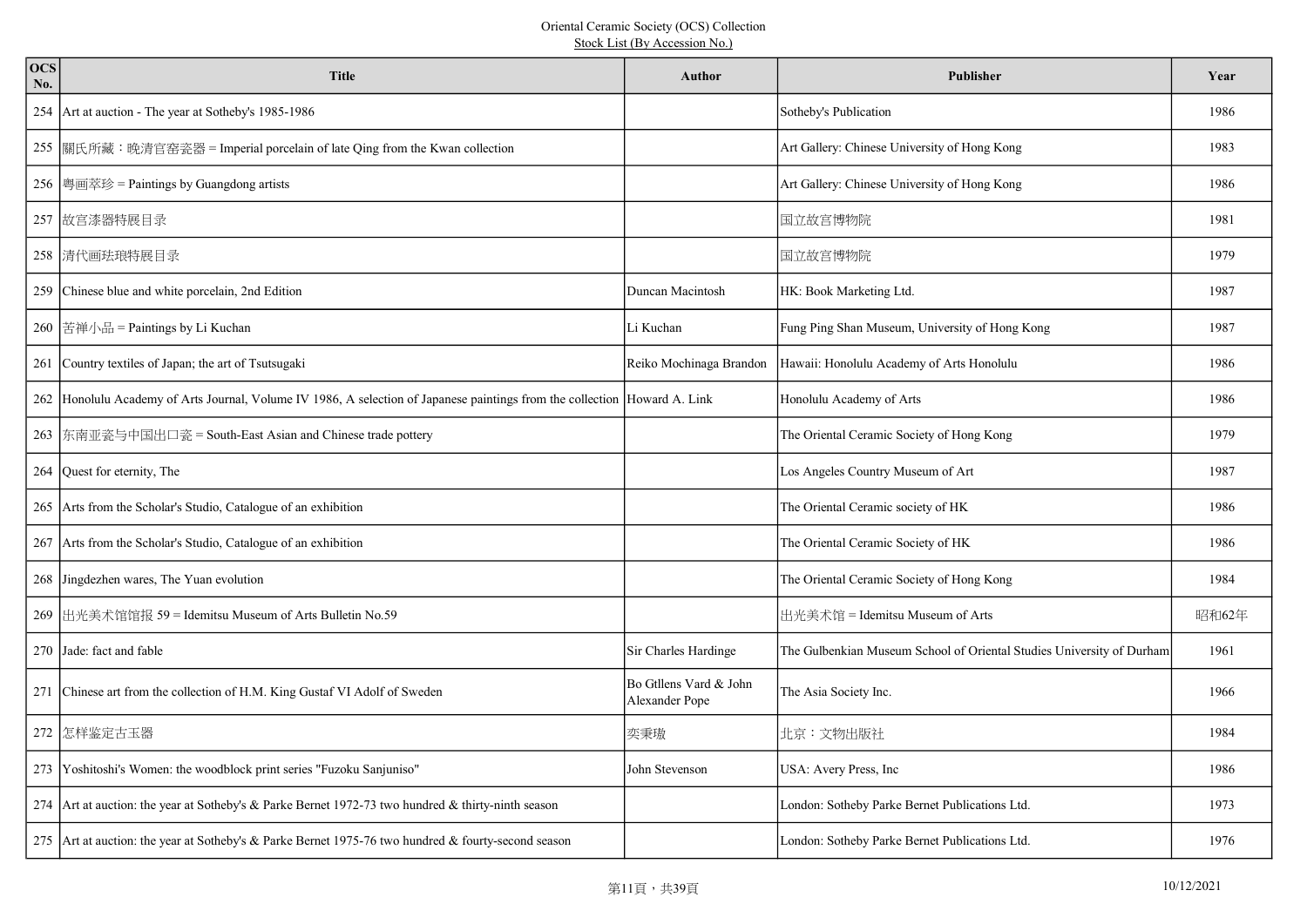Oriental Ceramic Society (OCS) Collection

Stock List (By Accession No.)

| OCS No. | Title | Author | Publisher | Year |
| --- | --- | --- | --- | --- |
| 254 | Art at auction - The year at Sotheby's 1985-1986 | | Sotheby's Publication | 1986 |
| 255 | 關氏所藏：晚清官窑瓷器 = Imperial porcelain of late Qing from the Kwan collection | | Art Gallery: Chinese University of Hong Kong | 1983 |
| 256 | 粤画萃珍 = Paintings by Guangdong artists | | Art Gallery: Chinese University of Hong Kong | 1986 |
| 257 | 故宮漆器特展目录 | | 国立故宫博物院 | 1981 |
| 258 | 清代画珐琅特展目录 | | 国立故宫博物院 | 1979 |
| 259 | Chinese blue and white porcelain, 2nd Edition | Duncan Macintosh | HK: Book Marketing Ltd. | 1987 |
| 260 | 苦禅小品 = Paintings by Li Kuchan | Li Kuchan | Fung Ping Shan Museum, University of Hong Kong | 1987 |
| 261 | Country textiles of Japan; the art of Tsutsugaki | Reiko Mochinaga Brandon | Hawaii: Honolulu Academy of Arts Honolulu | 1986 |
| 262 | Honolulu Academy of Arts Journal, Volume IV 1986, A selection of Japanese paintings from the collection | Howard A. Link | Honolulu Academy of Arts | 1986 |
| 263 | 东南亚瓷与中国出口瓷 = South-East Asian and Chinese trade pottery | | The Oriental Ceramic Society of Hong Kong | 1979 |
| 264 | Quest for eternity, The | | Los Angeles Country Museum of Art | 1987 |
| 265 | Arts from the Scholar's Studio, Catalogue of an exhibition | | The Oriental Ceramic society of HK | 1986 |
| 267 | Arts from the Scholar's Studio, Catalogue of an exhibition | | The Oriental Ceramic Society of HK | 1986 |
| 268 | Jingdezhen wares, The Yuan evolution | | The Oriental Ceramic Society of Hong Kong | 1984 |
| 269 | 出光美术馆馆报 59 = Idemitsu Museum of Arts Bulletin No.59 | | 出光美术馆 = Idemitsu Museum of Arts | 昭和62年 |
| 270 | Jade: fact and fable | Sir Charles Hardinge | The Gulbenkian Museum School of Oriental Studies University of Durham | 1961 |
| 271 | Chinese art from the collection of H.M. King Gustaf VI Adolf of Sweden | Bo Gtllens Vard & John Alexander Pope | The Asia Society Inc. | 1966 |
| 272 | 怎样鉴定古玉器 | 奕秉璈 | 北京：文物出版社 | 1984 |
| 273 | Yoshitoshi's Women: the woodblock print series "Fuzoku Sanjuniso" | John Stevenson | USA: Avery Press, Inc | 1986 |
| 274 | Art at auction: the year at Sotheby's & Parke Bernet 1972-73 two hundred & thirty-ninth season | | London: Sotheby Parke Bernet Publications Ltd. | 1973 |
| 275 | Art at auction: the year at Sotheby's & Parke Bernet 1975-76 two hundred & fourty-second season | | London: Sotheby Parke Bernet Publications Ltd. | 1976 |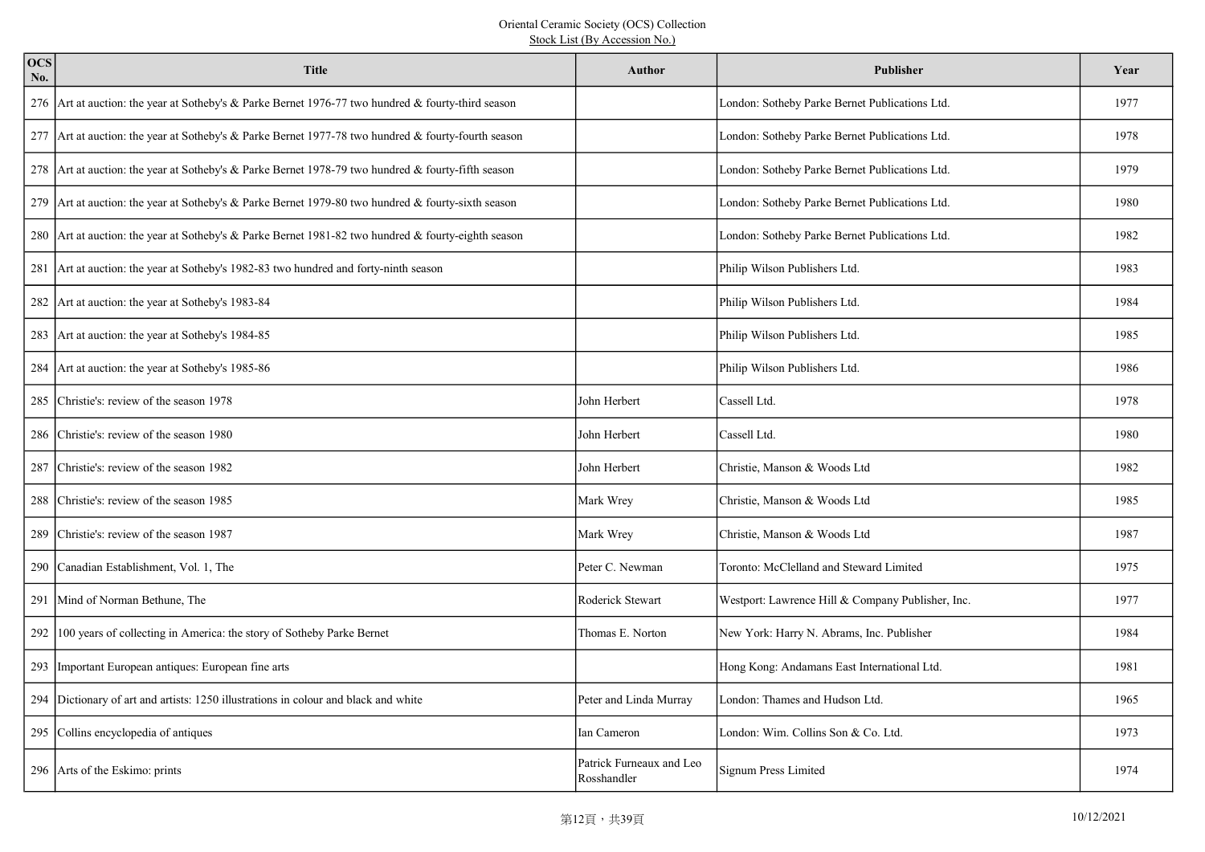Oriental Ceramic Society (OCS) Collection

Stock List (By Accession No.)

| OCS No. | Title | Author | Publisher | Year |
|---|---|---|---|---|
| 276 | Art at auction: the year at Sotheby's & Parke Bernet 1976-77 two hundred & fourty-third season | | London: Sotheby Parke Bernet Publications Ltd. | 1977 |
| 277 | Art at auction: the year at Sotheby's & Parke Bernet 1977-78 two hundred & fourty-fourth season | | London: Sotheby Parke Bernet Publications Ltd. | 1978 |
| 278 | Art at auction: the year at Sotheby's & Parke Bernet 1978-79 two hundred & fourty-fifth season | | London: Sotheby Parke Bernet Publications Ltd. | 1979 |
| 279 | Art at auction: the year at Sotheby's & Parke Bernet 1979-80 two hundred & fourty-sixth season | | London: Sotheby Parke Bernet Publications Ltd. | 1980 |
| 280 | Art at auction: the year at Sotheby's & Parke Bernet 1981-82 two hundred & fourty-eighth season | | London: Sotheby Parke Bernet Publications Ltd. | 1982 |
| 281 | Art at auction: the year at Sotheby's 1982-83 two hundred and forty-ninth season | | Philip Wilson Publishers Ltd. | 1983 |
| 282 | Art at auction: the year at Sotheby's 1983-84 | | Philip Wilson Publishers Ltd. | 1984 |
| 283 | Art at auction: the year at Sotheby's 1984-85 | | Philip Wilson Publishers Ltd. | 1985 |
| 284 | Art at auction: the year at Sotheby's 1985-86 | | Philip Wilson Publishers Ltd. | 1986 |
| 285 | Christie's: review of the season 1978 | John Herbert | Cassell Ltd. | 1978 |
| 286 | Christie's: review of the season 1980 | John Herbert | Cassell Ltd. | 1980 |
| 287 | Christie's: review of the season 1982 | John Herbert | Christie, Manson & Woods Ltd | 1982 |
| 288 | Christie's: review of the season 1985 | Mark Wrey | Christie, Manson & Woods Ltd | 1985 |
| 289 | Christie's: review of the season 1987 | Mark Wrey | Christie, Manson & Woods Ltd | 1987 |
| 290 | Canadian Establishment, Vol. 1, The | Peter C. Newman | Toronto: McClelland and Steward Limited | 1975 |
| 291 | Mind of Norman Bethune, The | Roderick Stewart | Westport: Lawrence Hill & Company Publisher, Inc. | 1977 |
| 292 | 100 years of collecting in America: the story of Sotheby Parke Bernet | Thomas E. Norton | New York: Harry N. Abrams, Inc. Publisher | 1984 |
| 293 | Important European antiques: European fine arts | | Hong Kong: Andamans East International Ltd. | 1981 |
| 294 | Dictionary of art and artists: 1250 illustrations in colour and black and white | Peter and Linda Murray | London: Thames and Hudson Ltd. | 1965 |
| 295 | Collins encyclopedia of antiques | Ian Cameron | London: Wim. Collins Son & Co. Ltd. | 1973 |
| 296 | Arts of the Eskimo: prints | Patrick Furneaux and Leo Rosshandler | Signum Press Limited | 1974 |

10/12/2021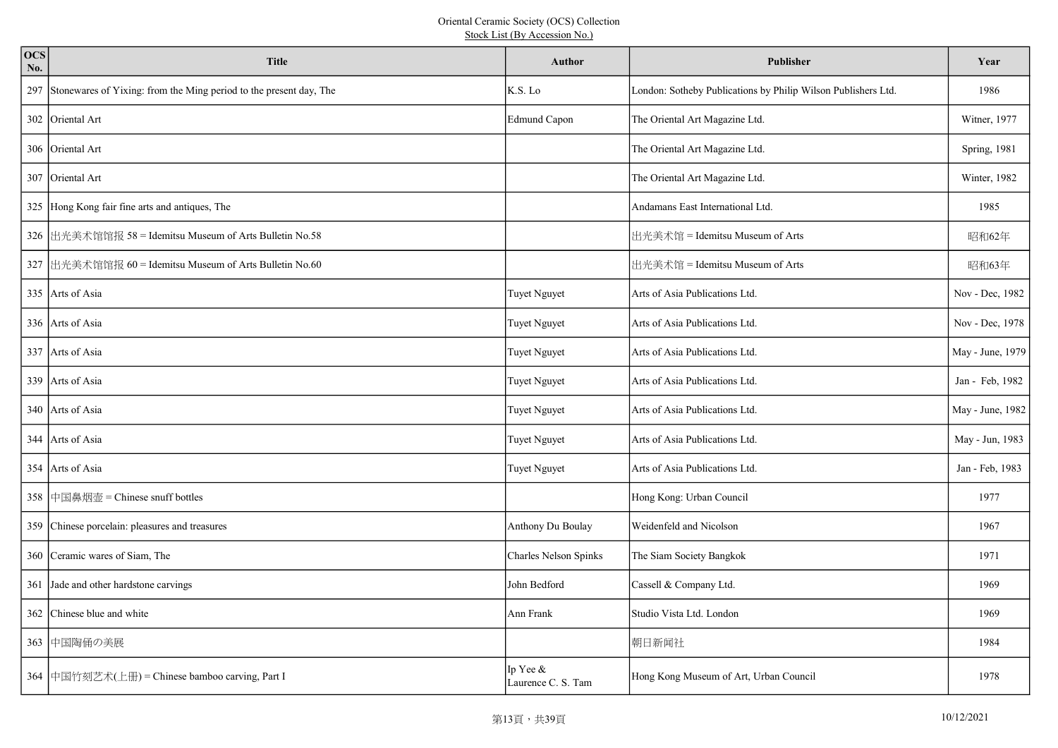Oriental Ceramic Society (OCS) Collection
Stock List (By Accession No.)

| OCS No. | Title | Author | Publisher | Year |
|---|---|---|---|---|
| 297 | Stonewares of Yixing: from the Ming period to the present day, The | K.S. Lo | London: Sotheby Publications by Philip Wilson Publishers Ltd. | 1986 |
| 302 | Oriental Art | Edmund Capon | The Oriental Art Magazine Ltd. | Witner, 1977 |
| 306 | Oriental Art | | The Oriental Art Magazine Ltd. | Spring, 1981 |
| 307 | Oriental Art | | The Oriental Art Magazine Ltd. | Winter, 1982 |
| 325 | Hong Kong fair fine arts and antiques, The | | Andamans East International Ltd. | 1985 |
| 326 | 出光美术馆馆报 58 = Idemitsu Museum of Arts Bulletin No.58 | | 出光美术馆 = Idemitsu Museum of Arts | 昭和62年 |
| 327 | 出光美术馆馆报 60 = Idemitsu Museum of Arts Bulletin No.60 | | 出光美术馆 = Idemitsu Museum of Arts | 昭和63年 |
| 335 | Arts of Asia | Tuyet Nguyet | Arts of Asia Publications Ltd. | Nov - Dec, 1982 |
| 336 | Arts of Asia | Tuyet Nguyet | Arts of Asia Publications Ltd. | Nov - Dec, 1978 |
| 337 | Arts of Asia | Tuyet Nguyet | Arts of Asia Publications Ltd. | May - June, 1979 |
| 339 | Arts of Asia | Tuyet Nguyet | Arts of Asia Publications Ltd. | Jan - Feb, 1982 |
| 340 | Arts of Asia | Tuyet Nguyet | Arts of Asia Publications Ltd. | May - June, 1982 |
| 344 | Arts of Asia | Tuyet Nguyet | Arts of Asia Publications Ltd. | May - Jun, 1983 |
| 354 | Arts of Asia | Tuyet Nguyet | Arts of Asia Publications Ltd. | Jan - Feb, 1983 |
| 358 | 中国鼻烟壶 = Chinese snuff bottles | | Hong Kong: Urban Council | 1977 |
| 359 | Chinese porcelain: pleasures and treasures | Anthony Du Boulay | Weidenfeld and Nicolson | 1967 |
| 360 | Ceramic wares of Siam, The | Charles Nelson Spinks | The Siam Society Bangkok | 1971 |
| 361 | Jade and other hardstone carvings | John Bedford | Cassell & Company Ltd. | 1969 |
| 362 | Chinese blue and white | Ann Frank | Studio Vista Ltd. London | 1969 |
| 363 | 中国陶俑の美展 | | 朝日新闻社 | 1984 |
| 364 | 中国竹刻艺术(上册) = Chinese bamboo carving, Part I | Ip Yee & Laurence C. S. Tam | Hong Kong Museum of Art, Urban Council | 1978 |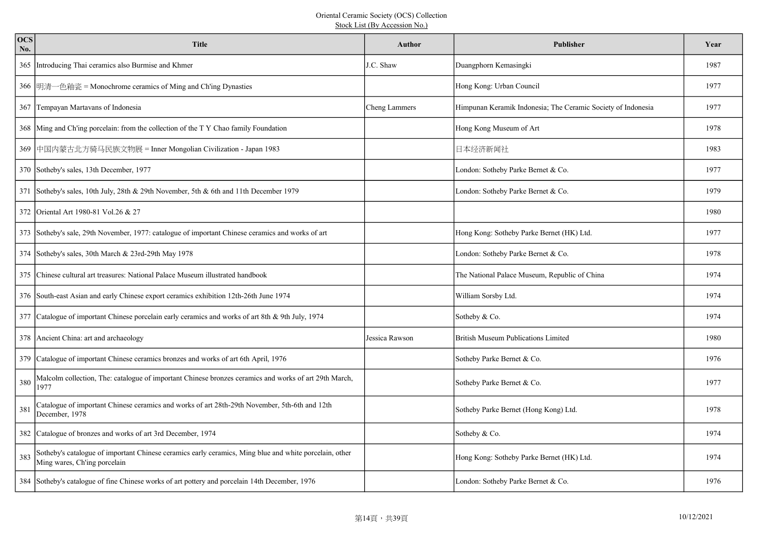Oriental Ceramic Society (OCS) Collection
Stock List (By Accession No.)

| OCS No. | Title | Author | Publisher | Year |
|---|---|---|---|---|
| 365 | Introducing Thai ceramics also Burmise and Khmer | J.C. Shaw | Duangphorn Kemasingki | 1987 |
| 366 | 明清一色釉瓷 = Monochrome ceramics of Ming and Ch'ing Dynasties | | Hong Kong: Urban Council | 1977 |
| 367 | Tempayan Martavans of Indonesia | Cheng Lammers | Himpunan Keramik Indonesia; The Ceramic Society of Indonesia | 1977 |
| 368 | Ming and Ch'ing porcelain: from the collection of the T Y Chao family Foundation | | Hong Kong Museum of Art | 1978 |
| 369 | 中国内蒙古北方骑马民族文物展 = Inner Mongolian Civilization - Japan 1983 | | 日本经济新闻社 | 1983 |
| 370 | Sotheby's sales, 13th December, 1977 | | London: Sotheby Parke Bernet & Co. | 1977 |
| 371 | Sotheby's sales, 10th July, 28th & 29th November, 5th & 6th and 11th December 1979 | | London: Sotheby Parke Bernet & Co. | 1979 |
| 372 | Oriental Art 1980-81 Vol.26 & 27 | | | 1980 |
| 373 | Sotheby's sale, 29th November, 1977: catalogue of important Chinese ceramics and works of art | | Hong Kong: Sotheby Parke Bernet (HK) Ltd. | 1977 |
| 374 | Sotheby's sales, 30th March & 23rd-29th May 1978 | | London: Sotheby Parke Bernet & Co. | 1978 |
| 375 | Chinese cultural art treasures: National Palace Museum illustrated handbook | | The National Palace Museum, Republic of China | 1974 |
| 376 | South-east Asian and early Chinese export ceramics exhibition 12th-26th June 1974 | | William Sorsby Ltd. | 1974 |
| 377 | Catalogue of important Chinese porcelain early ceramics and works of art 8th & 9th July, 1974 | | Sotheby & Co. | 1974 |
| 378 | Ancient China: art and archaeology | Jessica Rawson | British Museum Publications Limited | 1980 |
| 379 | Catalogue of important Chinese ceramics bronzes and works of art 6th April, 1976 | | Sotheby Parke Bernet & Co. | 1976 |
| 380 | Malcolm collection, The: catalogue of important Chinese bronzes ceramics and works of art 29th March, 1977 | | Sotheby Parke Bernet & Co. | 1977 |
| 381 | Catalogue of important Chinese ceramics and works of art 28th-29th November, 5th-6th and 12th December, 1978 | | Sotheby Parke Bernet (Hong Kong) Ltd. | 1978 |
| 382 | Catalogue of bronzes and works of art 3rd December, 1974 | | Sotheby & Co. | 1974 |
| 383 | Sotheby's catalogue of important Chinese ceramics early ceramics, Ming blue and white porcelain, other Ming wares, Ch'ing porcelain | | Hong Kong: Sotheby Parke Bernet (HK) Ltd. | 1974 |
| 384 | Sotheby's catalogue of fine Chinese works of art pottery and porcelain 14th December, 1976 | | London: Sotheby Parke Bernet & Co. | 1976 |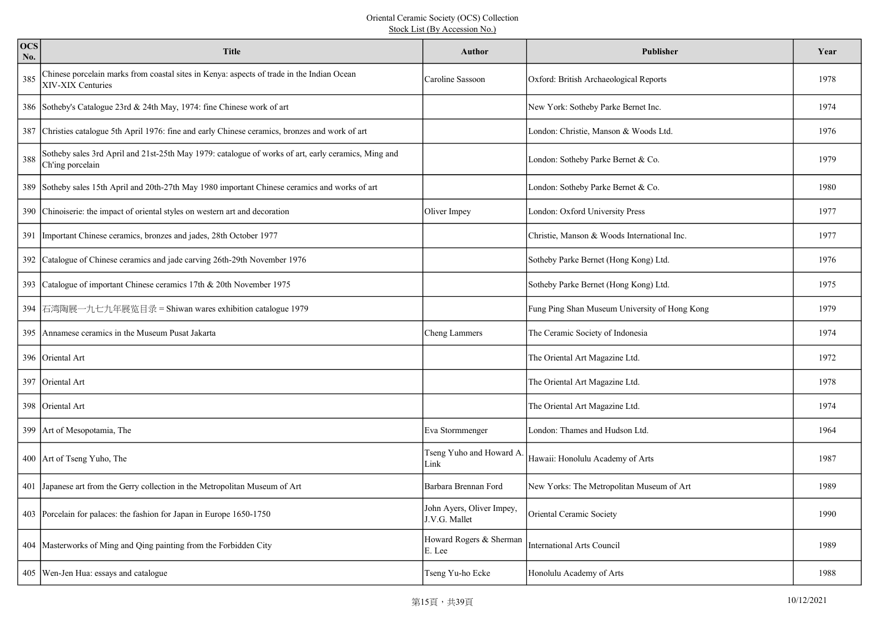Oriental Ceramic Society (OCS) Collection
Stock List (By Accession No.)

| OCS No. | Title | Author | Publisher | Year |
|---|---|---|---|---|
| 385 | Chinese porcelain marks from coastal sites in Kenya: aspects of trade in the Indian Ocean XIV-XIX Centuries | Caroline Sassoon | Oxford: British Archaeological Reports | 1978 |
| 386 | Sotheby's Catalogue 23rd & 24th May, 1974: fine Chinese work of art | | New York: Sotheby Parke Bernet Inc. | 1974 |
| 387 | Christies catalogue 5th April 1976: fine and early Chinese ceramics, bronzes and work of art | | London: Christie, Manson & Woods Ltd. | 1976 |
| 388 | Sotheby sales 3rd April and 21st-25th May 1979: catalogue of works of art, early ceramics, Ming and Ch'ing porcelain | | London: Sotheby Parke Bernet & Co. | 1979 |
| 389 | Sotheby sales 15th April and 20th-27th May 1980 important Chinese ceramics and works of art | | London: Sotheby Parke Bernet & Co. | 1980 |
| 390 | Chinoiserie: the impact of oriental styles on western art and decoration | Oliver Impey | London: Oxford University Press | 1977 |
| 391 | Important Chinese ceramics, bronzes and jades, 28th October 1977 | | Christie, Manson & Woods International Inc. | 1977 |
| 392 | Catalogue of Chinese ceramics and jade carving 26th-29th November 1976 | | Sotheby Parke Bernet (Hong Kong) Ltd. | 1976 |
| 393 | Catalogue of important Chinese ceramics 17th & 20th November 1975 | | Sotheby Parke Bernet (Hong Kong) Ltd. | 1975 |
| 394 | 石湾陶展一九七九年展览目录 = Shiwan wares exhibition catalogue 1979 | | Fung Ping Shan Museum University of Hong Kong | 1979 |
| 395 | Annamese ceramics in the Museum Pusat Jakarta | Cheng Lammers | The Ceramic Society of Indonesia | 1974 |
| 396 | Oriental Art | | The Oriental Art Magazine Ltd. | 1972 |
| 397 | Oriental Art | | The Oriental Art Magazine Ltd. | 1978 |
| 398 | Oriental Art | | The Oriental Art Magazine Ltd. | 1974 |
| 399 | Art of Mesopotamia, The | Eva Stormmenger | London: Thames and Hudson Ltd. | 1964 |
| 400 | Art of Tseng Yuho, The | Tseng Yuho and Howard A. Link | Hawaii: Honolulu Academy of Arts | 1987 |
| 401 | Japanese art from the Gerry collection in the Metropolitan Museum of Art | Barbara Brennan Ford | New Yorks: The Metropolitan Museum of Art | 1989 |
| 403 | Porcelain for palaces: the fashion for Japan in Europe 1650-1750 | John Ayers, Oliver Impey, J.V.G. Mallet | Oriental Ceramic Society | 1990 |
| 404 | Masterworks of Ming and Qing painting from the Forbidden City | Howard Rogers & Sherman E. Lee | International Arts Council | 1989 |
| 405 | Wen-Jen Hua: essays and catalogue | Tseng Yu-ho Ecke | Honolulu Academy of Arts | 1988 |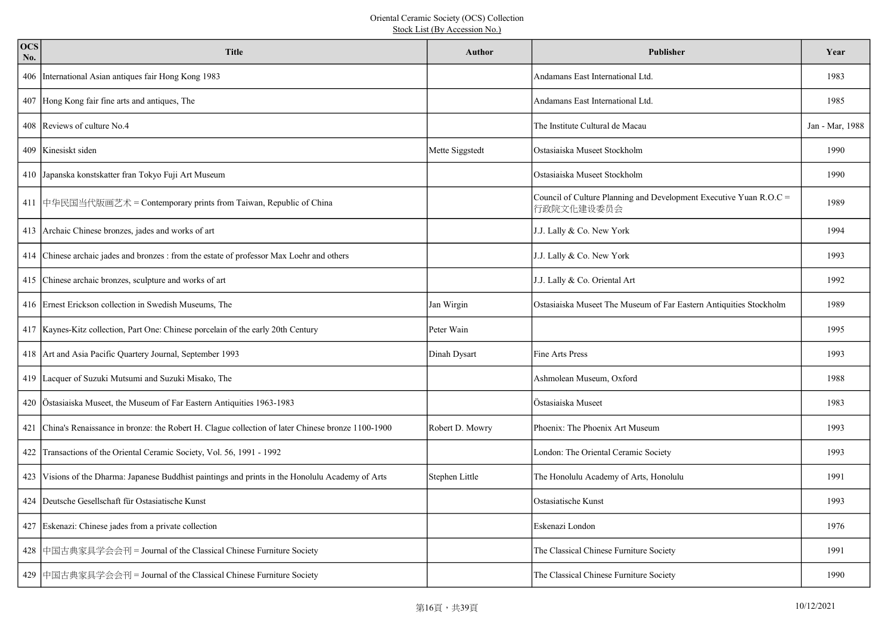Oriental Ceramic Society (OCS) Collection
Stock List (By Accession No.)

| OCS No. | Title | Author | Publisher | Year |
|---|---|---|---|---|
| 406 | International Asian antiques fair Hong Kong 1983 | | Andamans East International Ltd. | 1983 |
| 407 | Hong Kong fair fine arts and antiques, The | | Andamans East International Ltd. | 1985 |
| 408 | Reviews of culture No.4 | | The Institute Cultural de Macau | Jan - Mar, 1988 |
| 409 | Kinesiskt siden | Mette Siggstedt | Ostasiaiska Museet Stockholm | 1990 |
| 410 | Japanska konstskatter fran Tokyo Fuji Art Museum | | Ostasiaiska Museet Stockholm | 1990 |
| 411 | 中华民国当代版画艺术 = Contemporary prints from Taiwan, Republic of China | | Council of Culture Planning and Development Executive Yuan R.O.C = 行政院文化建设委员会 | 1989 |
| 413 | Archaic Chinese bronzes, jades and works of art | | J.J. Lally & Co. New York | 1994 |
| 414 | Chinese archaic jades and bronzes : from the estate of professor Max Loehr and others | | J.J. Lally & Co. New York | 1993 |
| 415 | Chinese archaic bronzes, sculpture and works of art | | J.J. Lally & Co. Oriental Art | 1992 |
| 416 | Ernest Erickson collection in Swedish Museums, The | Jan Wirgin | Ostasiaiska Museet The Museum of Far Eastern Antiquities Stockholm | 1989 |
| 417 | Kaynes-Kitz collection, Part One: Chinese porcelain of the early 20th Century | Peter Wain | | 1995 |
| 418 | Art and Asia Pacific Quarterly Journal, September 1993 | Dinah Dysart | Fine Arts Press | 1993 |
| 419 | Lacquer of Suzuki Mutsumi and Suzuki Misako, The | | Ashmolean Museum, Oxford | 1988 |
| 420 | Östasiaiska Museet, the Museum of Far Eastern Antiquities 1963-1983 | | Östasiaiska Museet | 1983 |
| 421 | China's Renaissance in bronze: the Robert H. Clague collection of later Chinese bronze 1100-1900 | Robert D. Mowry | Phoenix: The Phoenix Art Museum | 1993 |
| 422 | Transactions of the Oriental Ceramic Society, Vol. 56, 1991 - 1992 | | London: The Oriental Ceramic Society | 1993 |
| 423 | Visions of the Dharma: Japanese Buddhist paintings and prints in the Honolulu Academy of Arts | Stephen Little | The Honolulu Academy of Arts, Honolulu | 1991 |
| 424 | Deutsche Gesellschaft für Ostasiatische Kunst | | Ostasiatische Kunst | 1993 |
| 427 | Eskenazi: Chinese jades from a private collection | | Eskenazi London | 1976 |
| 428 | 中国古典家具学会会刊 = Journal of the Classical Chinese Furniture Society | | The Classical Chinese Furniture Society | 1991 |
| 429 | 中国古典家具学会会刊 = Journal of the Classical Chinese Furniture Society | | The Classical Chinese Furniture Society | 1990 |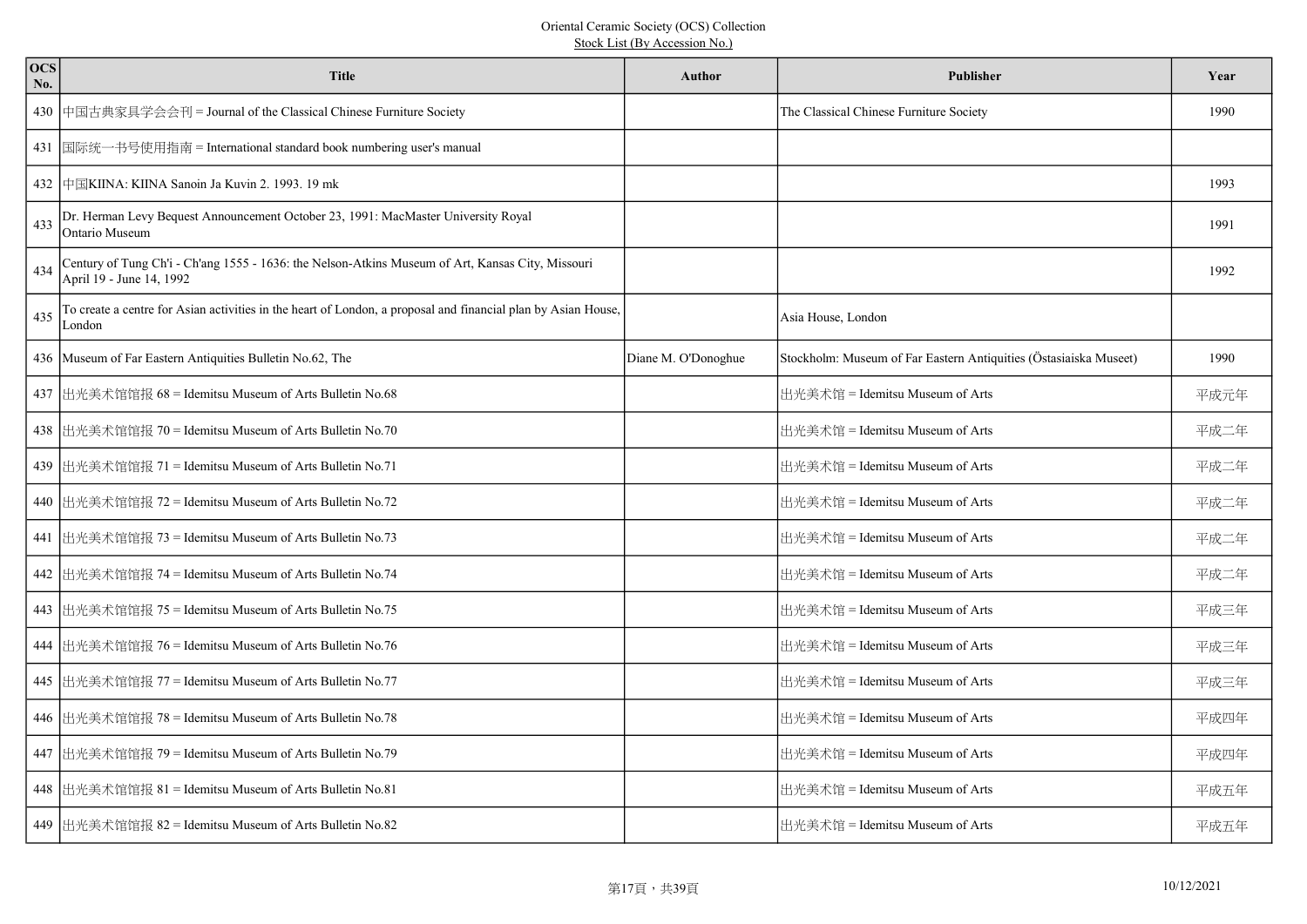Oriental Ceramic Society (OCS) Collection
Stock List (By Accession No.)

| OCS No. | Title | Author | Publisher | Year |
|---|---|---|---|---|
| 430 | 中国古典家具学会会刊 = Journal of the Classical Chinese Furniture Society | | The Classical Chinese Furniture Society | 1990 |
| 431 | 国际统一书号使用指南 = International standard book numbering user's manual | | | |
| 432 | 中国KIINA: KIINA Sanoin Ja Kuvin 2. 1993. 19 mk | | | 1993 |
| 433 | Dr. Herman Levy Bequest Announcement October 23, 1991: MacMaster University Royal Ontario Museum | | | 1991 |
| 434 | Century of Tung Ch'i - Ch'ang 1555 - 1636: the Nelson-Atkins Museum of Art, Kansas City, Missouri April 19 - June 14, 1992 | | | 1992 |
| 435 | To create a centre for Asian activities in the heart of London, a proposal and financial plan by Asian House, London | | Asia House, London | |
| 436 | Museum of Far Eastern Antiquities Bulletin No.62, The | Diane M. O'Donoghue | Stockholm: Museum of Far Eastern Antiquities (Östasiaiska Museet) | 1990 |
| 437 | 出光美术馆馆报 68 = Idemitsu Museum of Arts Bulletin No.68 | | 出光美术馆 = Idemitsu Museum of Arts | 平成元年 |
| 438 | 出光美术馆馆报 70 = Idemitsu Museum of Arts Bulletin No.70 | | 出光美术馆 = Idemitsu Museum of Arts | 平成二年 |
| 439 | 出光美术馆馆报 71 = Idemitsu Museum of Arts Bulletin No.71 | | 出光美术馆 = Idemitsu Museum of Arts | 平成二年 |
| 440 | 出光美术馆馆报 72 = Idemitsu Museum of Arts Bulletin No.72 | | 出光美术馆 = Idemitsu Museum of Arts | 平成二年 |
| 441 | 出光美术馆馆报 73 = Idemitsu Museum of Arts Bulletin No.73 | | 出光美术馆 = Idemitsu Museum of Arts | 平成二年 |
| 442 | 出光美术馆馆报 74 = Idemitsu Museum of Arts Bulletin No.74 | | 出光美术馆 = Idemitsu Museum of Arts | 平成二年 |
| 443 | 出光美术馆馆报 75 = Idemitsu Museum of Arts Bulletin No.75 | | 出光美术馆 = Idemitsu Museum of Arts | 平成三年 |
| 444 | 出光美术馆馆报 76 = Idemitsu Museum of Arts Bulletin No.76 | | 出光美术馆 = Idemitsu Museum of Arts | 平成三年 |
| 445 | 出光美术馆馆报 77 = Idemitsu Museum of Arts Bulletin No.77 | | 出光美术馆 = Idemitsu Museum of Arts | 平成三年 |
| 446 | 出光美术馆馆报 78 = Idemitsu Museum of Arts Bulletin No.78 | | 出光美术馆 = Idemitsu Museum of Arts | 平成四年 |
| 447 | 出光美术馆馆报 79 = Idemitsu Museum of Arts Bulletin No.79 | | 出光美术馆 = Idemitsu Museum of Arts | 平成四年 |
| 448 | 出光美术馆馆报 81 = Idemitsu Museum of Arts Bulletin No.81 | | 出光美术馆 = Idemitsu Museum of Arts | 平成五年 |
| 449 | 出光美术馆馆报 82 = Idemitsu Museum of Arts Bulletin No.82 | | 出光美术馆 = Idemitsu Museum of Arts | 平成五年 |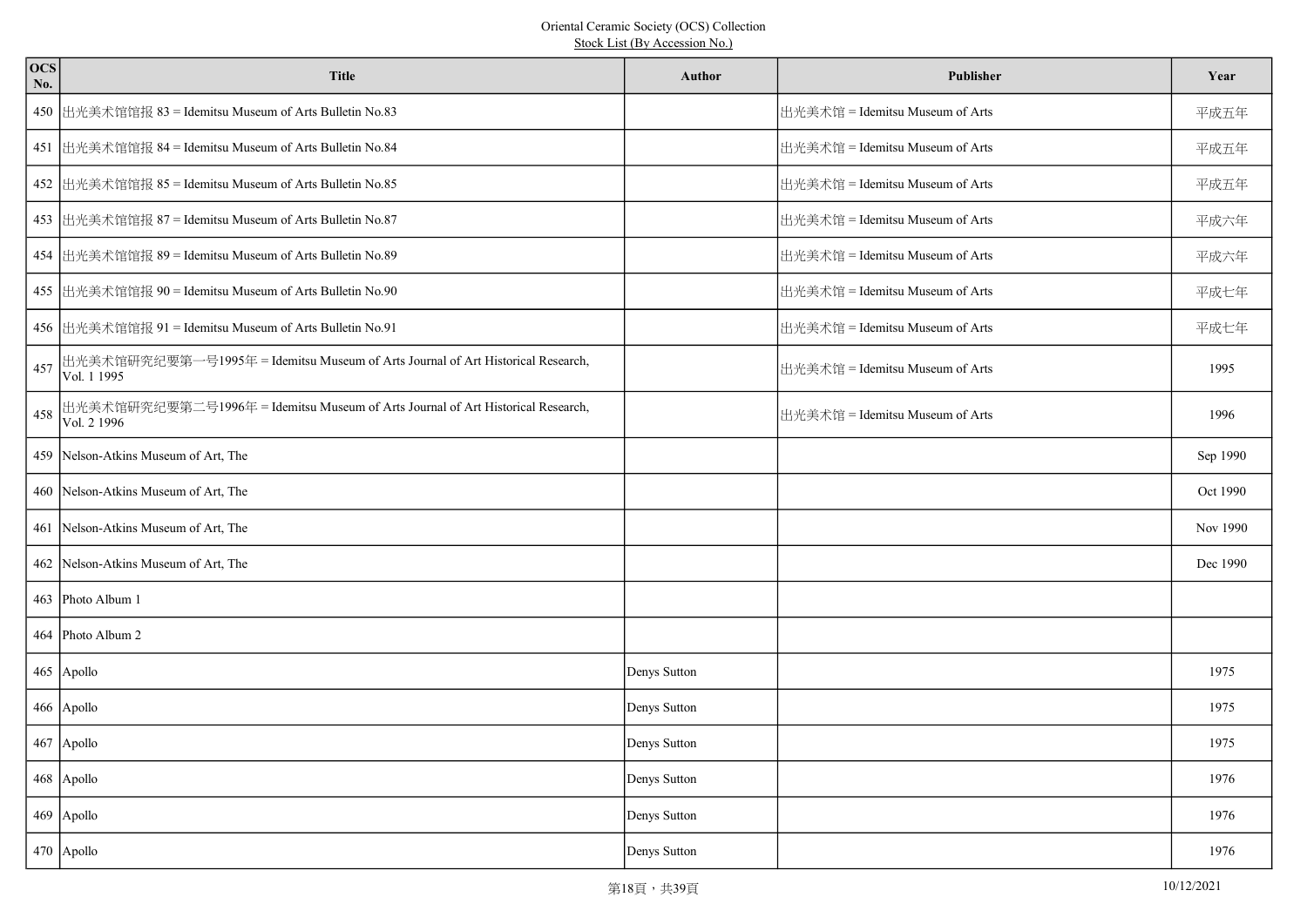Oriental Ceramic Society (OCS) Collection
Stock List (By Accession No.)

| OCS No. | Title | Author | Publisher | Year |
|---|---|---|---|---|
| 450 | 出光美术馆馆报 83 = Idemitsu Museum of Arts Bulletin No.83 | | 出光美术馆 = Idemitsu Museum of Arts | 平成五年 |
| 451 | 出光美术馆馆报 84 = Idemitsu Museum of Arts Bulletin No.84 | | 出光美术馆 = Idemitsu Museum of Arts | 平成五年 |
| 452 | 出光美术馆馆报 85 = Idemitsu Museum of Arts Bulletin No.85 | | 出光美术馆 = Idemitsu Museum of Arts | 平成五年 |
| 453 | 出光美术馆馆报 87 = Idemitsu Museum of Arts Bulletin No.87 | | 出光美术馆 = Idemitsu Museum of Arts | 平成六年 |
| 454 | 出光美术馆馆报 89 = Idemitsu Museum of Arts Bulletin No.89 | | 出光美术馆 = Idemitsu Museum of Arts | 平成六年 |
| 455 | 出光美术馆馆报 90 = Idemitsu Museum of Arts Bulletin No.90 | | 出光美术馆 = Idemitsu Museum of Arts | 平成七年 |
| 456 | 出光美术馆馆报 91 = Idemitsu Museum of Arts Bulletin No.91 | | 出光美术馆 = Idemitsu Museum of Arts | 平成七年 |
| 457 | 出光美术馆研究纪要第一号1995年 = Idemitsu Museum of Arts Journal of Art Historical Research, Vol. 1 1995 | | 出光美术馆 = Idemitsu Museum of Arts | 1995 |
| 458 | 出光美术馆研究纪要第二号1996年 = Idemitsu Museum of Arts Journal of Art Historical Research, Vol. 2 1996 | | 出光美术馆 = Idemitsu Museum of Arts | 1996 |
| 459 | Nelson-Atkins Museum of Art, The | | | Sep 1990 |
| 460 | Nelson-Atkins Museum of Art, The | | | Oct 1990 |
| 461 | Nelson-Atkins Museum of Art, The | | | Nov 1990 |
| 462 | Nelson-Atkins Museum of Art, The | | | Dec 1990 |
| 463 | Photo Album 1 | | | |
| 464 | Photo Album 2 | | | |
| 465 | Apollo | Denys Sutton | | 1975 |
| 466 | Apollo | Denys Sutton | | 1975 |
| 467 | Apollo | Denys Sutton | | 1975 |
| 468 | Apollo | Denys Sutton | | 1976 |
| 469 | Apollo | Denys Sutton | | 1976 |
| 470 | Apollo | Denys Sutton | | 1976 |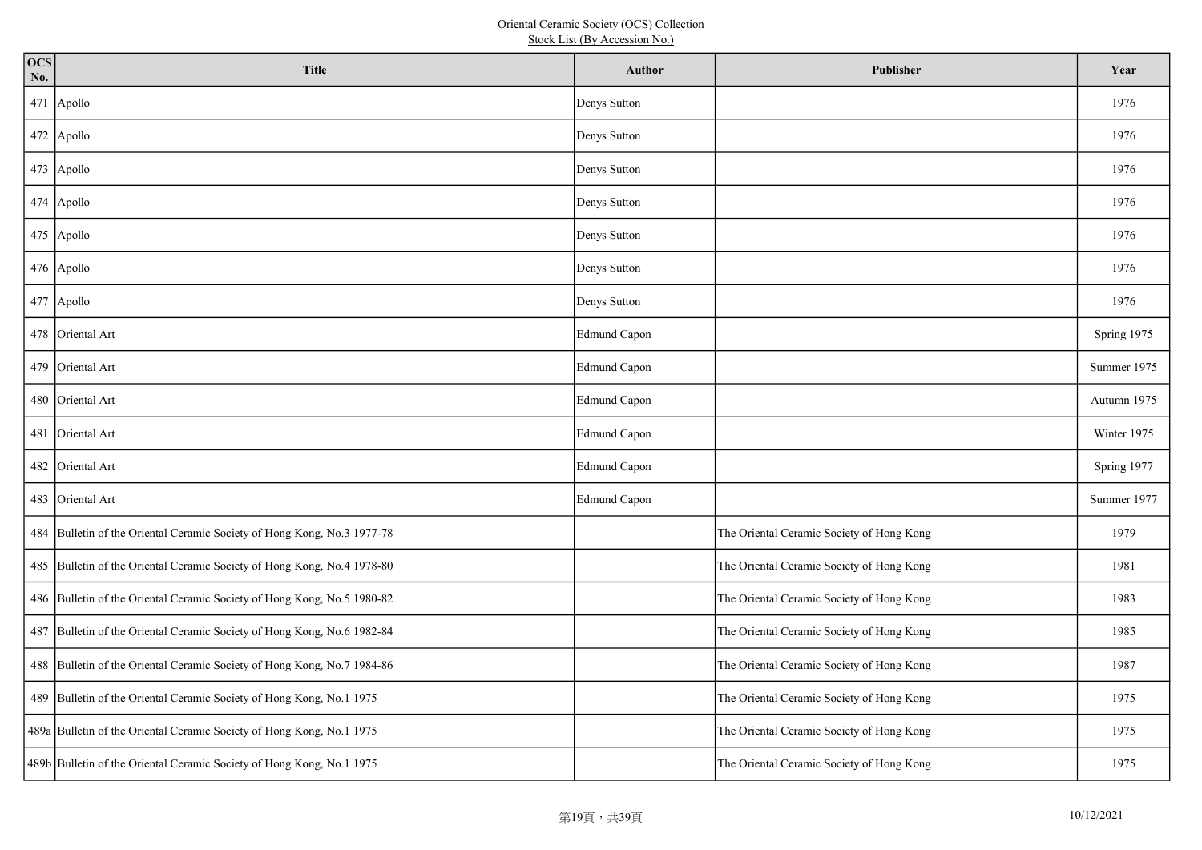Oriental Ceramic Society (OCS) Collection
Stock List (By Accession No.)

| OCS No. | Title | Author | Publisher | Year |
|---|---|---|---|---|
| 471 | Apollo | Denys Sutton | | 1976 |
| 472 | Apollo | Denys Sutton | | 1976 |
| 473 | Apollo | Denys Sutton | | 1976 |
| 474 | Apollo | Denys Sutton | | 1976 |
| 475 | Apollo | Denys Sutton | | 1976 |
| 476 | Apollo | Denys Sutton | | 1976 |
| 477 | Apollo | Denys Sutton | | 1976 |
| 478 | Oriental Art | Edmund Capon | | Spring 1975 |
| 479 | Oriental Art | Edmund Capon | | Summer 1975 |
| 480 | Oriental Art | Edmund Capon | | Autumn 1975 |
| 481 | Oriental Art | Edmund Capon | | Winter 1975 |
| 482 | Oriental Art | Edmund Capon | | Spring 1977 |
| 483 | Oriental Art | Edmund Capon | | Summer 1977 |
| 484 | Bulletin of the Oriental Ceramic Society of Hong Kong, No.3 1977-78 | | The Oriental Ceramic Society of Hong Kong | 1979 |
| 485 | Bulletin of the Oriental Ceramic Society of Hong Kong, No.4 1978-80 | | The Oriental Ceramic Society of Hong Kong | 1981 |
| 486 | Bulletin of the Oriental Ceramic Society of Hong Kong, No.5 1980-82 | | The Oriental Ceramic Society of Hong Kong | 1983 |
| 487 | Bulletin of the Oriental Ceramic Society of Hong Kong, No.6 1982-84 | | The Oriental Ceramic Society of Hong Kong | 1985 |
| 488 | Bulletin of the Oriental Ceramic Society of Hong Kong, No.7 1984-86 | | The Oriental Ceramic Society of Hong Kong | 1987 |
| 489 | Bulletin of the Oriental Ceramic Society of Hong Kong, No.1 1975 | | The Oriental Ceramic Society of Hong Kong | 1975 |
| 489a | Bulletin of the Oriental Ceramic Society of Hong Kong, No.1 1975 | | The Oriental Ceramic Society of Hong Kong | 1975 |
| 489b | Bulletin of the Oriental Ceramic Society of Hong Kong, No.1 1975 | | The Oriental Ceramic Society of Hong Kong | 1975 |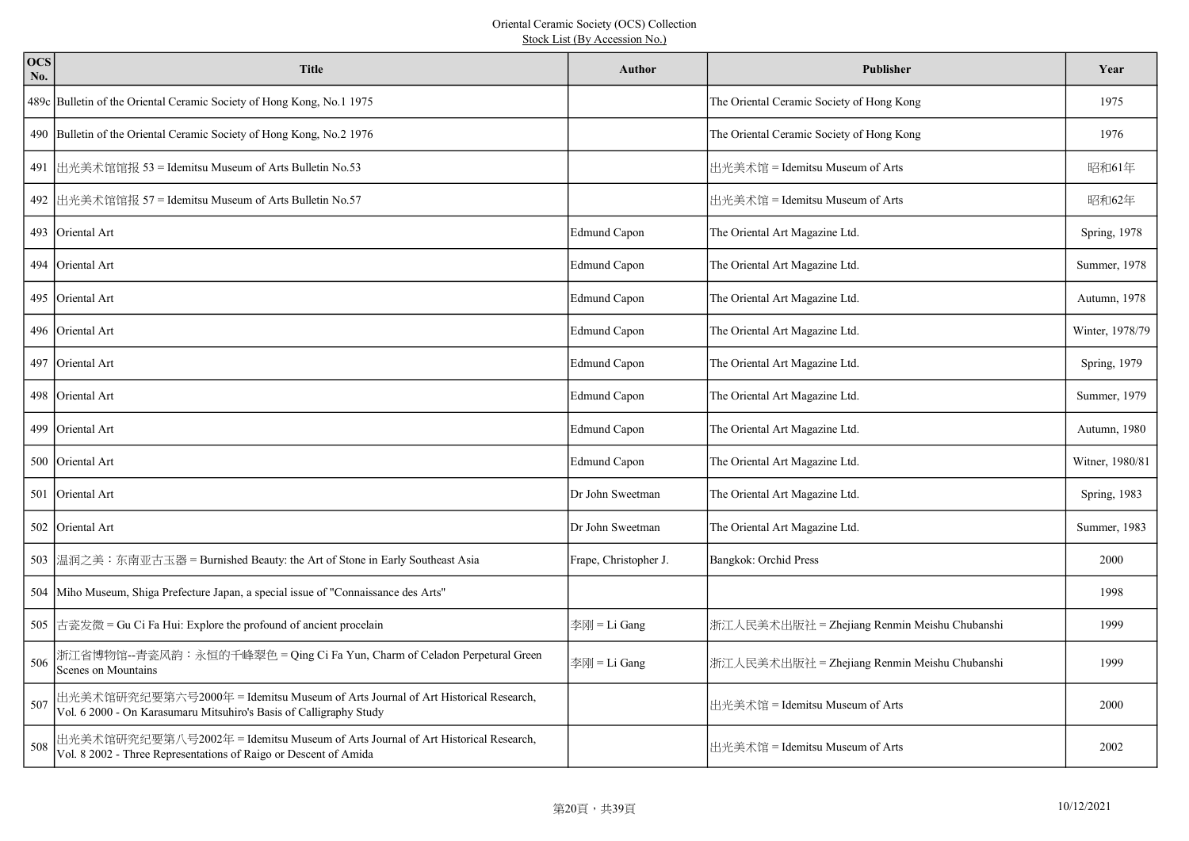Oriental Ceramic Society (OCS) Collection

Stock List (By Accession No.)

| OCS No. | Title | Author | Publisher | Year |
|---|---|---|---|---|
| 489c | Bulletin of the Oriental Ceramic Society of Hong Kong, No.1 1975 | | The Oriental Ceramic Society of Hong Kong | 1975 |
| 490 | Bulletin of the Oriental Ceramic Society of Hong Kong, No.2 1976 | | The Oriental Ceramic Society of Hong Kong | 1976 |
| 491 | 出光美术馆馆报 53 = Idemitsu Museum of Arts Bulletin No.53 | | 出光美术馆 = Idemitsu Museum of Arts | 昭和61年 |
| 492 | 出光美术馆馆报 57 = Idemitsu Museum of Arts Bulletin No.57 | | 出光美术馆 = Idemitsu Museum of Arts | 昭和62年 |
| 493 | Oriental Art | Edmund Capon | The Oriental Art Magazine Ltd. | Spring, 1978 |
| 494 | Oriental Art | Edmund Capon | The Oriental Art Magazine Ltd. | Summer, 1978 |
| 495 | Oriental Art | Edmund Capon | The Oriental Art Magazine Ltd. | Autumn, 1978 |
| 496 | Oriental Art | Edmund Capon | The Oriental Art Magazine Ltd. | Winter, 1978/79 |
| 497 | Oriental Art | Edmund Capon | The Oriental Art Magazine Ltd. | Spring, 1979 |
| 498 | Oriental Art | Edmund Capon | The Oriental Art Magazine Ltd. | Summer, 1979 |
| 499 | Oriental Art | Edmund Capon | The Oriental Art Magazine Ltd. | Autumn, 1980 |
| 500 | Oriental Art | Edmund Capon | The Oriental Art Magazine Ltd. | Witner, 1980/81 |
| 501 | Oriental Art | Dr John Sweetman | The Oriental Art Magazine Ltd. | Spring, 1983 |
| 502 | Oriental Art | Dr John Sweetman | The Oriental Art Magazine Ltd. | Summer, 1983 |
| 503 | 温润之美：东南亚古玉器 = Burnished Beauty: the Art of Stone in Early Southeast Asia | Frape, Christopher J. | Bangkok: Orchid Press | 2000 |
| 504 | Miho Museum, Shiga Prefecture Japan, a special issue of "Connaissance des Arts" | | | 1998 |
| 505 | 古瓷发微 = Gu Ci Fa Hui: Explore the profound of ancient procelain | 李刚 = Li Gang | 浙江人民美术出版社 = Zhejiang Renmin Meishu Chubanshi | 1999 |
| 506 | 浙江省博物馆--青瓷风韵：永恒的千峰翠色 = Qing Ci Fa Yun, Charm of Celadon Perpetural Green Scenes on Mountains | 李刚 = Li Gang | 浙江人民美术出版社 = Zhejiang Renmin Meishu Chubanshi | 1999 |
| 507 | 出光美术馆研究纪要第六号2000年 = Idemitsu Museum of Arts Journal of Art Historical Research, Vol. 6 2000 - On Karasumaru Mitsuhiro's Basis of Calligraphy Study | | 出光美术馆 = Idemitsu Museum of Arts | 2000 |
| 508 | 出光美术馆研究纪要第八号2002年 = Idemitsu Museum of Arts Journal of Art Historical Research, Vol. 8 2002 - Three Representations of Raigo or Descent of Amida | | 出光美术馆 = Idemitsu Museum of Arts | 2002 |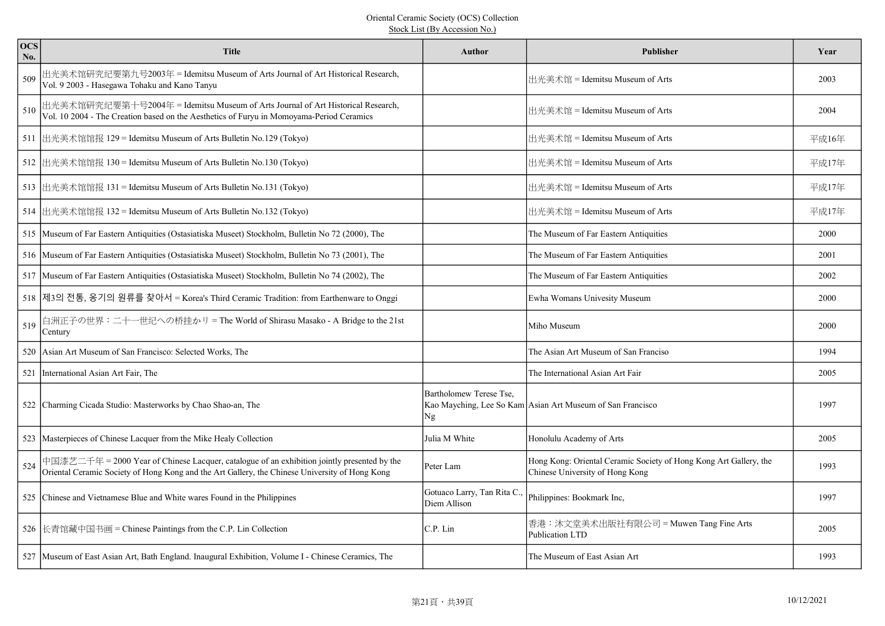Oriental Ceramic Society (OCS) Collection
Stock List (By Accession No.)

| OCS No. | Title | Author | Publisher | Year |
|---|---|---|---|---|
| 509 | 出光美术馆研究纪要第九号2003年 = Idemitsu Museum of Arts Journal of Art Historical Research, Vol. 9 2003 - Hasegawa Tohaku and Kano Tanyu | | 出光美术馆 = Idemitsu Museum of Arts | 2003 |
| 510 | 出光美术馆研究纪要第十号2004年 = Idemitsu Museum of Arts Journal of Art Historical Research, Vol. 10 2004 - The Creation based on the Aesthetics of Furyu in Momoyama-Period Ceramics | | 出光美术馆 = Idemitsu Museum of Arts | 2004 |
| 511 | 出光美术馆馆报 129 = Idemitsu Museum of Arts Bulletin No.129 (Tokyo) | | 出光美术馆 = Idemitsu Museum of Arts | 平成16年 |
| 512 | 出光美术馆馆报 130 = Idemitsu Museum of Arts Bulletin No.130 (Tokyo) | | 出光美术馆 = Idemitsu Museum of Arts | 平成17年 |
| 513 | 出光美术馆馆报 131 = Idemitsu Museum of Arts Bulletin No.131 (Tokyo) | | 出光美术馆 = Idemitsu Museum of Arts | 平成17年 |
| 514 | 出光美术馆馆报 132 = Idemitsu Museum of Arts Bulletin No.132 (Tokyo) | | 出光美术馆 = Idemitsu Museum of Arts | 平成17年 |
| 515 | Museum of Far Eastern Antiquities (Ostasiatiska Museet) Stockholm, Bulletin No 72 (2000), The | | The Museum of Far Eastern Antiquities | 2000 |
| 516 | Museum of Far Eastern Antiquities (Ostasiatiska Museet) Stockholm, Bulletin No 73 (2001), The | | The Museum of Far Eastern Antiquities | 2001 |
| 517 | Museum of Far Eastern Antiquities (Ostasiatiska Museet) Stockholm, Bulletin No 74 (2002), The | | The Museum of Far Eastern Antiquities | 2002 |
| 518 | 제3의 전통, 옹기의 원류를 찾아서 = Korea's Third Ceramic Tradition: from Earthenware to Onggi | | Ewha Womans Univesity Museum | 2000 |
| 519 | 白洲正子の世界：二十一世纪への桥挂かり = The World of Shirasu Masako - A Bridge to the 21st Century | | Miho Museum | 2000 |
| 520 | Asian Art Museum of San Francisco: Selected Works, The | | The Asian Art Museum of San Franciso | 1994 |
| 521 | International Asian Art Fair, The | | The International Asian Art Fair | 2005 |
| 522 | Charming Cicada Studio: Masterworks by Chao Shao-an, The | Bartholomew Terese Tse, Kao Mayching, Lee So Kam Ng | Asian Art Museum of San Francisco | 1997 |
| 523 | Masterpieces of Chinese Lacquer from the Mike Healy Collection | Julia M White | Honolulu Academy of Arts | 2005 |
| 524 | 中国漆艺二千年 = 2000 Year of Chinese Lacquer, catalogue of an exhibition jointly presented by the Oriental Ceramic Society of Hong Kong and the Art Gallery, the Chinese University of Hong Kong | Peter Lam | Hong Kong: Oriental Ceramic Society of Hong Kong Art Gallery, the Chinese University of Hong Kong | 1993 |
| 525 | Chinese and Vietnamese Blue and White wares Found in the Philippines | Gotuaco Larry, Tan Rita C., Diem Allison | Philippines: Bookmark Inc, | 1997 |
| 526 | 长青馆藏中国书画 = Chinese Paintings from the C.P. Lin Collection | C.P. Lin | 香港：沐文堂美术出版社有限公司 = Muwen Tang Fine Arts Publication LTD | 2005 |
| 527 | Museum of East Asian Art, Bath England. Inaugural Exhibition, Volume I - Chinese Ceramics, The | | The Museum of East Asian Art | 1993 |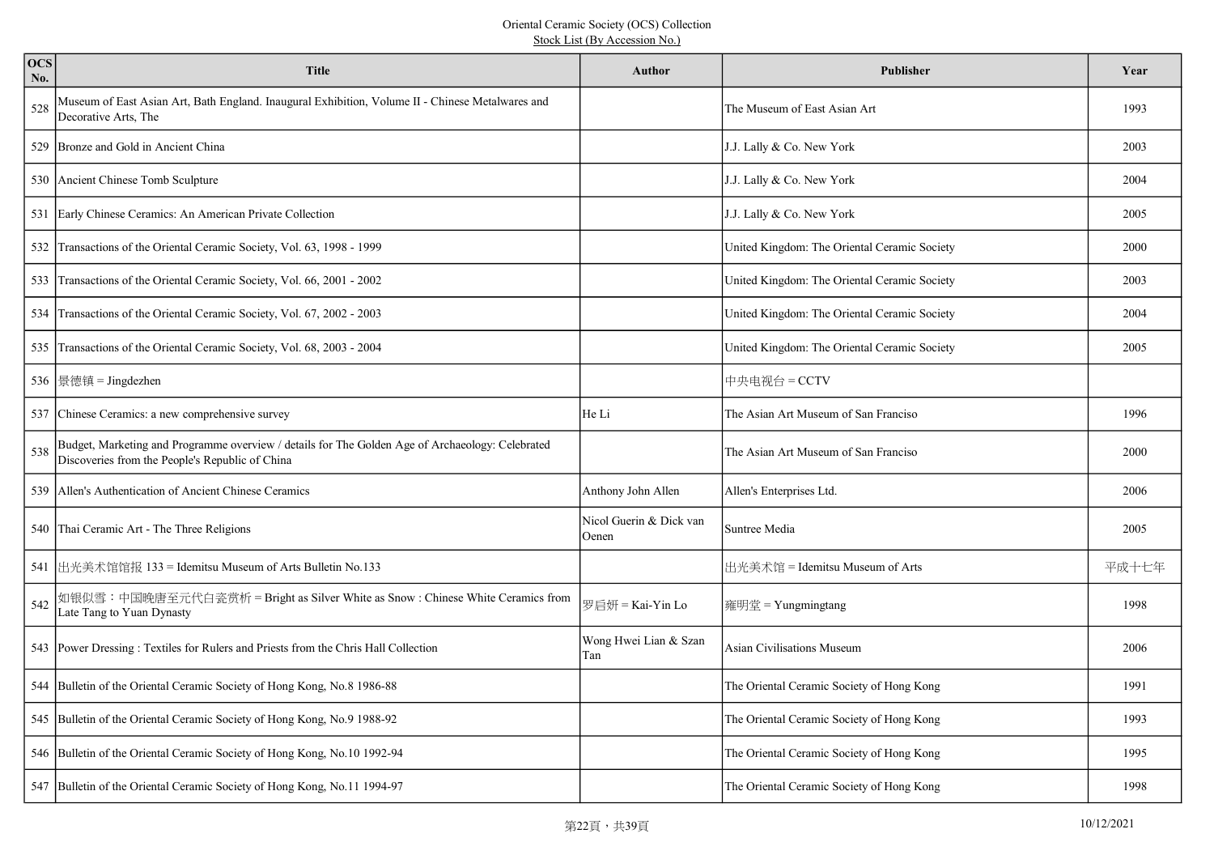Oriental Ceramic Society (OCS) Collection
Stock List (By Accession No.)

| OCS No. | Title | Author | Publisher | Year |
|---|---|---|---|---|
| 528 | Museum of East Asian Art, Bath England. Inaugural Exhibition, Volume II - Chinese Metalwares and Decorative Arts, The | | The Museum of East Asian Art | 1993 |
| 529 | Bronze and Gold in Ancient China | | J.J. Lally & Co. New York | 2003 |
| 530 | Ancient Chinese Tomb Sculpture | | J.J. Lally & Co. New York | 2004 |
| 531 | Early Chinese Ceramics: An American Private Collection | | J.J. Lally & Co. New York | 2005 |
| 532 | Transactions of the Oriental Ceramic Society, Vol. 63, 1998 - 1999 | | United Kingdom: The Oriental Ceramic Society | 2000 |
| 533 | Transactions of the Oriental Ceramic Society, Vol. 66, 2001 - 2002 | | United Kingdom: The Oriental Ceramic Society | 2003 |
| 534 | Transactions of the Oriental Ceramic Society, Vol. 67, 2002 - 2003 | | United Kingdom: The Oriental Ceramic Society | 2004 |
| 535 | Transactions of the Oriental Ceramic Society, Vol. 68, 2003 - 2004 | | United Kingdom: The Oriental Ceramic Society | 2005 |
| 536 | 景德镇 = Jingdezhen | | 中央电视台 = CCTV | |
| 537 | Chinese Ceramics: a new comprehensive survey | He Li | The Asian Art Museum of San Francisco | 1996 |
| 538 | Budget, Marketing and Programme overview / details for The Golden Age of Archaeology: Celebrated Discoveries from the People's Republic of China | | The Asian Art Museum of San Francisco | 2000 |
| 539 | Allen's Authentication of Ancient Chinese Ceramics | Anthony John Allen | Allen's Enterprises Ltd. | 2006 |
| 540 | Thai Ceramic Art - The Three Religions | Nicol Guerin & Dick van Oenen | Suntree Media | 2005 |
| 541 | 出光美术馆馆报 133 = Idemitsu Museum of Arts Bulletin No.133 | | 出光美术馆 = Idemitsu Museum of Arts | 平成十七年 |
| 542 | 如银似雪：中国晚唐至元代白瓷赏析 = Bright as Silver White as Snow : Chinese White Ceramics from Late Tang to Yuan Dynasty | 罗启妍 = Kai-Yin Lo | 雍明堂 = Yungmingtang | 1998 |
| 543 | Power Dressing : Textiles for Rulers and Priests from the Chris Hall Collection | Wong Hwei Lian & Szan Tan | Asian Civilisations Museum | 2006 |
| 544 | Bulletin of the Oriental Ceramic Society of Hong Kong, No.8 1986-88 | | The Oriental Ceramic Society of Hong Kong | 1991 |
| 545 | Bulletin of the Oriental Ceramic Society of Hong Kong, No.9 1988-92 | | The Oriental Ceramic Society of Hong Kong | 1993 |
| 546 | Bulletin of the Oriental Ceramic Society of Hong Kong, No.10 1992-94 | | The Oriental Ceramic Society of Hong Kong | 1995 |
| 547 | Bulletin of the Oriental Ceramic Society of Hong Kong, No.11 1994-97 | | The Oriental Ceramic Society of Hong Kong | 1998 |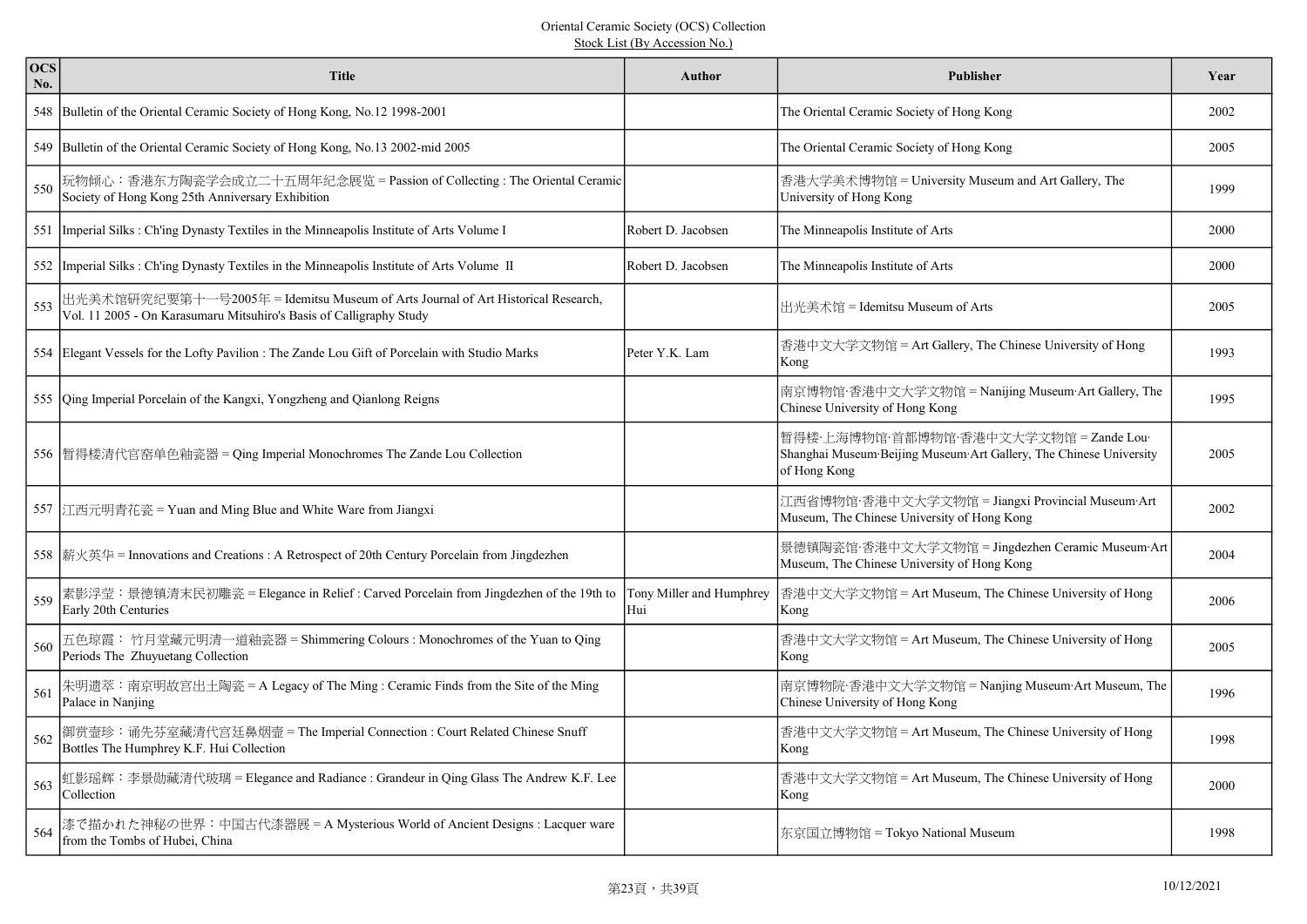Oriental Ceramic Society (OCS) Collection
Stock List (By Accession No.)

| OCS No. | Title | Author | Publisher | Year |
|---|---|---|---|---|
| 548 | Bulletin of the Oriental Ceramic Society of Hong Kong, No.12 1998-2001 | | The Oriental Ceramic Society of Hong Kong | 2002 |
| 549 | Bulletin of the Oriental Ceramic Society of Hong Kong, No.13 2002-mid 2005 | | The Oriental Ceramic Society of Hong Kong | 2005 |
| 550 | 玩物倾心：香港东方陶瓷学会成立二十五周年纪念展览 = Passion of Collecting : The Oriental Ceramic Society of Hong Kong 25th Anniversary Exhibition | | 香港大学美术博物馆 = University Museum and Art Gallery, The University of Hong Kong | 1999 |
| 551 | Imperial Silks : Ch'ing Dynasty Textiles in the Minneapolis Institute of Arts Volume I | Robert D. Jacobsen | The Minneapolis Institute of Arts | 2000 |
| 552 | Imperial Silks : Ch'ing Dynasty Textiles in the Minneapolis Institute of Arts Volume II | Robert D. Jacobsen | The Minneapolis Institute of Arts | 2000 |
| 553 | 出光美术馆研究纪要第十一号2005年 = Idemitsu Museum of Arts Journal of Art Historical Research, Vol. 11 2005 - On Karasumaru Mitsuhiro's Basis of Calligraphy Study | | 出光美术馆 = Idemitsu Museum of Arts | 2005 |
| 554 | Elegant Vessels for the Lofty Pavilion : The Zande Lou Gift of Porcelain with Studio Marks | Peter Y.K. Lam | 香港中文大学文物馆 = Art Gallery, The Chinese University of Hong Kong | 1993 |
| 555 | Qing Imperial Porcelain of the Kangxi, Yongzheng and Qianlong Reigns | | 南京博物馆·香港中文大学文物馆 = Nanijing Museum·Art Gallery, The Chinese University of Hong Kong | 1995 |
| 556 | 暂得楼清代官窑单色釉瓷器 = Qing Imperial Monochromes The Zande Lou Collection | | 暂得楼·上海博物馆·首都博物馆·香港中文大学文物馆 = Zande Lou·Shanghai Museum·Beijing Museum·Art Gallery, The Chinese University of Hong Kong | 2005 |
| 557 | 江西元明青花瓷 = Yuan and Ming Blue and White Ware from Jiangxi | | 江西省博物馆·香港中文大学文物馆 = Jiangxi Provincial Museum·Art Museum, The Chinese University of Hong Kong | 2002 |
| 558 | 薪火英华 = Innovations and Creations : A Retrospect of 20th Century Porcelain from Jingdezhen | | 景德镇陶瓷馆·香港中文大学文物馆 = Jingdezhen Ceramic Museum·Art Museum, The Chinese University of Hong Kong | 2004 |
| 559 | 素影浮莹：景德镇清末民初雕瓷 = Elegance in Relief : Carved Porcelain from Jingdezhen of the 19th to Early 20th Centuries | Tony Miller and Humphrey Hui | 香港中文大学文物馆 = Art Museum, The Chinese University of Hong Kong | 2006 |
| 560 | 五色琼霞： 竹月堂藏元明清一道釉瓷器 = Shimmering Colours : Monochromes of the Yuan to Qing Periods The Zhuyuetang Collection | | 香港中文大学文物馆 = Art Museum, The Chinese University of Hong Kong | 2005 |
| 561 | 朱明遗萃：南京明故宫出土陶瓷 = A Legacy of The Ming : Ceramic Finds from the Site of the Ming Palace in Nanjing | | 南京博物院·香港中文大学文物馆 = Nanjing Museum·Art Museum, The Chinese University of Hong Kong | 1996 |
| 562 | 御赏壶珍：诵先芬室藏清代宫廷鼻烟壶 = The Imperial Connection : Court Related Chinese Snuff Bottles The Humphrey K.F. Hui Collection | | 香港中文大学文物馆 = Art Museum, The Chinese University of Hong Kong | 1998 |
| 563 | 虹影瑶辉：李景勋藏清代玻璃 = Elegance and Radiance : Grandeur in Qing Glass The Andrew K.F. Lee Collection | | 香港中文大学文物馆 = Art Museum, The Chinese University of Hong Kong | 2000 |
| 564 | 漆で描かれた神秘の世界：中国古代漆器展 = A Mysterious World of Ancient Designs : Lacquer ware from the Tombs of Hubei, China | | 东京国立博物馆 = Tokyo National Museum | 1998 |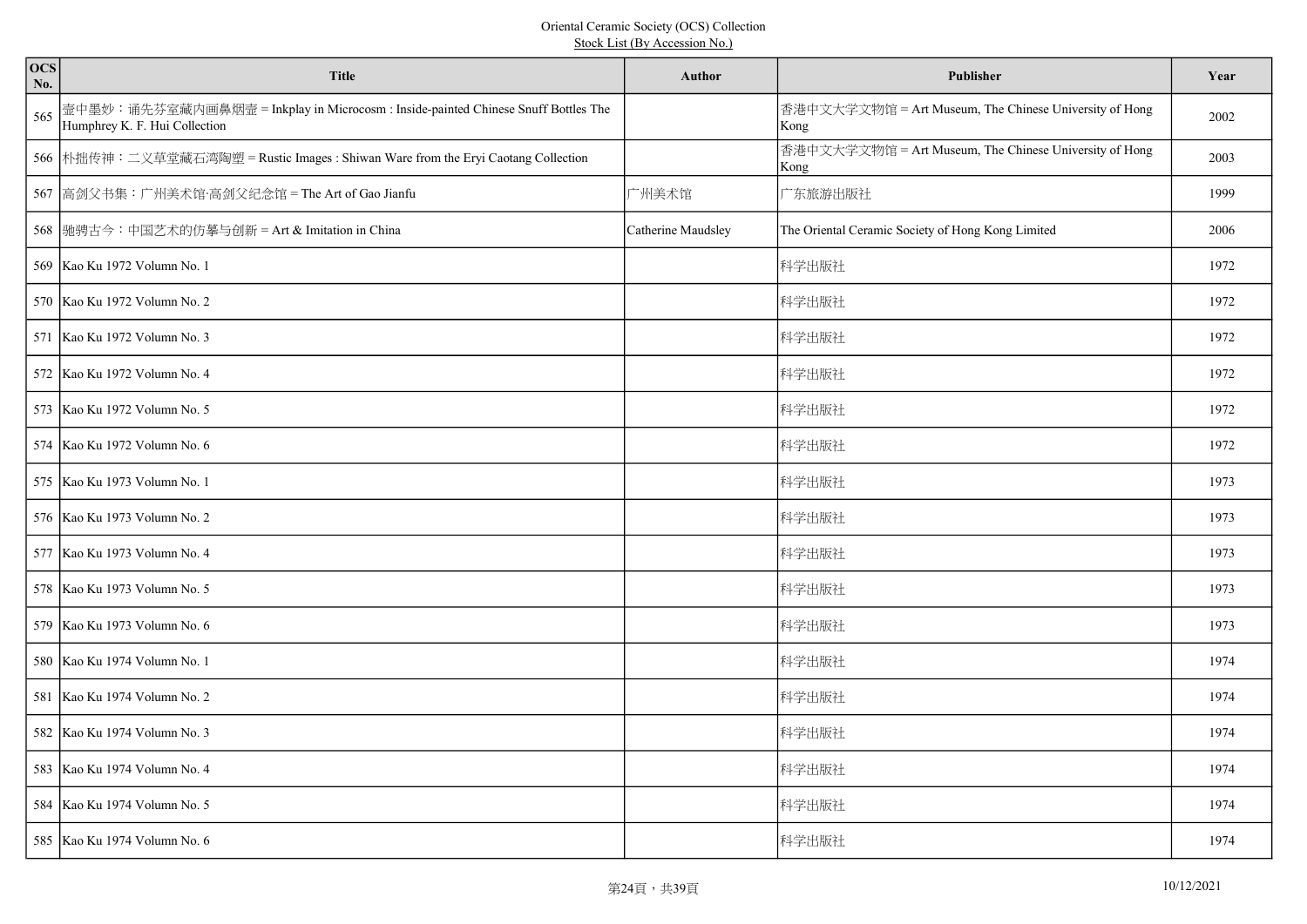Oriental Ceramic Society (OCS) Collection
Stock List (By Accession No.)

| OCS No. | Title | Author | Publisher | Year |
|---|---|---|---|---|
| 565 | 壺中墨妙：诵先芬室藏内画鼻烟壶 = Inkplay in Microcosm : Inside-painted Chinese Snuff Bottles The Humphrey K. F. Hui Collection | | 香港中文大学文物馆 = Art Museum, The Chinese University of Hong Kong | 2002 |
| 566 | 朴拙传神：二义草堂藏石湾陶塑 = Rustic Images : Shiwan Ware from the Eryi Caotang Collection | | 香港中文大学文物馆 = Art Museum, The Chinese University of Hong Kong | 2003 |
| 567 | 高剑父书集：广州美术馆·高剑父纪念馆 = The Art of Gao Jianfu | 广州美术馆 | 广东旅游出版社 | 1999 |
| 568 | 驰骋古今：中国艺术的仿摹与创新 = Art & Imitation in China | Catherine Maudsley | The Oriental Ceramic Society of Hong Kong Limited | 2006 |
| 569 | Kao Ku 1972 Volumn No. 1 | | 科学出版社 | 1972 |
| 570 | Kao Ku 1972 Volumn No. 2 | | 科学出版社 | 1972 |
| 571 | Kao Ku 1972 Volumn No. 3 | | 科学出版社 | 1972 |
| 572 | Kao Ku 1972 Volumn No. 4 | | 科学出版社 | 1972 |
| 573 | Kao Ku 1972 Volumn No. 5 | | 科学出版社 | 1972 |
| 574 | Kao Ku 1972 Volumn No. 6 | | 科学出版社 | 1972 |
| 575 | Kao Ku 1973 Volumn No. 1 | | 科学出版社 | 1973 |
| 576 | Kao Ku 1973 Volumn No. 2 | | 科学出版社 | 1973 |
| 577 | Kao Ku 1973 Volumn No. 4 | | 科学出版社 | 1973 |
| 578 | Kao Ku 1973 Volumn No. 5 | | 科学出版社 | 1973 |
| 579 | Kao Ku 1973 Volumn No. 6 | | 科学出版社 | 1973 |
| 580 | Kao Ku 1974 Volumn No. 1 | | 科学出版社 | 1974 |
| 581 | Kao Ku 1974 Volumn No. 2 | | 科学出版社 | 1974 |
| 582 | Kao Ku 1974 Volumn No. 3 | | 科学出版社 | 1974 |
| 583 | Kao Ku 1974 Volumn No. 4 | | 科学出版社 | 1974 |
| 584 | Kao Ku 1974 Volumn No. 5 | | 科学出版社 | 1974 |
| 585 | Kao Ku 1974 Volumn No. 6 | | 科学出版社 | 1974 |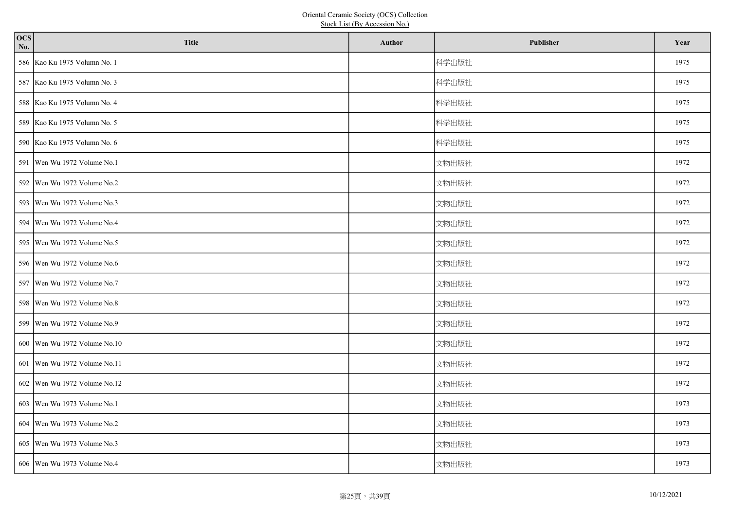Oriental Ceramic Society (OCS) Collection
Stock List (By Accession No.)

| OCS No. | Title | Author | Publisher | Year |
|---|---|---|---|---|
| 586 | Kao Ku 1975 Volumn No. 1 | | 科学出版社 | 1975 |
| 587 | Kao Ku 1975 Volumn No. 3 | | 科学出版社 | 1975 |
| 588 | Kao Ku 1975 Volumn No. 4 | | 科学出版社 | 1975 |
| 589 | Kao Ku 1975 Volumn No. 5 | | 科学出版社 | 1975 |
| 590 | Kao Ku 1975 Volumn No. 6 | | 科学出版社 | 1975 |
| 591 | Wen Wu 1972 Volume No.1 | | 文物出版社 | 1972 |
| 592 | Wen Wu 1972 Volume No.2 | | 文物出版社 | 1972 |
| 593 | Wen Wu 1972 Volume No.3 | | 文物出版社 | 1972 |
| 594 | Wen Wu 1972 Volume No.4 | | 文物出版社 | 1972 |
| 595 | Wen Wu 1972 Volume No.5 | | 文物出版社 | 1972 |
| 596 | Wen Wu 1972 Volume No.6 | | 文物出版社 | 1972 |
| 597 | Wen Wu 1972 Volume No.7 | | 文物出版社 | 1972 |
| 598 | Wen Wu 1972 Volume No.8 | | 文物出版社 | 1972 |
| 599 | Wen Wu 1972 Volume No.9 | | 文物出版社 | 1972 |
| 600 | Wen Wu 1972 Volume No.10 | | 文物出版社 | 1972 |
| 601 | Wen Wu 1972 Volume No.11 | | 文物出版社 | 1972 |
| 602 | Wen Wu 1972 Volume No.12 | | 文物出版社 | 1972 |
| 603 | Wen Wu 1973 Volume No.1 | | 文物出版社 | 1973 |
| 604 | Wen Wu 1973 Volume No.2 | | 文物出版社 | 1973 |
| 605 | Wen Wu 1973 Volume No.3 | | 文物出版社 | 1973 |
| 606 | Wen Wu 1973 Volume No.4 | | 文物出版社 | 1973 |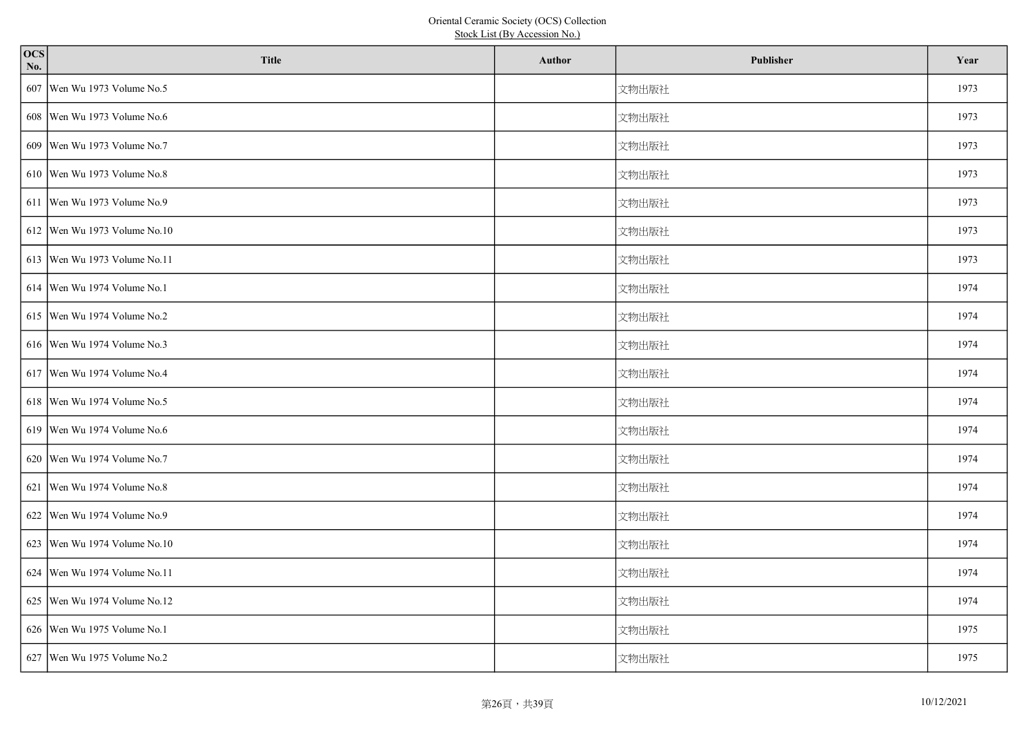| OCS No. | Title | Author | Publisher | Year |
|---|---|---|---|---|
| 607 | Wen Wu 1973 Volume No.5 | | 文物出版社 | 1973 |
| 608 | Wen Wu 1973 Volume No.6 | | 文物出版社 | 1973 |
| 609 | Wen Wu 1973 Volume No.7 | | 文物出版社 | 1973 |
| 610 | Wen Wu 1973 Volume No.8 | | 文物出版社 | 1973 |
| 611 | Wen Wu 1973 Volume No.9 | | 文物出版社 | 1973 |
| 612 | Wen Wu 1973 Volume No.10 | | 文物出版社 | 1973 |
| 613 | Wen Wu 1973 Volume No.11 | | 文物出版社 | 1973 |
| 614 | Wen Wu 1974 Volume No.1 | | 文物出版社 | 1974 |
| 615 | Wen Wu 1974 Volume No.2 | | 文物出版社 | 1974 |
| 616 | Wen Wu 1974 Volume No.3 | | 文物出版社 | 1974 |
| 617 | Wen Wu 1974 Volume No.4 | | 文物出版社 | 1974 |
| 618 | Wen Wu 1974 Volume No.5 | | 文物出版社 | 1974 |
| 619 | Wen Wu 1974 Volume No.6 | | 文物出版社 | 1974 |
| 620 | Wen Wu 1974 Volume No.7 | | 文物出版社 | 1974 |
| 621 | Wen Wu 1974 Volume No.8 | | 文物出版社 | 1974 |
| 622 | Wen Wu 1974 Volume No.9 | | 文物出版社 | 1974 |
| 623 | Wen Wu 1974 Volume No.10 | | 文物出版社 | 1974 |
| 624 | Wen Wu 1974 Volume No.11 | | 文物出版社 | 1974 |
| 625 | Wen Wu 1974 Volume No.12 | | 文物出版社 | 1974 |
| 626 | Wen Wu 1975 Volume No.1 | | 文物出版社 | 1975 |
| 627 | Wen Wu 1975 Volume No.2 | | 文物出版社 | 1975 |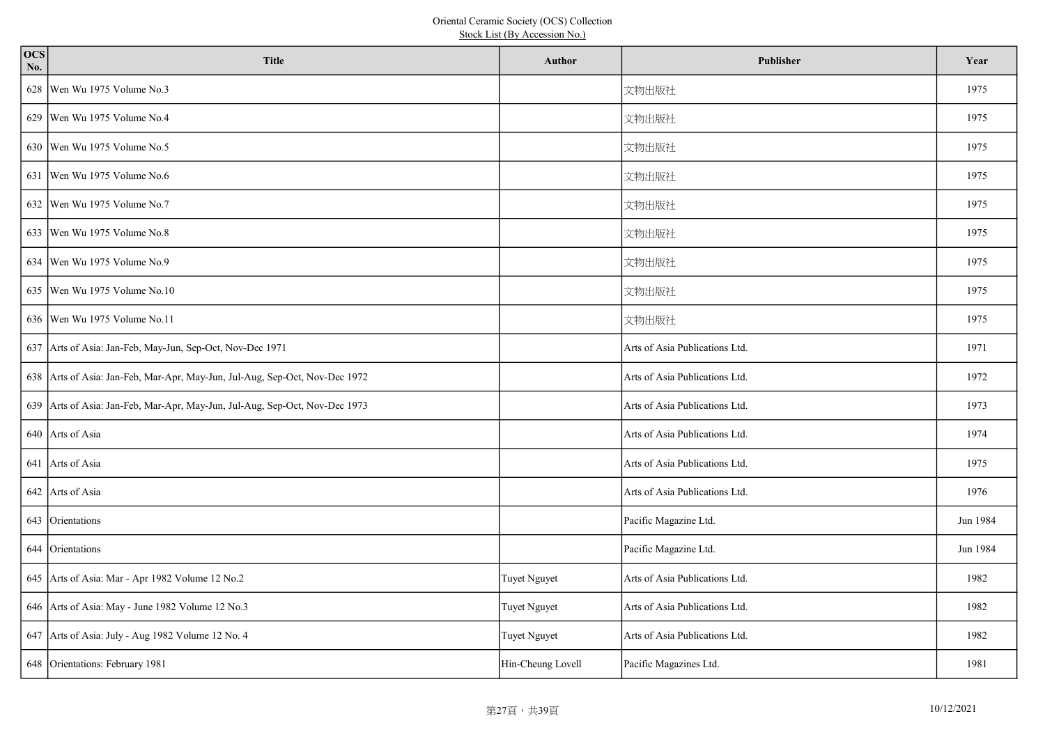Oriental Ceramic Society (OCS) Collection
Stock List (By Accession No.)

| OCS No. | Title | Author | Publisher | Year |
|---|---|---|---|---|
| 628 | Wen Wu 1975 Volume No.3 | | 文物出版社 | 1975 |
| 629 | Wen Wu 1975 Volume No.4 | | 文物出版社 | 1975 |
| 630 | Wen Wu 1975 Volume No.5 | | 文物出版社 | 1975 |
| 631 | Wen Wu 1975 Volume No.6 | | 文物出版社 | 1975 |
| 632 | Wen Wu 1975 Volume No.7 | | 文物出版社 | 1975 |
| 633 | Wen Wu 1975 Volume No.8 | | 文物出版社 | 1975 |
| 634 | Wen Wu 1975 Volume No.9 | | 文物出版社 | 1975 |
| 635 | Wen Wu 1975 Volume No.10 | | 文物出版社 | 1975 |
| 636 | Wen Wu 1975 Volume No.11 | | 文物出版社 | 1975 |
| 637 | Arts of Asia: Jan-Feb, May-Jun, Sep-Oct, Nov-Dec 1971 | | Arts of Asia Publications Ltd. | 1971 |
| 638 | Arts of Asia: Jan-Feb, Mar-Apr, May-Jun, Jul-Aug, Sep-Oct, Nov-Dec 1972 | | Arts of Asia Publications Ltd. | 1972 |
| 639 | Arts of Asia: Jan-Feb, Mar-Apr, May-Jun, Jul-Aug, Sep-Oct, Nov-Dec 1973 | | Arts of Asia Publications Ltd. | 1973 |
| 640 | Arts of Asia | | Arts of Asia Publications Ltd. | 1974 |
| 641 | Arts of Asia | | Arts of Asia Publications Ltd. | 1975 |
| 642 | Arts of Asia | | Arts of Asia Publications Ltd. | 1976 |
| 643 | Orientations | | Pacific Magazine Ltd. | Jun 1984 |
| 644 | Orientations | | Pacific Magazine Ltd. | Jun 1984 |
| 645 | Arts of Asia: Mar - Apr 1982 Volume 12 No.2 | Tuyet Nguyet | Arts of Asia Publications Ltd. | 1982 |
| 646 | Arts of Asia: May - June 1982 Volume 12 No.3 | Tuyet Nguyet | Arts of Asia Publications Ltd. | 1982 |
| 647 | Arts of Asia: July - Aug 1982 Volume 12 No. 4 | Tuyet Nguyet | Arts of Asia Publications Ltd. | 1982 |
| 648 | Orientations: February 1981 | Hin-Cheung Lovell | Pacific Magazines Ltd. | 1981 |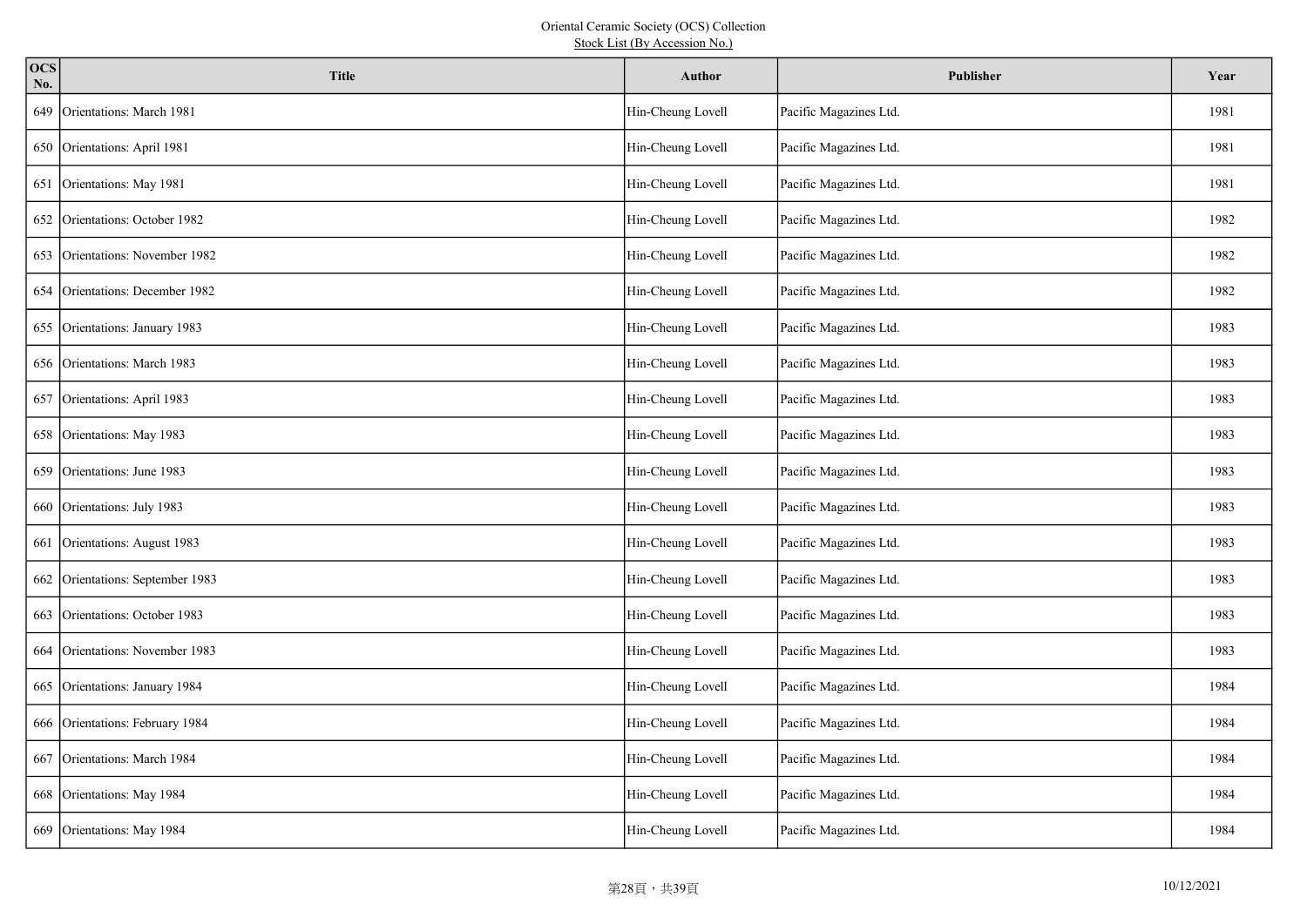Oriental Ceramic Society (OCS) Collection
Stock List (By Accession No.)

| OCS No. | Title | Author | Publisher | Year |
|---|---|---|---|---|
| 649 | Orientations: March 1981 | Hin-Cheung Lovell | Pacific Magazines Ltd. | 1981 |
| 650 | Orientations: April 1981 | Hin-Cheung Lovell | Pacific Magazines Ltd. | 1981 |
| 651 | Orientations: May 1981 | Hin-Cheung Lovell | Pacific Magazines Ltd. | 1981 |
| 652 | Orientations: October 1982 | Hin-Cheung Lovell | Pacific Magazines Ltd. | 1982 |
| 653 | Orientations: November 1982 | Hin-Cheung Lovell | Pacific Magazines Ltd. | 1982 |
| 654 | Orientations: December 1982 | Hin-Cheung Lovell | Pacific Magazines Ltd. | 1982 |
| 655 | Orientations: January 1983 | Hin-Cheung Lovell | Pacific Magazines Ltd. | 1983 |
| 656 | Orientations: March 1983 | Hin-Cheung Lovell | Pacific Magazines Ltd. | 1983 |
| 657 | Orientations: April 1983 | Hin-Cheung Lovell | Pacific Magazines Ltd. | 1983 |
| 658 | Orientations: May 1983 | Hin-Cheung Lovell | Pacific Magazines Ltd. | 1983 |
| 659 | Orientations: June 1983 | Hin-Cheung Lovell | Pacific Magazines Ltd. | 1983 |
| 660 | Orientations: July 1983 | Hin-Cheung Lovell | Pacific Magazines Ltd. | 1983 |
| 661 | Orientations: August 1983 | Hin-Cheung Lovell | Pacific Magazines Ltd. | 1983 |
| 662 | Orientations: September 1983 | Hin-Cheung Lovell | Pacific Magazines Ltd. | 1983 |
| 663 | Orientations: October 1983 | Hin-Cheung Lovell | Pacific Magazines Ltd. | 1983 |
| 664 | Orientations: November 1983 | Hin-Cheung Lovell | Pacific Magazines Ltd. | 1983 |
| 665 | Orientations: January 1984 | Hin-Cheung Lovell | Pacific Magazines Ltd. | 1984 |
| 666 | Orientations: February 1984 | Hin-Cheung Lovell | Pacific Magazines Ltd. | 1984 |
| 667 | Orientations: March 1984 | Hin-Cheung Lovell | Pacific Magazines Ltd. | 1984 |
| 668 | Orientations: May 1984 | Hin-Cheung Lovell | Pacific Magazines Ltd. | 1984 |
| 669 | Orientations: May 1984 | Hin-Cheung Lovell | Pacific Magazines Ltd. | 1984 |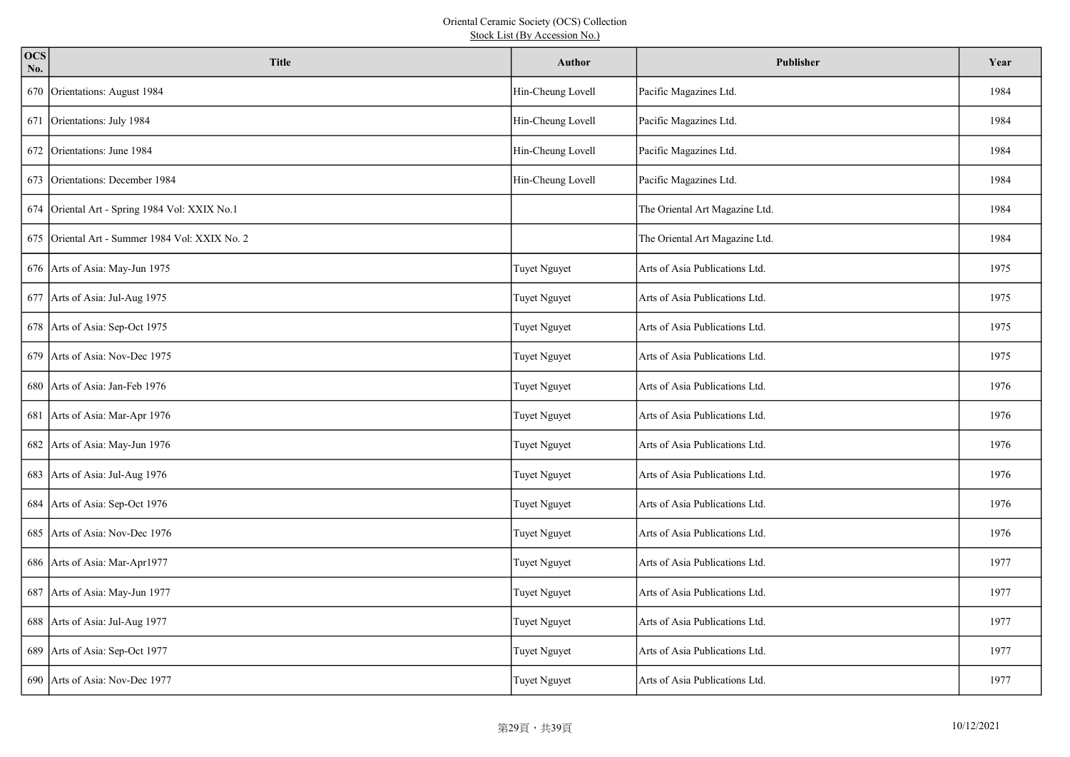Oriental Ceramic Society (OCS) Collection

Stock List (By Accession No.)

| OCS No. | Title | Author | Publisher | Year |
|---|---|---|---|---|
| 670 | Orientations: August 1984 | Hin-Cheung Lovell | Pacific Magazines Ltd. | 1984 |
| 671 | Orientations: July 1984 | Hin-Cheung Lovell | Pacific Magazines Ltd. | 1984 |
| 672 | Orientations: June 1984 | Hin-Cheung Lovell | Pacific Magazines Ltd. | 1984 |
| 673 | Orientations: December 1984 | Hin-Cheung Lovell | Pacific Magazines Ltd. | 1984 |
| 674 | Oriental Art - Spring 1984 Vol: XXIX No.1 | | The Oriental Art Magazine Ltd. | 1984 |
| 675 | Oriental Art - Summer 1984 Vol: XXIX No. 2 | | The Oriental Art Magazine Ltd. | 1984 |
| 676 | Arts of Asia: May-Jun 1975 | Tuyet Nguyet | Arts of Asia Publications Ltd. | 1975 |
| 677 | Arts of Asia: Jul-Aug 1975 | Tuyet Nguyet | Arts of Asia Publications Ltd. | 1975 |
| 678 | Arts of Asia: Sep-Oct 1975 | Tuyet Nguyet | Arts of Asia Publications Ltd. | 1975 |
| 679 | Arts of Asia: Nov-Dec 1975 | Tuyet Nguyet | Arts of Asia Publications Ltd. | 1975 |
| 680 | Arts of Asia: Jan-Feb 1976 | Tuyet Nguyet | Arts of Asia Publications Ltd. | 1976 |
| 681 | Arts of Asia: Mar-Apr 1976 | Tuyet Nguyet | Arts of Asia Publications Ltd. | 1976 |
| 682 | Arts of Asia: May-Jun 1976 | Tuyet Nguyet | Arts of Asia Publications Ltd. | 1976 |
| 683 | Arts of Asia: Jul-Aug 1976 | Tuyet Nguyet | Arts of Asia Publications Ltd. | 1976 |
| 684 | Arts of Asia: Sep-Oct 1976 | Tuyet Nguyet | Arts of Asia Publications Ltd. | 1976 |
| 685 | Arts of Asia: Nov-Dec 1976 | Tuyet Nguyet | Arts of Asia Publications Ltd. | 1976 |
| 686 | Arts of Asia: Mar-Apr1977 | Tuyet Nguyet | Arts of Asia Publications Ltd. | 1977 |
| 687 | Arts of Asia: May-Jun 1977 | Tuyet Nguyet | Arts of Asia Publications Ltd. | 1977 |
| 688 | Arts of Asia: Jul-Aug 1977 | Tuyet Nguyet | Arts of Asia Publications Ltd. | 1977 |
| 689 | Arts of Asia: Sep-Oct 1977 | Tuyet Nguyet | Arts of Asia Publications Ltd. | 1977 |
| 690 | Arts of Asia: Nov-Dec 1977 | Tuyet Nguyet | Arts of Asia Publications Ltd. | 1977 |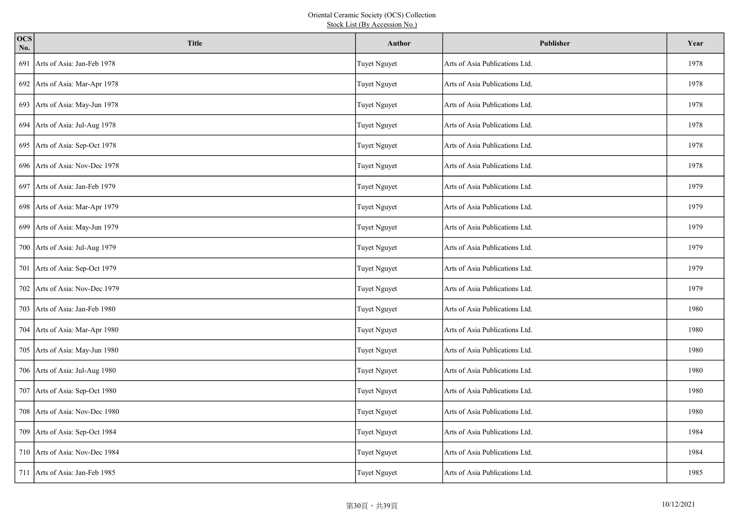Oriental Ceramic Society (OCS) Collection

Stock List (By Accession No.)

| OCS No. | Title | Author | Publisher | Year |
|---|---|---|---|---|
| 691 | Arts of Asia: Jan-Feb 1978 | Tuyet Nguyet | Arts of Asia Publications Ltd. | 1978 |
| 692 | Arts of Asia: Mar-Apr 1978 | Tuyet Nguyet | Arts of Asia Publications Ltd. | 1978 |
| 693 | Arts of Asia: May-Jun 1978 | Tuyet Nguyet | Arts of Asia Publications Ltd. | 1978 |
| 694 | Arts of Asia: Jul-Aug 1978 | Tuyet Nguyet | Arts of Asia Publications Ltd. | 1978 |
| 695 | Arts of Asia: Sep-Oct 1978 | Tuyet Nguyet | Arts of Asia Publications Ltd. | 1978 |
| 696 | Arts of Asia: Nov-Dec 1978 | Tuyet Nguyet | Arts of Asia Publications Ltd. | 1978 |
| 697 | Arts of Asia: Jan-Feb 1979 | Tuyet Nguyet | Arts of Asia Publications Ltd. | 1979 |
| 698 | Arts of Asia: Mar-Apr 1979 | Tuyet Nguyet | Arts of Asia Publications Ltd. | 1979 |
| 699 | Arts of Asia: May-Jun 1979 | Tuyet Nguyet | Arts of Asia Publications Ltd. | 1979 |
| 700 | Arts of Asia: Jul-Aug 1979 | Tuyet Nguyet | Arts of Asia Publications Ltd. | 1979 |
| 701 | Arts of Asia: Sep-Oct 1979 | Tuyet Nguyet | Arts of Asia Publications Ltd. | 1979 |
| 702 | Arts of Asia: Nov-Dec 1979 | Tuyet Nguyet | Arts of Asia Publications Ltd. | 1979 |
| 703 | Arts of Asia: Jan-Feb 1980 | Tuyet Nguyet | Arts of Asia Publications Ltd. | 1980 |
| 704 | Arts of Asia: Mar-Apr 1980 | Tuyet Nguyet | Arts of Asia Publications Ltd. | 1980 |
| 705 | Arts of Asia: May-Jun 1980 | Tuyet Nguyet | Arts of Asia Publications Ltd. | 1980 |
| 706 | Arts of Asia: Jul-Aug 1980 | Tuyet Nguyet | Arts of Asia Publications Ltd. | 1980 |
| 707 | Arts of Asia: Sep-Oct 1980 | Tuyet Nguyet | Arts of Asia Publications Ltd. | 1980 |
| 708 | Arts of Asia: Nov-Dec 1980 | Tuyet Nguyet | Arts of Asia Publications Ltd. | 1980 |
| 709 | Arts of Asia: Sep-Oct 1984 | Tuyet Nguyet | Arts of Asia Publications Ltd. | 1984 |
| 710 | Arts of Asia: Nov-Dec 1984 | Tuyet Nguyet | Arts of Asia Publications Ltd. | 1984 |
| 711 | Arts of Asia: Jan-Feb 1985 | Tuyet Nguyet | Arts of Asia Publications Ltd. | 1985 |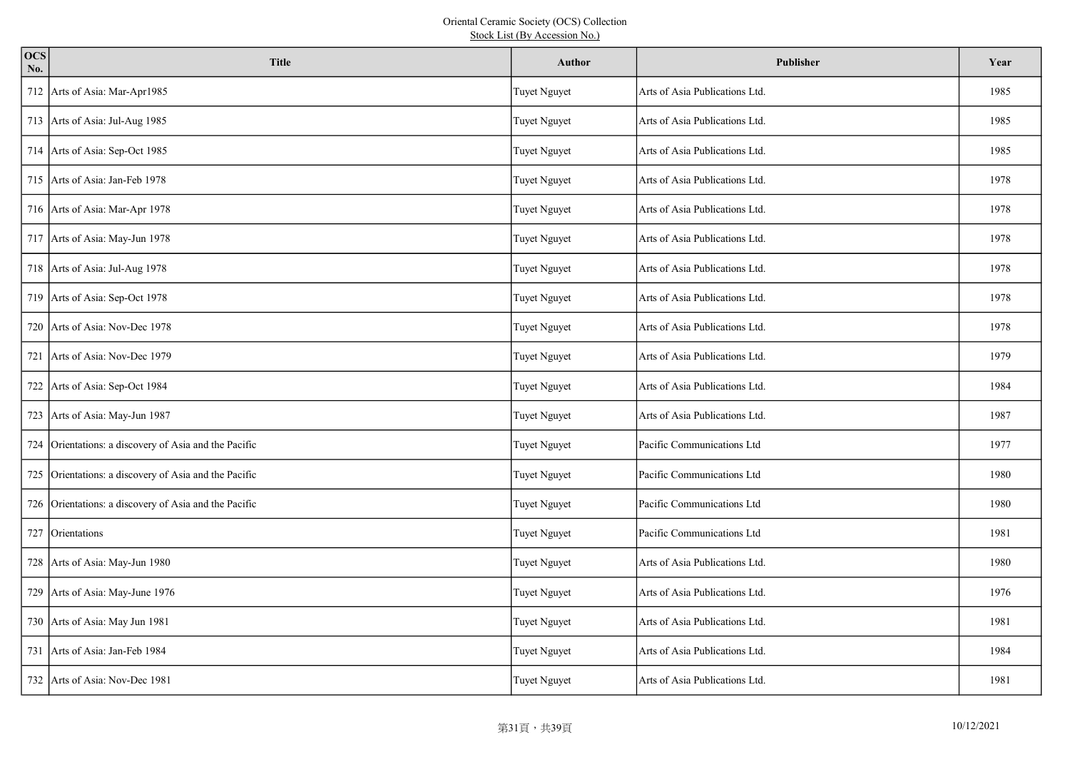Oriental Ceramic Society (OCS) Collection

Stock List (By Accession No.)

| OCS No. | Title | Author | Publisher | Year |
|---|---|---|---|---|
| 712 | Arts of Asia: Mar-Apr1985 | Tuyet Nguyet | Arts of Asia Publications Ltd. | 1985 |
| 713 | Arts of Asia: Jul-Aug 1985 | Tuyet Nguyet | Arts of Asia Publications Ltd. | 1985 |
| 714 | Arts of Asia: Sep-Oct 1985 | Tuyet Nguyet | Arts of Asia Publications Ltd. | 1985 |
| 715 | Arts of Asia: Jan-Feb 1978 | Tuyet Nguyet | Arts of Asia Publications Ltd. | 1978 |
| 716 | Arts of Asia: Mar-Apr 1978 | Tuyet Nguyet | Arts of Asia Publications Ltd. | 1978 |
| 717 | Arts of Asia: May-Jun 1978 | Tuyet Nguyet | Arts of Asia Publications Ltd. | 1978 |
| 718 | Arts of Asia: Jul-Aug 1978 | Tuyet Nguyet | Arts of Asia Publications Ltd. | 1978 |
| 719 | Arts of Asia: Sep-Oct 1978 | Tuyet Nguyet | Arts of Asia Publications Ltd. | 1978 |
| 720 | Arts of Asia: Nov-Dec 1978 | Tuyet Nguyet | Arts of Asia Publications Ltd. | 1978 |
| 721 | Arts of Asia: Nov-Dec 1979 | Tuyet Nguyet | Arts of Asia Publications Ltd. | 1979 |
| 722 | Arts of Asia: Sep-Oct 1984 | Tuyet Nguyet | Arts of Asia Publications Ltd. | 1984 |
| 723 | Arts of Asia: May-Jun 1987 | Tuyet Nguyet | Arts of Asia Publications Ltd. | 1987 |
| 724 | Orientations: a discovery of Asia and the Pacific | Tuyet Nguyet | Pacific Communications Ltd | 1977 |
| 725 | Orientations: a discovery of Asia and the Pacific | Tuyet Nguyet | Pacific Communications Ltd | 1980 |
| 726 | Orientations: a discovery of Asia and the Pacific | Tuyet Nguyet | Pacific Communications Ltd | 1980 |
| 727 | Orientations | Tuyet Nguyet | Pacific Communications Ltd | 1981 |
| 728 | Arts of Asia: May-Jun 1980 | Tuyet Nguyet | Arts of Asia Publications Ltd. | 1980 |
| 729 | Arts of Asia: May-June 1976 | Tuyet Nguyet | Arts of Asia Publications Ltd. | 1976 |
| 730 | Arts of Asia: May Jun 1981 | Tuyet Nguyet | Arts of Asia Publications Ltd. | 1981 |
| 731 | Arts of Asia: Jan-Feb 1984 | Tuyet Nguyet | Arts of Asia Publications Ltd. | 1984 |
| 732 | Arts of Asia: Nov-Dec 1981 | Tuyet Nguyet | Arts of Asia Publications Ltd. | 1981 |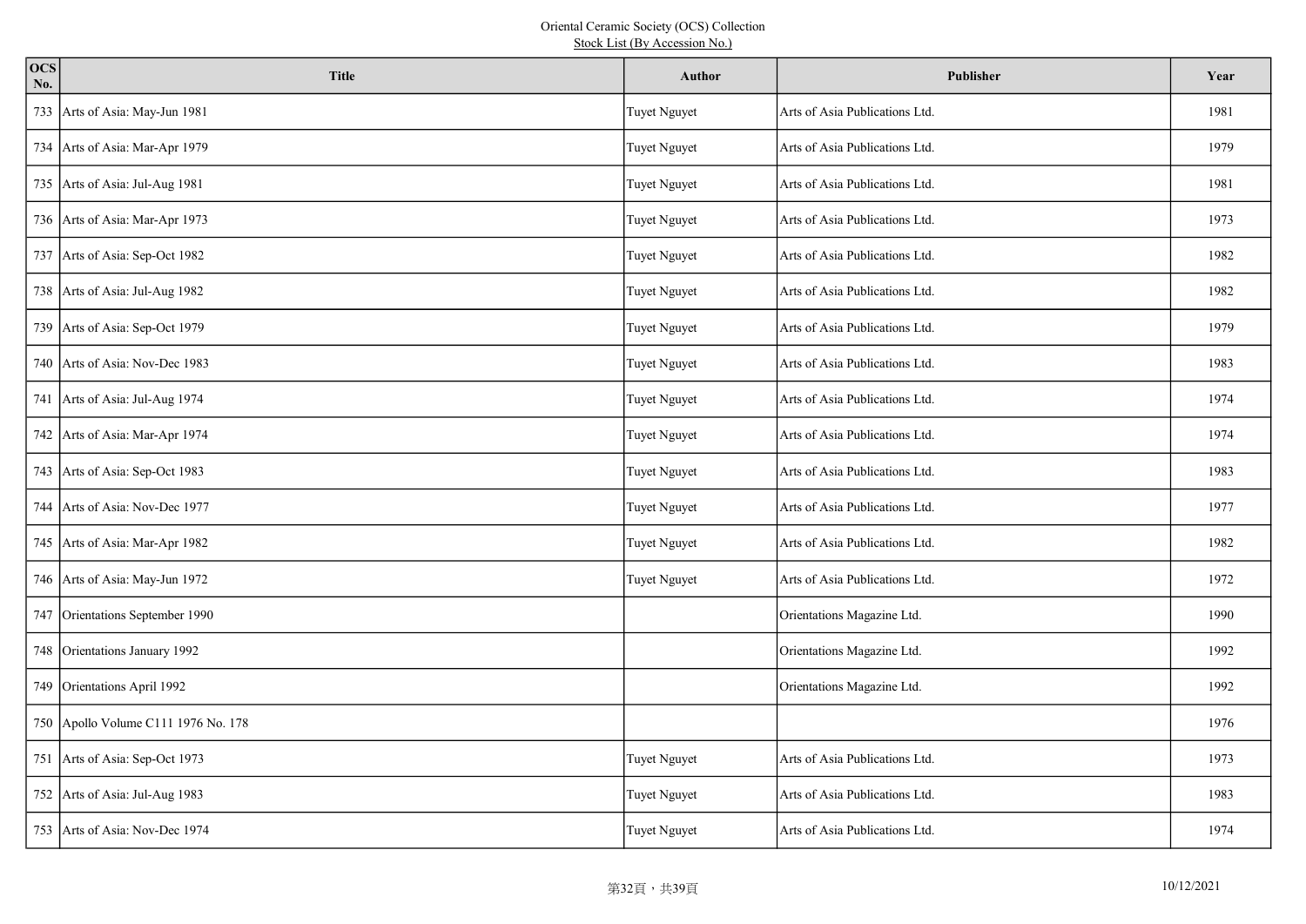Oriental Ceramic Society (OCS) Collection
Stock List (By Accession No.)

| OCS No. | Title | Author | Publisher | Year |
|---|---|---|---|---|
| 733 | Arts of Asia: May-Jun 1981 | Tuyet Nguyet | Arts of Asia Publications Ltd. | 1981 |
| 734 | Arts of Asia: Mar-Apr 1979 | Tuyet Nguyet | Arts of Asia Publications Ltd. | 1979 |
| 735 | Arts of Asia: Jul-Aug 1981 | Tuyet Nguyet | Arts of Asia Publications Ltd. | 1981 |
| 736 | Arts of Asia: Mar-Apr 1973 | Tuyet Nguyet | Arts of Asia Publications Ltd. | 1973 |
| 737 | Arts of Asia: Sep-Oct 1982 | Tuyet Nguyet | Arts of Asia Publications Ltd. | 1982 |
| 738 | Arts of Asia: Jul-Aug 1982 | Tuyet Nguyet | Arts of Asia Publications Ltd. | 1982 |
| 739 | Arts of Asia: Sep-Oct 1979 | Tuyet Nguyet | Arts of Asia Publications Ltd. | 1979 |
| 740 | Arts of Asia: Nov-Dec 1983 | Tuyet Nguyet | Arts of Asia Publications Ltd. | 1983 |
| 741 | Arts of Asia: Jul-Aug 1974 | Tuyet Nguyet | Arts of Asia Publications Ltd. | 1974 |
| 742 | Arts of Asia: Mar-Apr 1974 | Tuyet Nguyet | Arts of Asia Publications Ltd. | 1974 |
| 743 | Arts of Asia: Sep-Oct 1983 | Tuyet Nguyet | Arts of Asia Publications Ltd. | 1983 |
| 744 | Arts of Asia: Nov-Dec 1977 | Tuyet Nguyet | Arts of Asia Publications Ltd. | 1977 |
| 745 | Arts of Asia: Mar-Apr 1982 | Tuyet Nguyet | Arts of Asia Publications Ltd. | 1982 |
| 746 | Arts of Asia: May-Jun 1972 | Tuyet Nguyet | Arts of Asia Publications Ltd. | 1972 |
| 747 | Orientations September 1990 | | Orientations Magazine Ltd. | 1990 |
| 748 | Orientations January 1992 | | Orientations Magazine Ltd. | 1992 |
| 749 | Orientations April 1992 | | Orientations Magazine Ltd. | 1992 |
| 750 | Apollo Volume C111 1976 No. 178 | | | 1976 |
| 751 | Arts of Asia: Sep-Oct 1973 | Tuyet Nguyet | Arts of Asia Publications Ltd. | 1973 |
| 752 | Arts of Asia: Jul-Aug 1983 | Tuyet Nguyet | Arts of Asia Publications Ltd. | 1983 |
| 753 | Arts of Asia: Nov-Dec 1974 | Tuyet Nguyet | Arts of Asia Publications Ltd. | 1974 |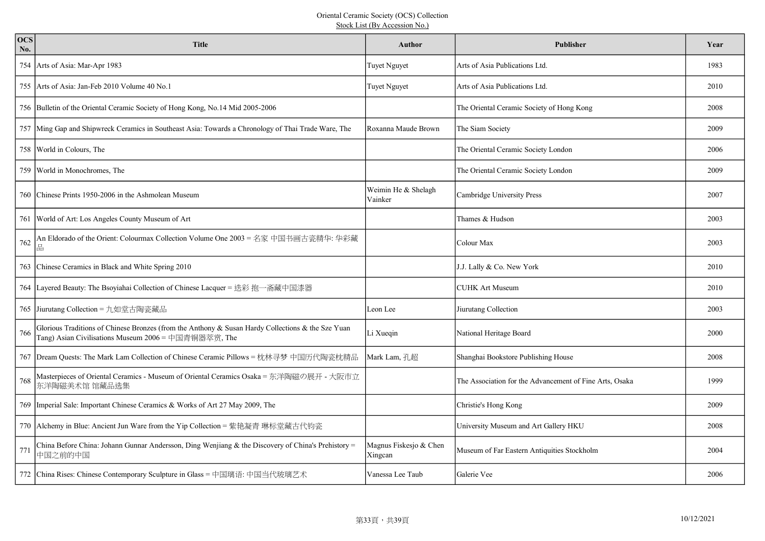Oriental Ceramic Society (OCS) Collection
Stock List (By Accession No.)

| OCS No. | Title | Author | Publisher | Year |
|---|---|---|---|---|
| 754 | Arts of Asia: Mar-Apr 1983 | Tuyet Nguyet | Arts of Asia Publications Ltd. | 1983 |
| 755 | Arts of Asia: Jan-Feb 2010 Volume 40 No.1 | Tuyet Nguyet | Arts of Asia Publications Ltd. | 2010 |
| 756 | Bulletin of the Oriental Ceramic Society of Hong Kong, No.14 Mid 2005-2006 | | The Oriental Ceramic Society of Hong Kong | 2008 |
| 757 | Ming Gap and Shipwreck Ceramics in Southeast Asia: Towards a Chronology of Thai Trade Ware, The | Roxanna Maude Brown | The Siam Society | 2009 |
| 758 | World in Colours, The | | The Oriental Ceramic Society London | 2006 |
| 759 | World in Monochromes, The | | The Oriental Ceramic Society London | 2009 |
| 760 | Chinese Prints 1950-2006 in the Ashmolean Museum | Weimin He & Shelagh Vainker | Cambridge University Press | 2007 |
| 761 | World of Art: Los Angeles County Museum of Art | | Thames & Hudson | 2003 |
| 762 | An Eldorado of the Orient: Colourmax Collection Volume One 2003 = 名家 中国书画古瓷精华: 华彩藏品 | | Colour Max | 2003 |
| 763 | Chinese Ceramics in Black and White Spring 2010 | | J.J. Lally & Co. New York | 2010 |
| 764 | Layered Beauty: The Bsoyiahai Collection of Chinese Lacquer = 迭彩 抱一斋藏中国漆器 | | CUHK Art Museum | 2010 |
| 765 | Jiurutang Collection = 九如堂古陶瓷藏品 | Leon Lee | Jiurutang Collection | 2003 |
| 766 | Glorious Traditions of Chinese Bronzes (from the Anthony & Susan Hardy Collections & the Sze Yuan Tang) Asian Civilisations Museum 2006 = 中国青铜器萃赏, The | Li Xueqin | National Heritage Board | 2000 |
| 767 | Dream Quests: The Mark Lam Collection of Chinese Ceramic Pillows = 枕林寻梦 中国历代陶瓷枕精品 | Mark Lam, 孔超 | Shanghai Bookstore Publishing House | 2008 |
| 768 | Masterpieces of Oriental Ceramics - Museum of Oriental Ceramics Osaka = 东洋陶磁の展开 - 大阪市立东洋陶磁美术馆 馆藏品选集 | | The Association for the Advancement of Fine Arts, Osaka | 1999 |
| 769 | Imperial Sale: Important Chinese Ceramics & Works of Art 27 May 2009, The | | Christie's Hong Kong | 2009 |
| 770 | Alchemy in Blue: Ancient Jun Ware from the Yip Collection = 紫艳凝青 琳标堂藏古代钧瓷 | | University Museum and Art Gallery HKU | 2008 |
| 771 | China Before China: Johann Gunnar Andersson, Ding Wenjiang & the Discovery of China's Prehistory = 中国之前的中国 | Magnus Fiskesjo & Chen Xingcan | Museum of Far Eastern Antiquities Stockholm | 2004 |
| 772 | China Rises: Chinese Contemporary Sculpture in Glass = 中国璃语: 中国当代玻璃艺术 | Vanessa Lee Taub | Galerie Vee | 2006 |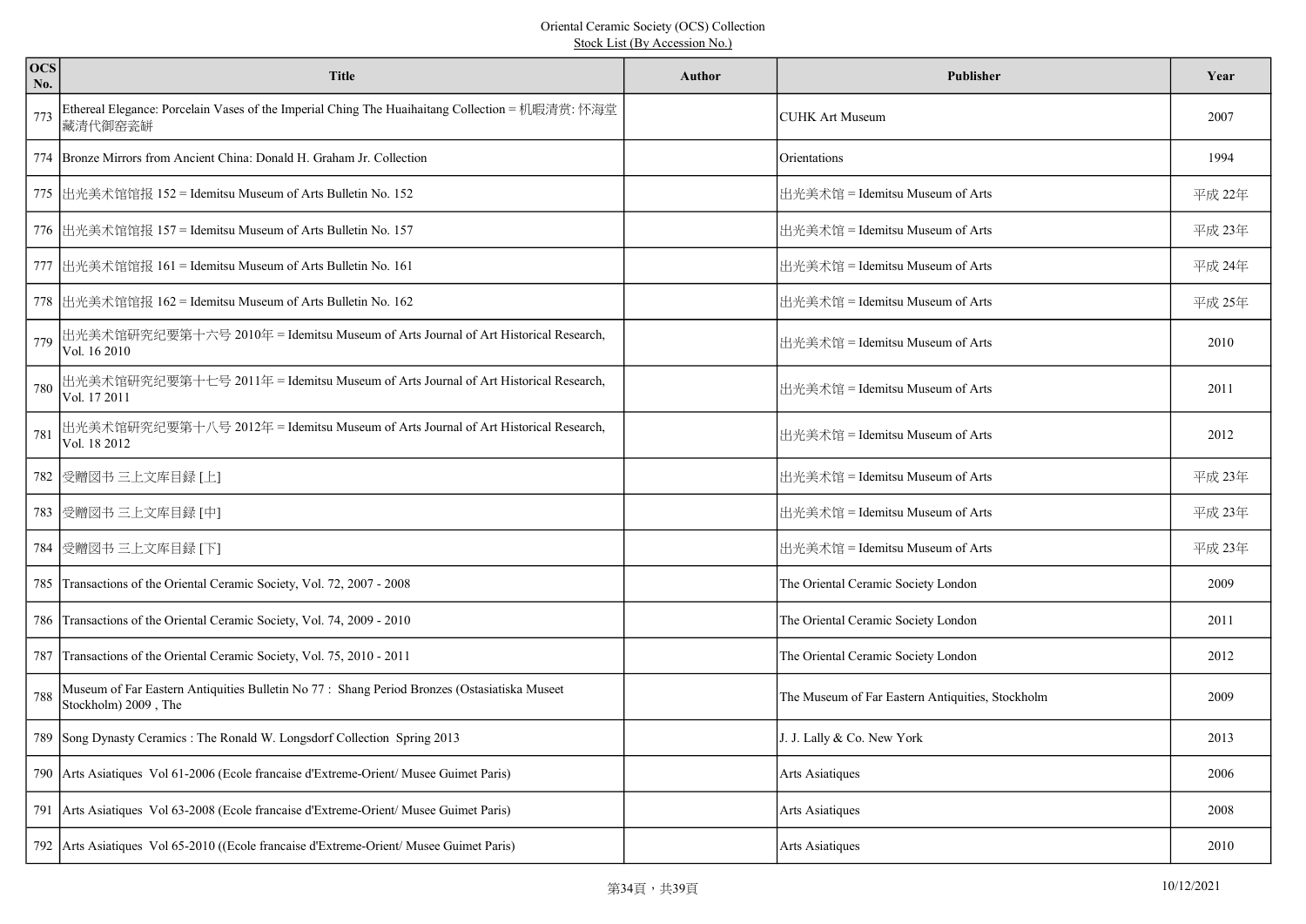Oriental Ceramic Society (OCS) Collection
Stock List (By Accession No.)

| OCS No. | Title | Author | Publisher | Year |
|---|---|---|---|---|
| 773 | Ethereal Elegance: Porcelain Vases of the Imperial Ching The Huaihaitang Collection = 机暇清赏: 怀海堂藏清代御窑瓷缾 | | CUHK Art Museum | 2007 |
| 774 | Bronze Mirrors from Ancient China: Donald H. Graham Jr. Collection | | Orientations | 1994 |
| 775 | 出光美术馆馆报 152 = Idemitsu Museum of Arts Bulletin No. 152 | | 出光美术馆 = Idemitsu Museum of Arts | 平成 22年 |
| 776 | 出光美术馆馆报 157 = Idemitsu Museum of Arts Bulletin No. 157 | | 出光美术馆 = Idemitsu Museum of Arts | 平成 23年 |
| 777 | 出光美术馆馆报 161 = Idemitsu Museum of Arts Bulletin No. 161 | | 出光美术馆 = Idemitsu Museum of Arts | 平成 24年 |
| 778 | 出光美术馆馆报 162 = Idemitsu Museum of Arts Bulletin No. 162 | | 出光美术馆 = Idemitsu Museum of Arts | 平成 25年 |
| 779 | 出光美术馆研究纪要第十六号 2010年 = Idemitsu Museum of Arts Journal of Art Historical Research, Vol. 16 2010 | | 出光美术馆 = Idemitsu Museum of Arts | 2010 |
| 780 | 出光美术馆研究纪要第十七号 2011年 = Idemitsu Museum of Arts Journal of Art Historical Research, Vol. 17 2011 | | 出光美术馆 = Idemitsu Museum of Arts | 2011 |
| 781 | 出光美术馆研究纪要第十八号 2012年 = Idemitsu Museum of Arts Journal of Art Historical Research, Vol. 18 2012 | | 出光美术馆 = Idemitsu Museum of Arts | 2012 |
| 782 | 受贈図书 三上文库目録 [上] | | 出光美术馆 = Idemitsu Museum of Arts | 平成 23年 |
| 783 | 受贈図书 三上文库目録 [中] | | 出光美术馆 = Idemitsu Museum of Arts | 平成 23年 |
| 784 | 受贈図书 三上文库目録 [下] | | 出光美术馆 = Idemitsu Museum of Arts | 平成 23年 |
| 785 | Transactions of the Oriental Ceramic Society, Vol. 72, 2007 - 2008 | | The Oriental Ceramic Society London | 2009 |
| 786 | Transactions of the Oriental Ceramic Society, Vol. 74, 2009 - 2010 | | The Oriental Ceramic Society London | 2011 |
| 787 | Transactions of the Oriental Ceramic Society, Vol. 75, 2010 - 2011 | | The Oriental Ceramic Society London | 2012 |
| 788 | Museum of Far Eastern Antiquities Bulletin No 77 : Shang Period Bronzes (Ostasiatiska Museet Stockholm) 2009 , The | | The Museum of Far Eastern Antiquities, Stockholm | 2009 |
| 789 | Song Dynasty Ceramics : The Ronald W. Longsdorf Collection Spring 2013 | | J. J. Lally & Co. New York | 2013 |
| 790 | Arts Asiatiques Vol 61-2006 (Ecole francaise d'Extreme-Orient/ Musee Guimet Paris) | | Arts Asiatiques | 2006 |
| 791 | Arts Asiatiques Vol 63-2008 (Ecole francaise d'Extreme-Orient/ Musee Guimet Paris) | | Arts Asiatiques | 2008 |
| 792 | Arts Asiatiques Vol 65-2010 ((Ecole francaise d'Extreme-Orient/ Musee Guimet Paris) | | Arts Asiatiques | 2010 |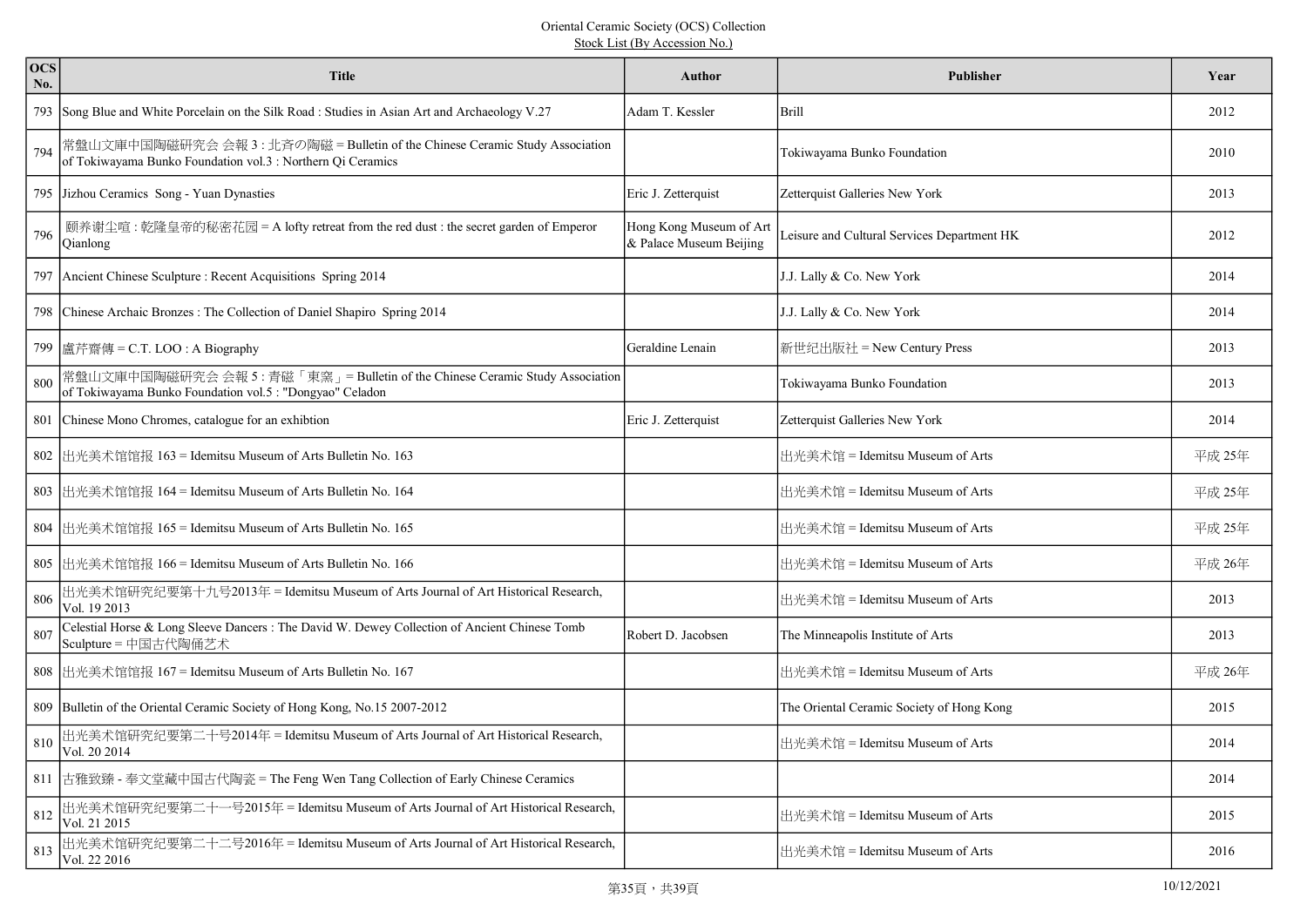Oriental Ceramic Society (OCS) Collection
Stock List (By Accession No.)

| OCS No. | Title | Author | Publisher | Year |
|---|---|---|---|---|
| 793 | Song Blue and White Porcelain on the Silk Road : Studies in Asian Art and Archaeology V.27 | Adam T. Kessler | Brill | 2012 |
| 794 | 常盤山文庫中国陶磁研究会 会報 3 : 北斉の陶磁 = Bulletin of the Chinese Ceramic Study Association of Tokiwayama Bunko Foundation vol.3 : Northern Qi Ceramics | | Tokiwayama Bunko Foundation | 2010 |
| 795 | Jizhou Ceramics Song - Yuan Dynasties | Eric J. Zetterquist | Zetterquist Galleries New York | 2013 |
| 796 | 颐养谢尘喧 : 乾隆皇帝的秘密花园 = A lofty retreat from the red dust : the secret garden of Emperor Qianlong | Hong Kong Museum of Art & Palace Museum Beijing | Leisure and Cultural Services Department HK | 2012 |
| 797 | Ancient Chinese Sculpture : Recent Acquisitions Spring 2014 | | J.J. Lally & Co. New York | 2014 |
| 798 | Chinese Archaic Bronzes : The Collection of Daniel Shapiro Spring 2014 | | J.J. Lally & Co. New York | 2014 |
| 799 | 盧芹齋傳 = C.T. LOO : A Biography | Geraldine Lenain | 新世纪出版社 = New Century Press | 2013 |
| 800 | 常盤山文庫中国陶磁研究会 会報 5 : 青磁「東窯」= Bulletin of the Chinese Ceramic Study Association of Tokiwayama Bunko Foundation vol.5 : "Dongyao" Celadon | | Tokiwayama Bunko Foundation | 2013 |
| 801 | Chinese Mono Chromes, catalogue for an exhibtion | Eric J. Zetterquist | Zetterquist Galleries New York | 2014 |
| 802 | 出光美术馆馆报 163 = Idemitsu Museum of Arts Bulletin No. 163 | | 出光美术馆 = Idemitsu Museum of Arts | 平成 25年 |
| 803 | 出光美术馆馆报 164 = Idemitsu Museum of Arts Bulletin No. 164 | | 出光美术馆 = Idemitsu Museum of Arts | 平成 25年 |
| 804 | 出光美术馆馆报 165 = Idemitsu Museum of Arts Bulletin No. 165 | | 出光美术馆 = Idemitsu Museum of Arts | 平成 25年 |
| 805 | 出光美术馆馆报 166 = Idemitsu Museum of Arts Bulletin No. 166 | | 出光美术馆 = Idemitsu Museum of Arts | 平成 26年 |
| 806 | 出光美术馆研究纪要第十九号2013年 = Idemitsu Museum of Arts Journal of Art Historical Research, Vol. 19 2013 | | 出光美术馆 = Idemitsu Museum of Arts | 2013 |
| 807 | Celestial Horse & Long Sleeve Dancers : The David W. Dewey Collection of Ancient Chinese Tomb Sculpture = 中国古代陶俑艺术 | Robert D. Jacobsen | The Minneapolis Institute of Arts | 2013 |
| 808 | 出光美术馆馆报 167 = Idemitsu Museum of Arts Bulletin No. 167 | | 出光美术馆 = Idemitsu Museum of Arts | 平成 26年 |
| 809 | Bulletin of the Oriental Ceramic Society of Hong Kong, No.15 2007-2012 | | The Oriental Ceramic Society of Hong Kong | 2015 |
| 810 | 出光美术馆研究纪要第二十号2014年 = Idemitsu Museum of Arts Journal of Art Historical Research, Vol. 20 2014 | | 出光美术馆 = Idemitsu Museum of Arts | 2014 |
| 811 | 古雅致臻 - 奉文堂藏中国古代陶瓷 = The Feng Wen Tang Collection of Early Chinese Ceramics | | | 2014 |
| 812 | 出光美术馆研究纪要第二十一号2015年 = Idemitsu Museum of Arts Journal of Art Historical Research, Vol. 21 2015 | | 出光美术馆 = Idemitsu Museum of Arts | 2015 |
| 813 | 出光美术馆研究纪要第二十二号2016年 = Idemitsu Museum of Arts Journal of Art Historical Research, Vol. 22 2016 | | 出光美术馆 = Idemitsu Museum of Arts | 2016 |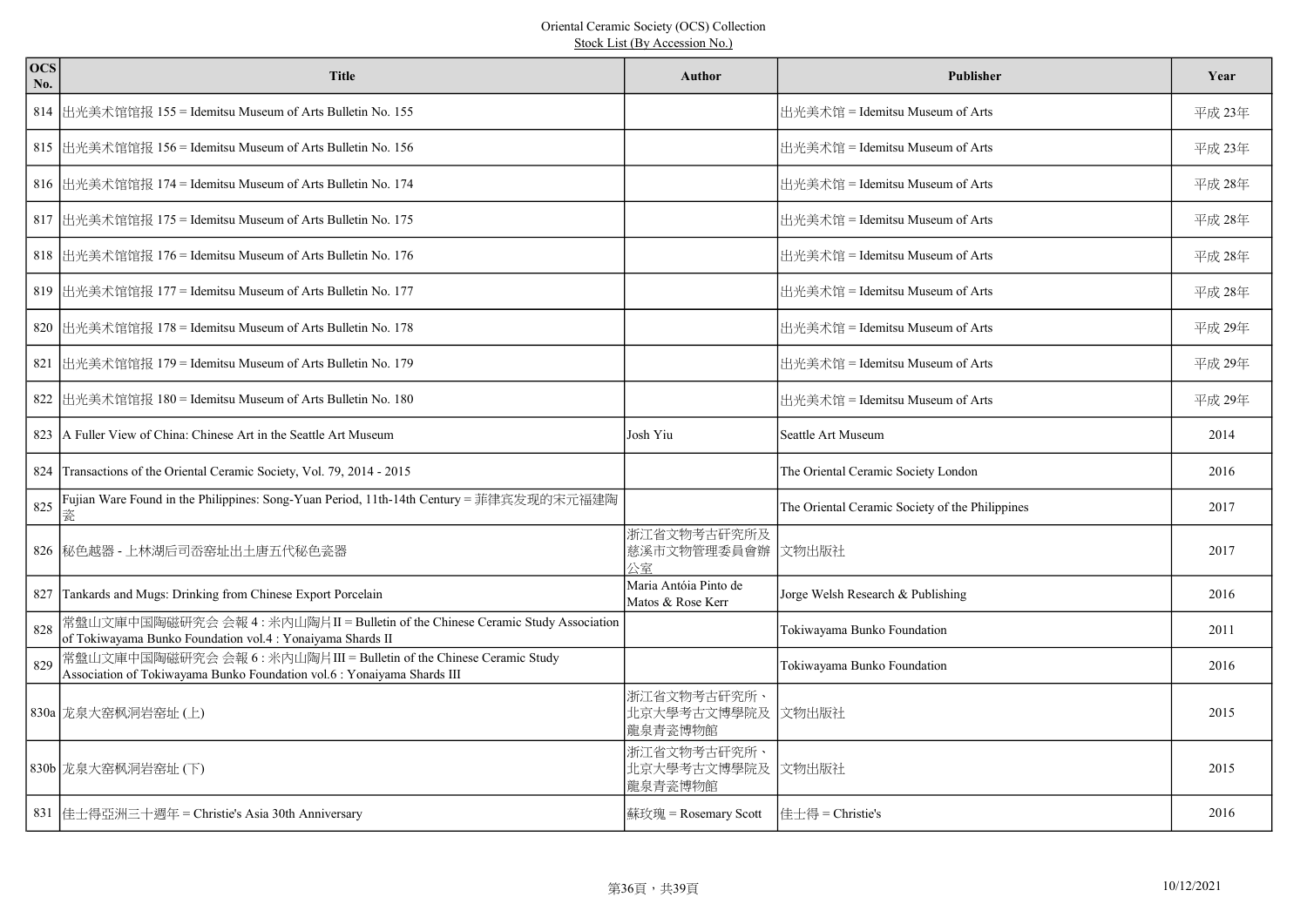Oriental Ceramic Society (OCS) Collection
Stock List (By Accession No.)

| OCS No. | Title | Author | Publisher | Year |
|---|---|---|---|---|
| 814 | 出光美术馆馆报 155 = Idemitsu Museum of Arts Bulletin No. 155 | | 出光美术馆 = Idemitsu Museum of Arts | 平成 23年 |
| 815 | 出光美术馆馆报 156 = Idemitsu Museum of Arts Bulletin No. 156 | | 出光美术馆 = Idemitsu Museum of Arts | 平成 23年 |
| 816 | 出光美术馆馆报 174 = Idemitsu Museum of Arts Bulletin No. 174 | | 出光美术馆 = Idemitsu Museum of Arts | 平成 28年 |
| 817 | 出光美术馆馆报 175 = Idemitsu Museum of Arts Bulletin No. 175 | | 出光美术馆 = Idemitsu Museum of Arts | 平成 28年 |
| 818 | 出光美术馆馆报 176 = Idemitsu Museum of Arts Bulletin No. 176 | | 出光美术馆 = Idemitsu Museum of Arts | 平成 28年 |
| 819 | 出光美术馆馆报 177 = Idemitsu Museum of Arts Bulletin No. 177 | | 出光美术馆 = Idemitsu Museum of Arts | 平成 28年 |
| 820 | 出光美术馆馆报 178 = Idemitsu Museum of Arts Bulletin No. 178 | | 出光美术馆 = Idemitsu Museum of Arts | 平成 29年 |
| 821 | 出光美术馆馆报 179 = Idemitsu Museum of Arts Bulletin No. 179 | | 出光美术馆 = Idemitsu Museum of Arts | 平成 29年 |
| 822 | 出光美术馆馆报 180 = Idemitsu Museum of Arts Bulletin No. 180 | | 出光美术馆 = Idemitsu Museum of Arts | 平成 29年 |
| 823 | A Fuller View of China: Chinese Art in the Seattle Art Museum | Josh Yiu | Seattle Art Museum | 2014 |
| 824 | Transactions of the Oriental Ceramic Society, Vol. 79, 2014 - 2015 | | The Oriental Ceramic Society London | 2016 |
| 825 | Fujian Ware Found in the Philippines: Song-Yuan Period, 11th-14th Century = 菲律宾发现的宋元福建陶瓷 | | The Oriental Ceramic Society of the Philippines | 2017 |
| 826 | 秘色越器 - 上林湖后司岙窑址出土唐五代秘色瓷器 | 浙江省文物考古研究所及慈溪市文物管理委員會辦公室 | 文物出版社 | 2017 |
| 827 | Tankards and Mugs: Drinking from Chinese Export Porcelain | Maria Antóia Pinto de Matos & Rose Kerr | Jorge Welsh Research & Publishing | 2016 |
| 828 | 常盤山文庫中国陶磁研究会 会報 4 : 米内山陶片 II = Bulletin of the Chinese Ceramic Study Association of Tokiwayama Bunko Foundation vol.4 : Yonaiyama Shards II | | Tokiwayama Bunko Foundation | 2011 |
| 829 | 常盤山文庫中国陶磁研究会 会報 6 : 米内山陶片 III = Bulletin of the Chinese Ceramic Study Association of Tokiwayama Bunko Foundation vol.6 : Yonaiyama Shards III | | Tokiwayama Bunko Foundation | 2016 |
| 830a | 龙泉大窑枫洞岩窑址 (上) | 浙江省文物考古研究所、北京大學考古文博學院及龍泉青瓷博物館 | 文物出版社 | 2015 |
| 830b | 龙泉大窑枫洞岩窑址 (下) | 浙江省文物考古研究所、北京大學考古文博學院及龍泉青瓷博物館 | 文物出版社 | 2015 |
| 831 | 佳士得亞洲三十週年 = Christie's Asia 30th Anniversary | 蘇玫瑰 = Rosemary Scott | 佳士得 = Christie's | 2016 |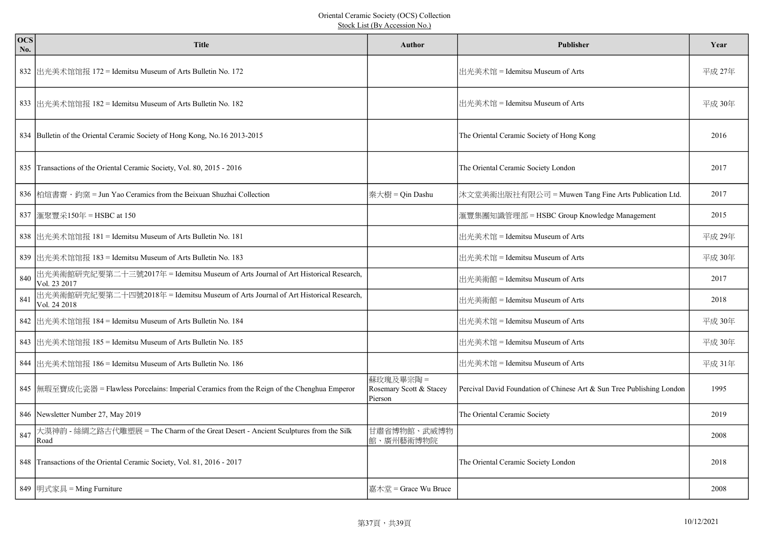Oriental Ceramic Society (OCS) Collection
Stock List (By Accession No.)

| OCS No. | Title | Author | Publisher | Year |
|---|---|---|---|---|
| 832 | 出光美术馆馆报 172 = Idemitsu Museum of Arts Bulletin No. 172 | | 出光美术馆 = Idemitsu Museum of Arts | 平成 27年 |
| 833 | 出光美术馆馆报 182 = Idemitsu Museum of Arts Bulletin No. 182 | | 出光美术馆 = Idemitsu Museum of Arts | 平成 30年 |
| 834 | Bulletin of the Oriental Ceramic Society of Hong Kong, No.16 2013-2015 | | The Oriental Ceramic Society of Hong Kong | 2016 |
| 835 | Transactions of the Oriental Ceramic Society, Vol. 80, 2015 - 2016 | | The Oriental Ceramic Society London | 2017 |
| 836 | 柏烜書齋・鈞窯 = Jun Yao Ceramics from the Beixuan Shuzhai Collection | 秦大樹 = Qin Dashu | 沐文堂美術出版社有限公司 = Muwen Tang Fine Arts Publication Ltd. | 2017 |
| 837 | 滙聚豐采150年 = HSBC at 150 | | 滙豐集團知識管理部 = HSBC Group Knowledge Management | 2015 |
| 838 | 出光美术馆馆报 181 = Idemitsu Museum of Arts Bulletin No. 181 | | 出光美术馆 = Idemitsu Museum of Arts | 平成 29年 |
| 839 | 出光美术馆馆报 183 = Idemitsu Museum of Arts Bulletin No. 183 | | 出光美术馆 = Idemitsu Museum of Arts | 平成 30年 |
| 840 | 出光美術館研究紀要第二十三號2017年 = Idemitsu Museum of Arts Journal of Art Historical Research, Vol. 23 2017 | | 出光美術館 = Idemitsu Museum of Arts | 2017 |
| 841 | 出光美術館研究紀要第二十四號2018年 = Idemitsu Museum of Arts Journal of Art Historical Research, Vol. 24 2018 | | 出光美術館 = Idemitsu Museum of Arts | 2018 |
| 842 | 出光美术馆馆报 184 = Idemitsu Museum of Arts Bulletin No. 184 | | 出光美术馆 = Idemitsu Museum of Arts | 平成 30年 |
| 843 | 出光美术馆馆报 185 = Idemitsu Museum of Arts Bulletin No. 185 | | 出光美术馆 = Idemitsu Museum of Arts | 平成 30年 |
| 844 | 出光美术馆馆报 186 = Idemitsu Museum of Arts Bulletin No. 186 | | 出光美术馆 = Idemitsu Museum of Arts | 平成 31年 |
| 845 | 無瑕至寶成化瓷器 = Flawless Porcelains: Imperial Ceramics from the Reign of the Chenghua Emperor | 蘇玫瑰及畢宗陶 = Rosemary Scott & Stacey Pierson | Percival David Foundation of Chinese Art & Sun Tree Publishing London | 1995 |
| 846 | Newsletter Number 27, May 2019 | | The Oriental Ceramic Society | 2019 |
| 847 | 大漠神韵 - 絲綢之路古代雕塑展 = The Charm of the Great Desert - Ancient Sculptures from the Silk Road | 甘肅省博物館、武威博物館、廣州藝術博物院 | | 2008 |
| 848 | Transactions of the Oriental Ceramic Society, Vol. 81, 2016 - 2017 | | The Oriental Ceramic Society London | 2018 |
| 849 | 明式家具 = Ming Furniture | 嘉木堂 = Grace Wu Bruce | | 2008 |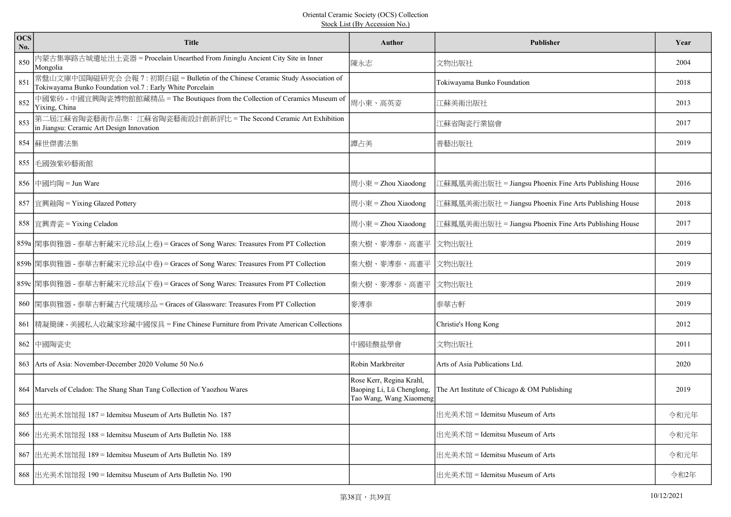Oriental Ceramic Society (OCS) Collection

Stock List (By Accession No.)

| OCS No. | Title | Author | Publisher | Year |
|---|---|---|---|---|
| 850 | 內蒙古集寧路古城遺址出土瓷器 = Procelain Unearthed From Jininglu Ancient City Site in Inner Mongolia | 陳永志 | 文物出版社 | 2004 |
| 851 | 常盤山文庫中国陶磁研究会 会報 7 : 初期白磁 = Bulletin of the Chinese Ceramic Study Association of Tokiwayama Bunko Foundation vol.7 : Early White Porcelain | | Tokiwayama Bunko Foundation | 2018 |
| 852 | 中國紫砂 - 中國宜興陶瓷博物館館藏精品 = The Boutiques from the Collection of Ceramics Museum of Yixing, China | 周小東、高英姿 | 江蘇美術出版社 | 2013 |
| 853 | 第二屆江蘇省陶瓷藝術作品集：江蘇省陶瓷藝術設計創新評比 = The Second Ceramic Art Exhibition in Jiangsu: Ceramic Art Design Innovation | | 江蘇省陶瓷行業協會 | 2017 |
| 854 | 蘇世傑書法集 | 譚占美 | 普藝出版社 | 2019 |
| 855 | 毛國強紫砂藝術館 | | | |
| 856 | 中國均陶 = Jun Ware | 周小東 = Zhou Xiaodong | 江蘇鳳凰美術出版社 = Jiangsu Phoenix Fine Arts Publishing House | 2016 |
| 857 | 宜興釉陶 = Yixing Glazed Pottery | 周小東 = Zhou Xiaodong | 江蘇鳳凰美術出版社 = Jiangsu Phoenix Fine Arts Publishing House | 2018 |
| 858 | 宜興青瓷 = Yixing Celadon | 周小東 = Zhou Xiaodong | 江蘇鳳凰美術出版社 = Jiangsu Phoenix Fine Arts Publishing House | 2017 |
| 859a | 閑事與雅器 - 泰華古軒藏宋元珍品(上卷) = Graces of Song Wares: Treasures From PT Collection | 秦大樹、麥溥泰、高憲平 | 文物出版社 | 2019 |
| 859b | 閑事與雅器 - 泰華古軒藏宋元珍品(中卷) = Graces of Song Wares: Treasures From PT Collection | 秦大樹、麥溥泰、高憲平 | 文物出版社 | 2019 |
| 859c | 閑事與雅器 - 泰華古軒藏宋元珍品(下卷) = Graces of Song Wares: Treasures From PT Collection | 秦大樹、麥溥泰、高憲平 | 文物出版社 | 2019 |
| 860 | 閑事與雅器 - 泰華古軒藏古代琉璃珍品 = Graces of Glassware: Treasures From PT Collection | 麥溥泰 | 泰華古軒 | 2019 |
| 861 | 精凝簡練 - 美國私人收藏家珍藏中國傢具 = Fine Chinese Furniture from Private American Collections | | Christie's Hong Kong | 2012 |
| 862 | 中國陶瓷史 | 中國硅酸盐學會 | 文物出版社 | 2011 |
| 863 | Arts of Asia: November-December 2020 Volume 50 No.6 | Robin Markbreiter | Arts of Asia Publications Ltd. | 2020 |
| 864 | Marvels of Celadon: The Shang Shan Tang Collection of Yaozhou Wares | Rose Kerr, Regina Krahl, Baoping Li, Lü Chenglong, Tao Wang, Wang Xiaomeng | The Art Institute of Chicago & OM Publishing | 2019 |
| 865 | 出光美术馆馆报 187 = Idemitsu Museum of Arts Bulletin No. 187 | | 出光美术馆 = Idemitsu Museum of Arts | 令和元年 |
| 866 | 出光美术馆馆报 188 = Idemitsu Museum of Arts Bulletin No. 188 | | 出光美术馆 = Idemitsu Museum of Arts | 令和元年 |
| 867 | 出光美术馆馆报 189 = Idemitsu Museum of Arts Bulletin No. 189 | | 出光美术馆 = Idemitsu Museum of Arts | 令和元年 |
| 868 | 出光美术馆馆报 190 = Idemitsu Museum of Arts Bulletin No. 190 | | 出光美术馆 = Idemitsu Museum of Arts | 令和2年 |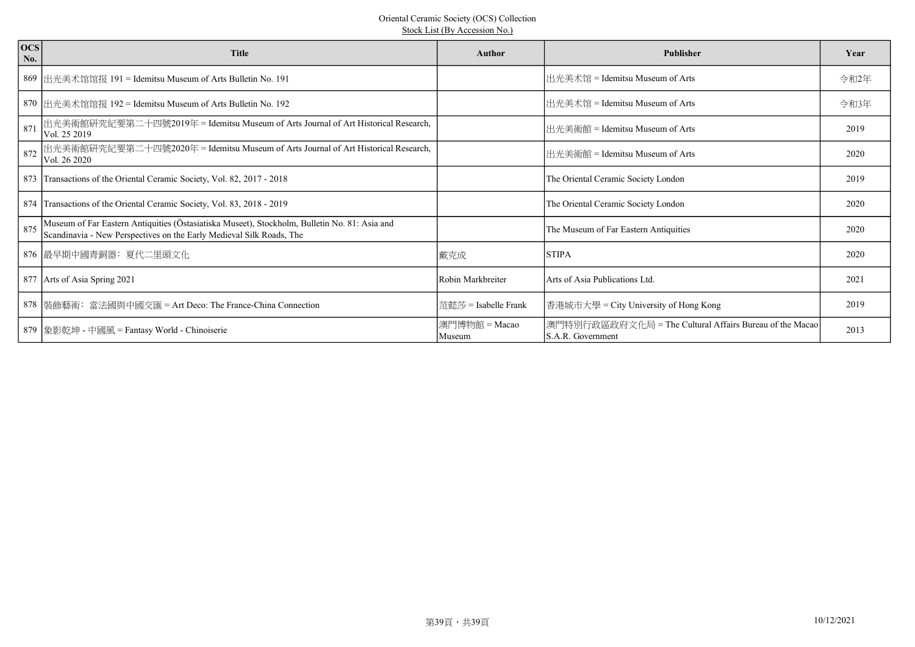Oriental Ceramic Society (OCS) Collection
Stock List (By Accession No.)

| OCS No. | Title | Author | Publisher | Year |
|---|---|---|---|---|
| 869 | 出光美术馆馆报 191 = Idemitsu Museum of Arts Bulletin No. 191 | | 出光美术馆 = Idemitsu Museum of Arts | 令和2年 |
| 870 | 出光美术馆馆报 192 = Idemitsu Museum of Arts Bulletin No. 192 | | 出光美术馆 = Idemitsu Museum of Arts | 令和3年 |
| 871 | 出光美術館研究紀要第二十四號2019年 = Idemitsu Museum of Arts Journal of Art Historical Research, Vol. 25 2019 | | 出光美術館 = Idemitsu Museum of Arts | 2019 |
| 872 | 出光美術館研究紀要第二十四號2020年 = Idemitsu Museum of Arts Journal of Art Historical Research, Vol. 26 2020 | | 出光美術館 = Idemitsu Museum of Arts | 2020 |
| 873 | Transactions of the Oriental Ceramic Society, Vol. 82, 2017 - 2018 | | The Oriental Ceramic Society London | 2019 |
| 874 | Transactions of the Oriental Ceramic Society, Vol. 83, 2018 - 2019 | | The Oriental Ceramic Society London | 2020 |
| 875 | Museum of Far Eastern Antiquities (Östasiatiska Museet), Stockholm, Bulletin No. 81: Asia and Scandinavia - New Perspectives on the Early Medieval Silk Roads, The | | The Museum of Far Eastern Antiquities | 2020 |
| 876 | 最早期中國青銅器：夏代二里頭文化 | 戴克成 | STIPA | 2020 |
| 877 | Arts of Asia Spring 2021 | Robin Markbreiter | Arts of Asia Publications Ltd. | 2021 |
| 878 | 裝飾藝術：當法國與中國交匯 = Art Deco: The France-China Connection | 范懿莎 = Isabelle Frank | 香港城市大學 = City University of Hong Kong | 2019 |
| 879 | 象影乾坤 - 中國風 = Fantasy World - Chinoiserie | 澳門博物館 = Macao Museum | 澳門特別行政區政府文化局 = The Cultural Affairs Bureau of the Macao S.A.R. Government | 2013 |

10/12/2021